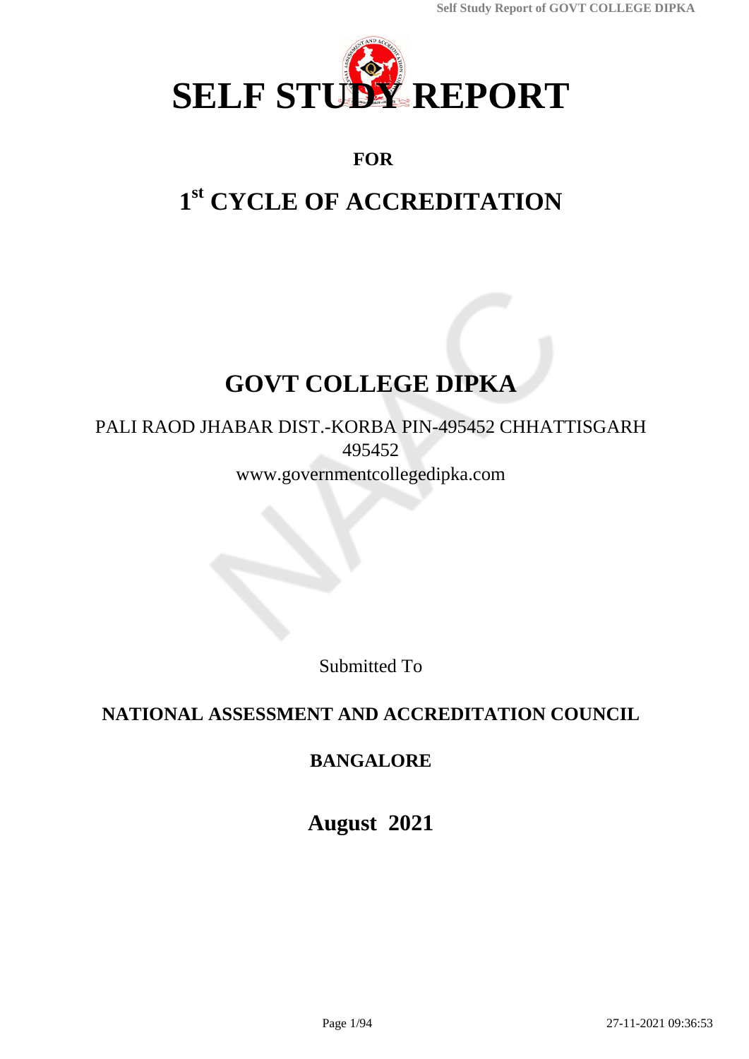# SELF STUDY REPORT

**FOR**

## 1st CYCLE OF ACCREDITATION

# GOVT COLLEGE DIPKA

PALI RAOD JHABAR DIST.-KORBA PIN-495452 CHHATTISGARH
495452
www.governmentcollegedipka.com

Submitted To

**NATIONAL ASSESSMENT AND ACCREDITATION COUNCIL**

**BANGALORE**

**August 2021**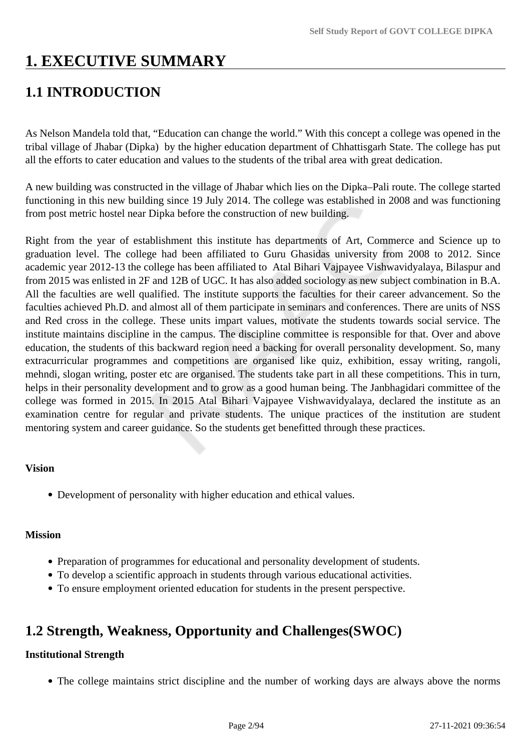# 1. EXECUTIVE SUMMARY

## 1.1 INTRODUCTION

As Nelson Mandela told that, "Education can change the world." With this concept a college was opened in the tribal village of Jhabar (Dipka) by the higher education department of Chhattisgarh State. The college has put all the efforts to cater education and values to the students of the tribal area with great dedication.

A new building was constructed in the village of Jhabar which lies on the Dipka–Pali route. The college started functioning in this new building since 19 July 2014. The college was established in 2008 and was functioning from post metric hostel near Dipka before the construction of new building.

Right from the year of establishment this institute has departments of Art, Commerce and Science up to graduation level. The college had been affiliated to Guru Ghasidas university from 2008 to 2012. Since academic year 2012-13 the college has been affiliated to Atal Bihari Vajpayee Vishwavidyalaya, Bilaspur and from 2015 was enlisted in 2F and 12B of UGC. It has also added sociology as new subject combination in B.A. All the faculties are well qualified. The institute supports the faculties for their career advancement. So the faculties achieved Ph.D. and almost all of them participate in seminars and conferences. There are units of NSS and Red cross in the college. These units impart values, motivate the students towards social service. The institute maintains discipline in the campus. The discipline committee is responsible for that. Over and above education, the students of this backward region need a backing for overall personality development. So, many extracurricular programmes and competitions are organised like quiz, exhibition, essay writing, rangoli, mehndi, slogan writing, poster etc are organised. The students take part in all these competitions. This in turn, helps in their personality development and to grow as a good human being. The Janbhagidari committee of the college was formed in 2015. In 2015 Atal Bihari Vajpayee Vishwavidyalaya, declared the institute as an examination centre for regular and private students. The unique practices of the institution are student mentoring system and career guidance. So the students get benefitted through these practices.

**Vision**

- Development of personality with higher education and ethical values.

**Mission**

- Preparation of programmes for educational and personality development of students.
- To develop a scientific approach in students through various educational activities.
- To ensure employment oriented education for students in the present perspective.

## 1.2 Strength, Weakness, Opportunity and Challenges(SWOC)

**Institutional Strength**

- The college maintains strict discipline and the number of working days are always above the norms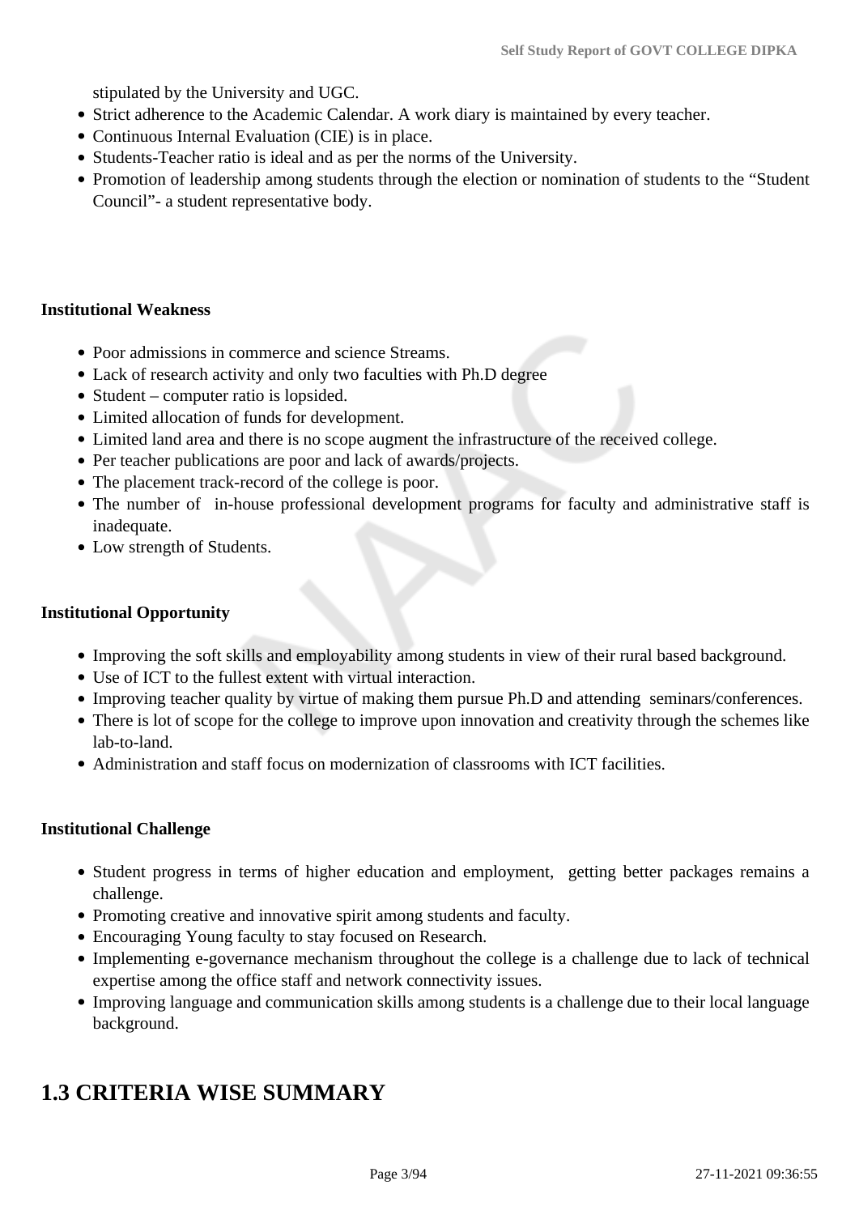stipulated by the University and UGC.

- Strict adherence to the Academic Calendar. A work diary is maintained by every teacher.
- Continuous Internal Evaluation (CIE) is in place.
- Students-Teacher ratio is ideal and as per the norms of the University.
- Promotion of leadership among students through the election or nomination of students to the "Student Council"- a student representative body.

**Institutional Weakness**

- Poor admissions in commerce and science Streams.
- Lack of research activity and only two faculties with Ph.D degree
- Student – computer ratio is lopsided.
- Limited allocation of funds for development.
- Limited land area and there is no scope augment the infrastructure of the received college.
- Per teacher publications are poor and lack of awards/projects.
- The placement track-record of the college is poor.
- The number of in-house professional development programs for faculty and administrative staff is inadequate.
- Low strength of Students.

**Institutional Opportunity**

- Improving the soft skills and employability among students in view of their rural based background.
- Use of ICT to the fullest extent with virtual interaction.
- Improving teacher quality by virtue of making them pursue Ph.D and attending seminars/conferences.
- There is lot of scope for the college to improve upon innovation and creativity through the schemes like lab-to-land.
- Administration and staff focus on modernization of classrooms with ICT facilities.

**Institutional Challenge**

- Student progress in terms of higher education and employment, getting better packages remains a challenge.
- Promoting creative and innovative spirit among students and faculty.
- Encouraging Young faculty to stay focused on Research.
- Implementing e-governance mechanism throughout the college is a challenge due to lack of technical expertise among the office staff and network connectivity issues.
- Improving language and communication skills among students is a challenge due to their local language background.

# 1.3 CRITERIA WISE SUMMARY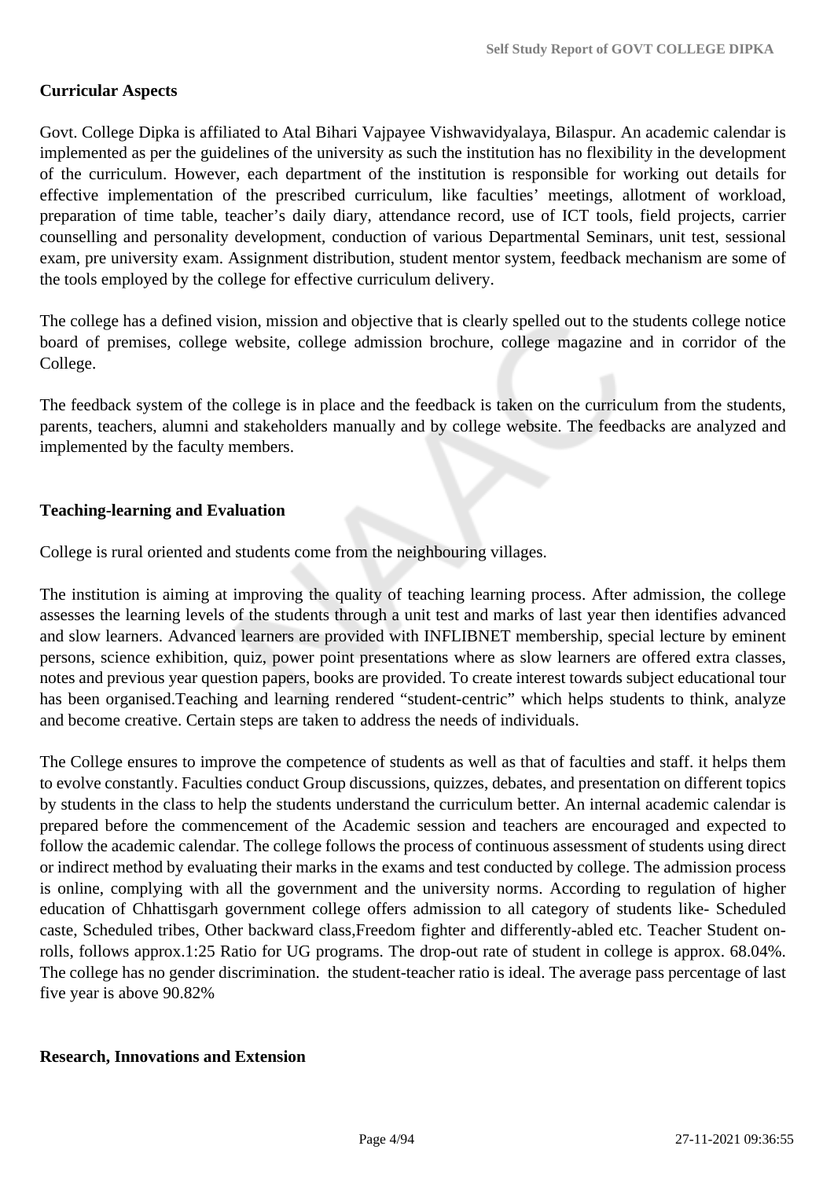**Curricular Aspects**

Govt. College Dipka is affiliated to Atal Bihari Vajpayee Vishwavidyalaya, Bilaspur. An academic calendar is implemented as per the guidelines of the university as such the institution has no flexibility in the development of the curriculum. However, each department of the institution is responsible for working out details for effective implementation of the prescribed curriculum, like faculties' meetings, allotment of workload, preparation of time table, teacher's daily diary, attendance record, use of ICT tools, field projects, carrier counselling and personality development, conduction of various Departmental Seminars, unit test, sessional exam, pre university exam. Assignment distribution, student mentor system, feedback mechanism are some of the tools employed by the college for effective curriculum delivery.

The college has a defined vision, mission and objective that is clearly spelled out to the students college notice board of premises, college website, college admission brochure, college magazine and in corridor of the College.

The feedback system of the college is in place and the feedback is taken on the curriculum from the students, parents, teachers, alumni and stakeholders manually and by college website. The feedbacks are analyzed and implemented by the faculty members.

**Teaching-learning and Evaluation**

College is rural oriented and students come from the neighbouring villages.

The institution is aiming at improving the quality of teaching learning process. After admission, the college assesses the learning levels of the students through a unit test and marks of last year then identifies advanced and slow learners. Advanced learners are provided with INFLIBNET membership, special lecture by eminent persons, science exhibition, quiz, power point presentations where as slow learners are offered extra classes, notes and previous year question papers, books are provided. To create interest towards subject educational tour has been organised.Teaching and learning rendered "student-centric" which helps students to think, analyze and become creative. Certain steps are taken to address the needs of individuals.

The College ensures to improve the competence of students as well as that of faculties and staff. it helps them to evolve constantly. Faculties conduct Group discussions, quizzes, debates, and presentation on different topics by students in the class to help the students understand the curriculum better. An internal academic calendar is prepared before the commencement of the Academic session and teachers are encouraged and expected to follow the academic calendar. The college follows the process of continuous assessment of students using direct or indirect method by evaluating their marks in the exams and test conducted by college. The admission process is online, complying with all the government and the university norms. According to regulation of higher education of Chhattisgarh government college offers admission to all category of students like- Scheduled caste, Scheduled tribes, Other backward class,Freedom fighter and differently-abled etc. Teacher Student on-rolls, follows approx.1:25 Ratio for UG programs. The drop-out rate of student in college is approx. 68.04%. The college has no gender discrimination. the student-teacher ratio is ideal. The average pass percentage of last five year is above 90.82%

**Research, Innovations and Extension**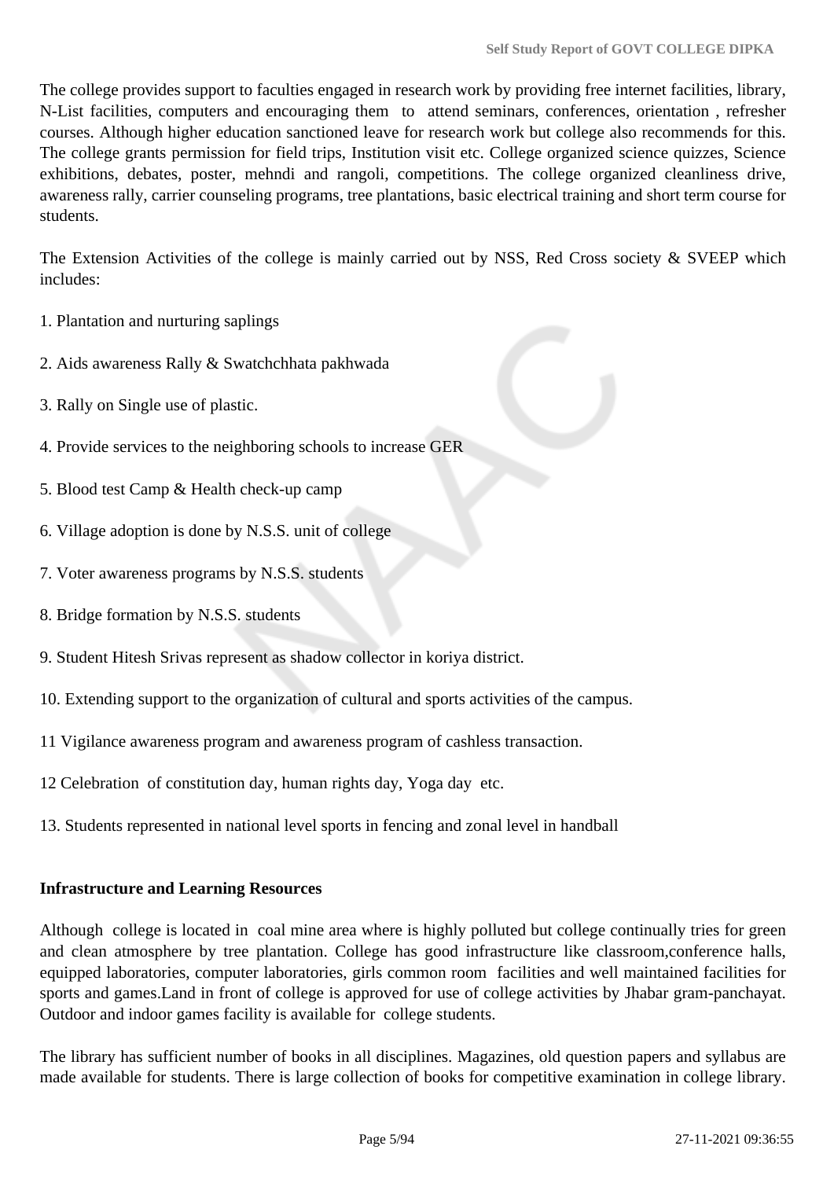The college provides support to faculties engaged in research work by providing free internet facilities, library, N-List facilities, computers and encouraging them to attend seminars, conferences, orientation , refresher courses. Although higher education sanctioned leave for research work but college also recommends for this. The college grants permission for field trips, Institution visit etc. College organized science quizzes, Science exhibitions, debates, poster, mehndi and rangoli, competitions. The college organized cleanliness drive, awareness rally, carrier counseling programs, tree plantations, basic electrical training and short term course for students.

The Extension Activities of the college is mainly carried out by NSS, Red Cross society & SVEEP which includes:

1. Plantation and nurturing saplings

2. Aids awareness Rally & Swatchchhata pakhwada

3. Rally on Single use of plastic.

4. Provide services to the neighboring schools to increase GER

5. Blood test Camp & Health check-up camp

6. Village adoption is done by N.S.S. unit of college

7. Voter awareness programs by N.S.S. students

8. Bridge formation by N.S.S. students

9. Student Hitesh Srivas represent as shadow collector in koriya district.

10. Extending support to the organization of cultural and sports activities of the campus.

11 Vigilance awareness program and awareness program of cashless transaction.

12 Celebration of constitution day, human rights day, Yoga day etc.

13. Students represented in national level sports in fencing and zonal level in handball

**Infrastructure and Learning Resources**

Although college is located in coal mine area where is highly polluted but college continually tries for green and clean atmosphere by tree plantation. College has good infrastructure like classroom,conference halls, equipped laboratories, computer laboratories, girls common room facilities and well maintained facilities for sports and games.Land in front of college is approved for use of college activities by Jhabar gram-panchayat. Outdoor and indoor games facility is available for college students.

The library has sufficient number of books in all disciplines. Magazines, old question papers and syllabus are made available for students. There is large collection of books for competitive examination in college library.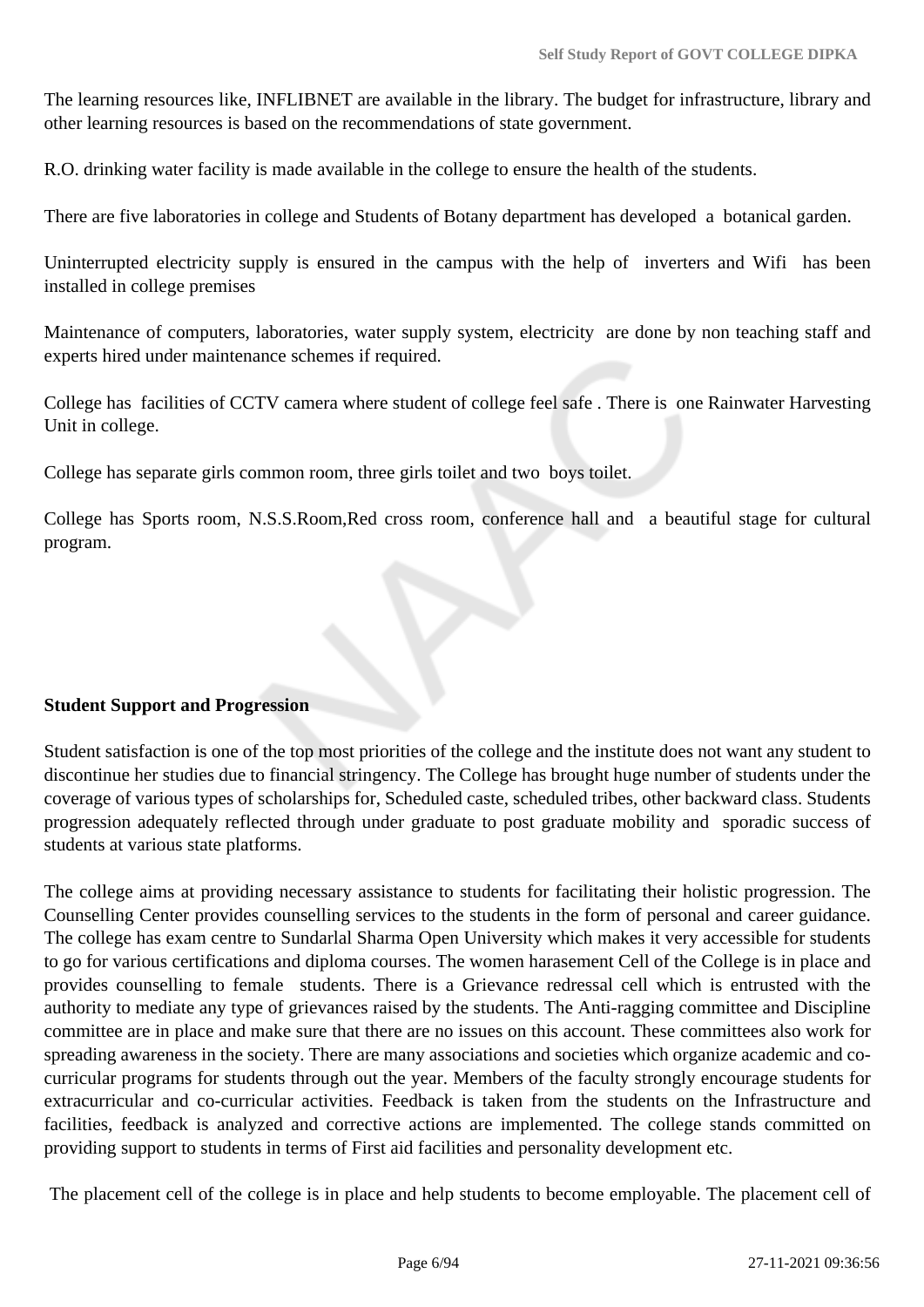The learning resources like, INFLIBNET are available in the library. The budget for infrastructure, library and other learning resources is based on the recommendations of state government.

R.O. drinking water facility is made available in the college to ensure the health of the students.

There are five laboratories in college and Students of Botany department has developed a botanical garden.

Uninterrupted electricity supply is ensured in the campus with the help of inverters and Wifi has been installed in college premises

Maintenance of computers, laboratories, water supply system, electricity are done by non teaching staff and experts hired under maintenance schemes if required.

College has facilities of CCTV camera where student of college feel safe . There is one Rainwater Harvesting Unit in college.

College has separate girls common room, three girls toilet and two boys toilet.

College has Sports room, N.S.S.Room,Red cross room, conference hall and a beautiful stage for cultural program.

**Student Support and Progression**

Student satisfaction is one of the top most priorities of the college and the institute does not want any student to discontinue her studies due to financial stringency. The College has brought huge number of students under the coverage of various types of scholarships for, Scheduled caste, scheduled tribes, other backward class. Students progression adequately reflected through under graduate to post graduate mobility and sporadic success of students at various state platforms.

The college aims at providing necessary assistance to students for facilitating their holistic progression. The Counselling Center provides counselling services to the students in the form of personal and career guidance. The college has exam centre to Sundarlal Sharma Open University which makes it very accessible for students to go for various certifications and diploma courses. The women harasement Cell of the College is in place and provides counselling to female students. There is a Grievance redressal cell which is entrusted with the authority to mediate any type of grievances raised by the students. The Anti-ragging committee and Discipline committee are in place and make sure that there are no issues on this account. These committees also work for spreading awareness in the society. There are many associations and societies which organize academic and co-curricular programs for students through out the year. Members of the faculty strongly encourage students for extracurricular and co-curricular activities. Feedback is taken from the students on the Infrastructure and facilities, feedback is analyzed and corrective actions are implemented. The college stands committed on providing support to students in terms of First aid facilities and personality development etc.

The placement cell of the college is in place and help students to become employable. The placement cell of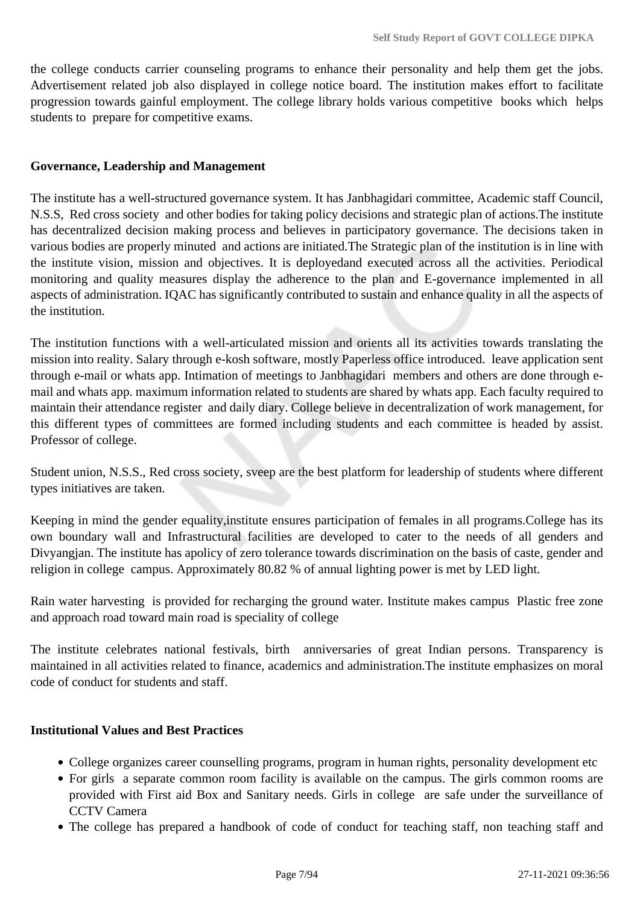the college conducts carrier counseling programs to enhance their personality and help them get the jobs. Advertisement related job also displayed in college notice board. The institution makes effort to facilitate progression towards gainful employment. The college library holds various competitive books which helps students to prepare for competitive exams.

**Governance, Leadership and Management**

The institute has a well-structured governance system. It has Janbhagidari committee, Academic staff Council, N.S.S, Red cross society and other bodies for taking policy decisions and strategic plan of actions.The institute has decentralized decision making process and believes in participatory governance. The decisions taken in various bodies are properly minuted and actions are initiated.The Strategic plan of the institution is in line with the institute vision, mission and objectives. It is deployedand executed across all the activities. Periodical monitoring and quality measures display the adherence to the plan and E-governance implemented in all aspects of administration. IQAC has significantly contributed to sustain and enhance quality in all the aspects of the institution.

The institution functions with a well-articulated mission and orients all its activities towards translating the mission into reality. Salary through e-kosh software, mostly Paperless office introduced. leave application sent through e-mail or whats app. Intimation of meetings to Janbhagidari members and others are done through e-mail and whats app. maximum information related to students are shared by whats app. Each faculty required to maintain their attendance register and daily diary. College believe in decentralization of work management, for this different types of committees are formed including students and each committee is headed by assist. Professor of college.

Student union, N.S.S., Red cross society, sveep are the best platform for leadership of students where different types initiatives are taken.

Keeping in mind the gender equality,institute ensures participation of females in all programs.College has its own boundary wall and Infrastructural facilities are developed to cater to the needs of all genders and Divyangjan. The institute has apolicy of zero tolerance towards discrimination on the basis of caste, gender and religion in college campus. Approximately 80.82 % of annual lighting power is met by LED light.

Rain water harvesting is provided for recharging the ground water. Institute makes campus Plastic free zone and approach road toward main road is speciality of college

The institute celebrates national festivals, birth anniversaries of great Indian persons. Transparency is maintained in all activities related to finance, academics and administration.The institute emphasizes on moral code of conduct for students and staff.

**Institutional Values and Best Practices**

- College organizes career counselling programs, program in human rights, personality development etc
- For girls a separate common room facility is available on the campus. The girls common rooms are provided with First aid Box and Sanitary needs. Girls in college are safe under the surveillance of CCTV Camera
- The college has prepared a handbook of code of conduct for teaching staff, non teaching staff and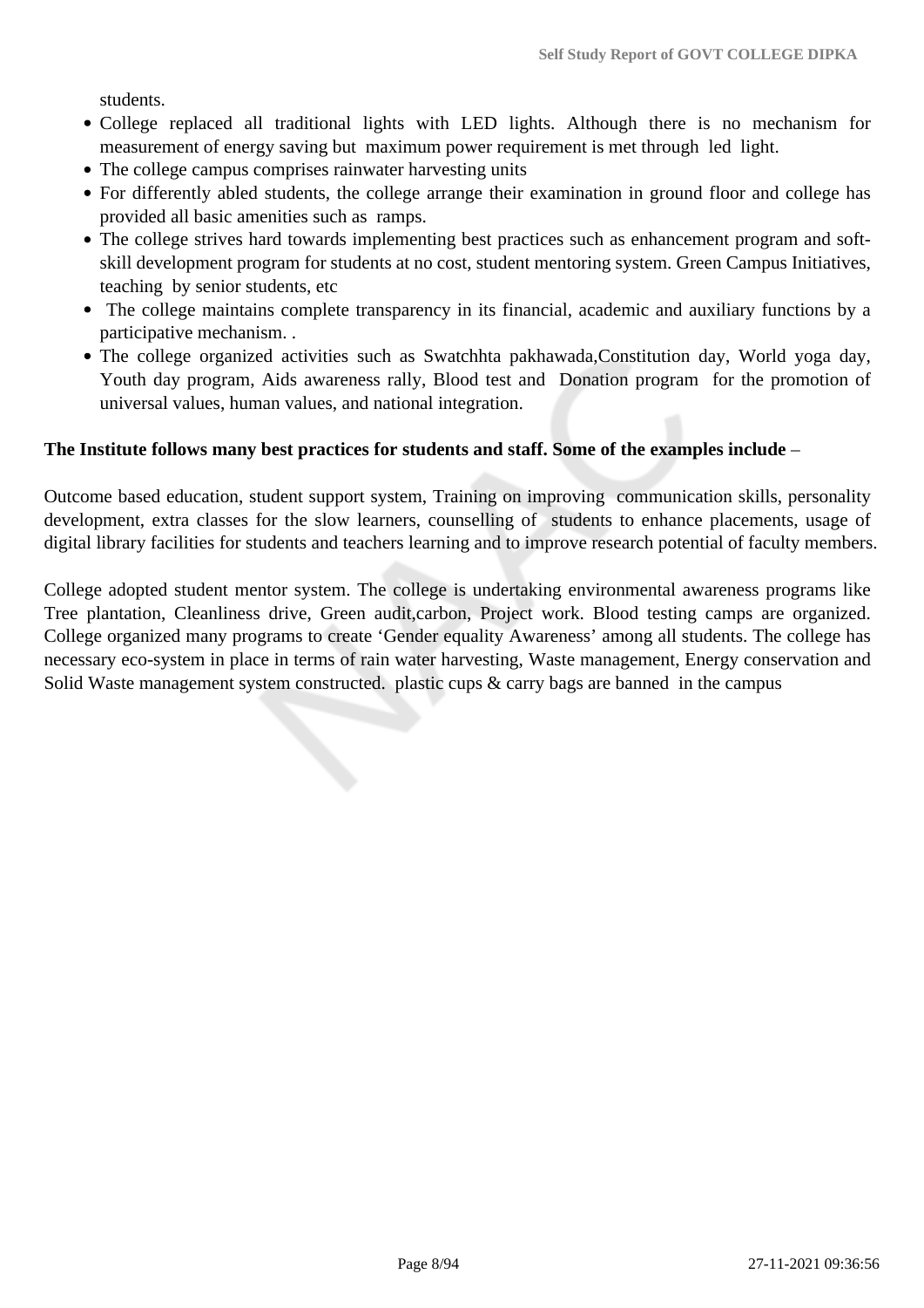students.

- College replaced all traditional lights with LED lights. Although there is no mechanism for measurement of energy saving but maximum power requirement is met through led light.
- The college campus comprises rainwater harvesting units
- For differently abled students, the college arrange their examination in ground floor and college has provided all basic amenities such as ramps.
- The college strives hard towards implementing best practices such as enhancement program and soft-skill development program for students at no cost, student mentoring system. Green Campus Initiatives, teaching by senior students, etc
- The college maintains complete transparency in its financial, academic and auxiliary functions by a participative mechanism. .
- The college organized activities such as Swatchhta pakhawada,Constitution day, World yoga day, Youth day program, Aids awareness rally, Blood test and Donation program for the promotion of universal values, human values, and national integration.

**The Institute follows many best practices for students and staff. Some of the examples include –**

Outcome based education, student support system, Training on improving communication skills, personality development, extra classes for the slow learners, counselling of students to enhance placements, usage of digital library facilities for students and teachers learning and to improve research potential of faculty members.

College adopted student mentor system. The college is undertaking environmental awareness programs like Tree plantation, Cleanliness drive, Green audit,carbon, Project work. Blood testing camps are organized. College organized many programs to create 'Gender equality Awareness' among all students. The college has necessary eco-system in place in terms of rain water harvesting, Waste management, Energy conservation and Solid Waste management system constructed. plastic cups & carry bags are banned in the campus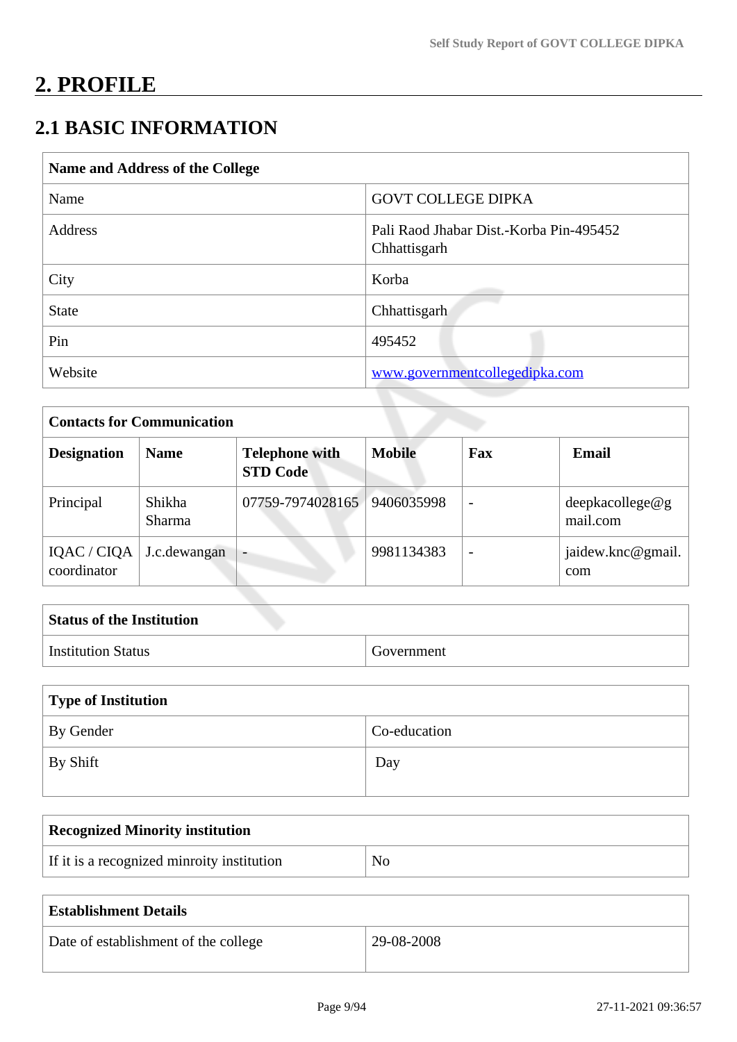# 2. PROFILE

## 2.1 BASIC INFORMATION

| Name and Address of the College | |
|---|---|
| Name | GOVT COLLEGE DIPKA |
| Address | Pali Raod Jhabar Dist.-Korba Pin-495452 Chhattisgarh |
| City | Korba |
| State | Chhattisgarh |
| Pin | 495452 |
| Website | www.governmentcollegedipka.com |

| Contacts for Communication | | | | | |
|---|---|---|---|---|---|
| **Designation** | **Name** | **Telephone with STD Code** | **Mobile** | **Fax** | **Email** |
| Principal | Shikha Sharma | 07759-7974028165 | 9406035998 | - | deepkacollege@gmail.com |
| IQAC / CIQA coordinator | J.c.dewangan | - | 9981134383 | - | jaidew.knc@gmail.com |

| Status of the Institution | |
|---|---|
| Institution Status | Government |

| Type of Institution | |
|---|---|
| By Gender | Co-education |
| By Shift | Day |

| Recognized Minority institution | |
|---|---|
| If it is a recognized minroity institution | No |

| Establishment Details | |
|---|---|
| Date of establishment of the college | 29-08-2008 |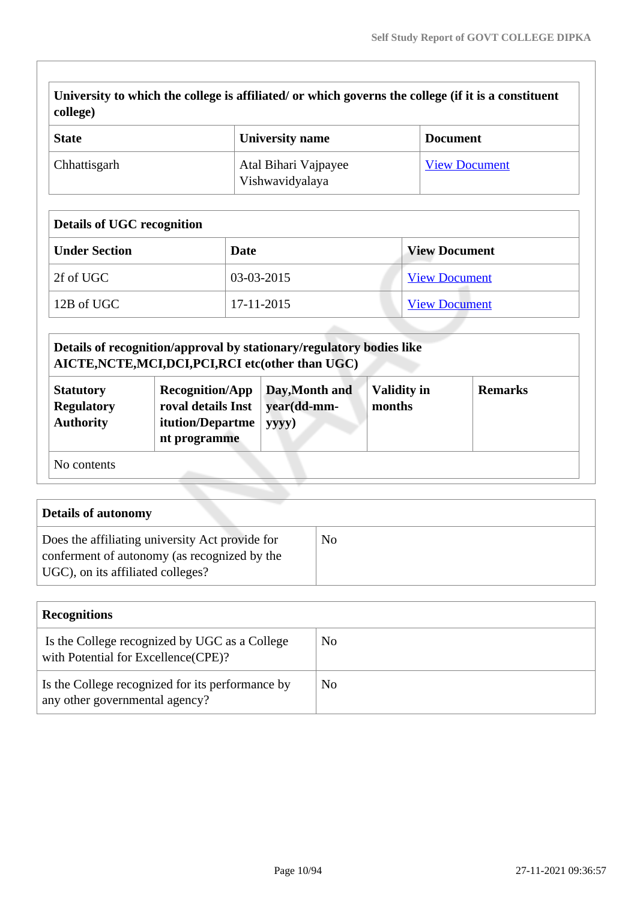| University to which the college is affiliated/ or which governs the college (if it is a constituent college) | | |
|---|---|---|
| **State** | **University name** | **Document** |
| Chhattisgarh | Atal Bihari Vajpayee Vishwavidyalaya | View Document |

| Details of UGC recognition | | |
|---|---|---|
| **Under Section** | **Date** | **View Document** |
| 2f of UGC | 03-03-2015 | View Document |
| 12B of UGC | 17-11-2015 | View Document |

| Details of recognition/approval by stationary/regulatory bodies like AICTE,NCTE,MCI,DCI,PCI,RCI etc(other than UGC) | | | | |
|---|---|---|---|---|
| **Statutory Regulatory Authority** | **Recognition/Approval details Institution/Department programme** | **Day,Month and year(dd-mm-yyyy)** | **Validity in months** | **Remarks** |
| No contents | | | | |

| Details of autonomy | |
|---|---|
| Does the affiliating university Act provide for conferment of autonomy (as recognized by the UGC), on its affiliated colleges? | No |

| Recognitions | |
|---|---|
| Is the College recognized by UGC as a College with Potential for Excellence(CPE)? | No |
| Is the College recognized for its performance by any other governmental agency? | No |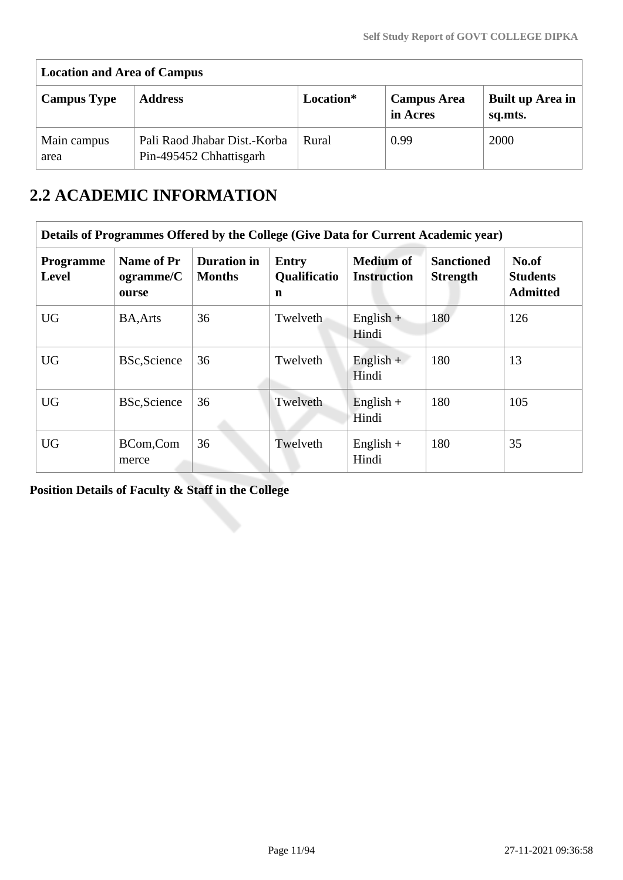| Location and Area of Campus | | | | |
|---|---|---|---|---|
| **Campus Type** | **Address** | **Location*** | **Campus Area in Acres** | **Built up Area in sq.mts.** |
| Main campus area | Pali Raod Jhabar Dist.-Korba Pin-495452 Chhattisgarh | Rural | 0.99 | 2000 |

## 2.2 ACADEMIC INFORMATION

| Details of Programmes Offered by the College (Give Data for Current Academic year) | | | | | | |
|---|---|---|---|---|---|---|
| **Programme Level** | **Name of Programme/Course** | **Duration in Months** | **Entry Qualification** | **Medium of Instruction** | **Sanctioned Strength** | **No.of Students Admitted** |
| UG | BA,Arts | 36 | Twelveth | English + Hindi | 180 | 126 |
| UG | BSc,Science | 36 | Twelveth | English + Hindi | 180 | 13 |
| UG | BSc,Science | 36 | Twelveth | English + Hindi | 180 | 105 |
| UG | BCom,Commerce | 36 | Twelveth | English + Hindi | 180 | 35 |

**Position Details of Faculty & Staff in the College**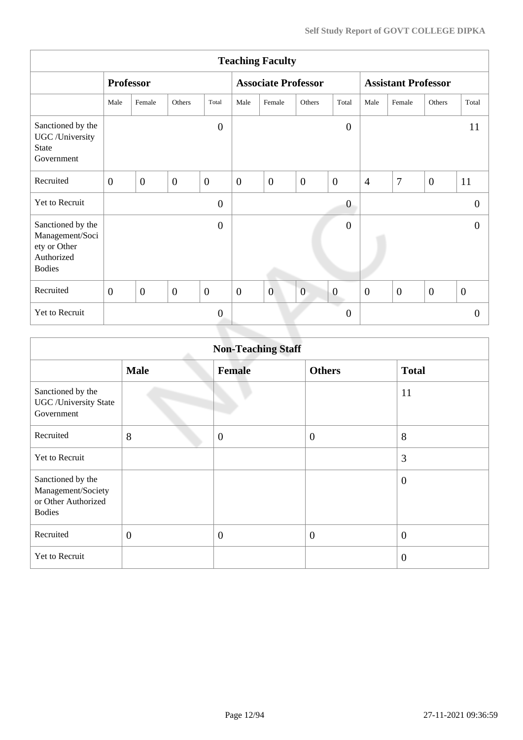| Teaching Faculty | | | | | | | | | | | | |
|---|---|---|---|---|---|---|---|---|---|---|---|---|
| | Professor | | | | Associate Professor | | | | Assistant Professor | | | |
| | Male | Female | Others | Total | Male | Female | Others | Total | Male | Female | Others | Total |
| Sanctioned by the UGC /University State Government | | | | 0 | | | | 0 | | | | 11 |
| Recruited | 0 | 0 | 0 | 0 | 0 | 0 | 0 | 0 | 4 | 7 | 0 | 11 |
| Yet to Recruit | | | | 0 | | | | 0 | | | | 0 |
| Sanctioned by the Management/Society or Other Authorized Bodies | | | | 0 | | | | 0 | | | | 0 |
| Recruited | 0 | 0 | 0 | 0 | 0 | 0 | 0 | 0 | 0 | 0 | 0 | 0 |
| Yet to Recruit | | | | 0 | | | | 0 | | | | 0 |

| Non-Teaching Staff | | | | |
|---|---|---|---|---|
| | Male | Female | Others | Total |
| Sanctioned by the UGC /University State Government | | | | 11 |
| Recruited | 8 | 0 | 0 | 8 |
| Yet to Recruit | | | | 3 |
| Sanctioned by the Management/Society or Other Authorized Bodies | | | | 0 |
| Recruited | 0 | 0 | 0 | 0 |
| Yet to Recruit | | | | 0 |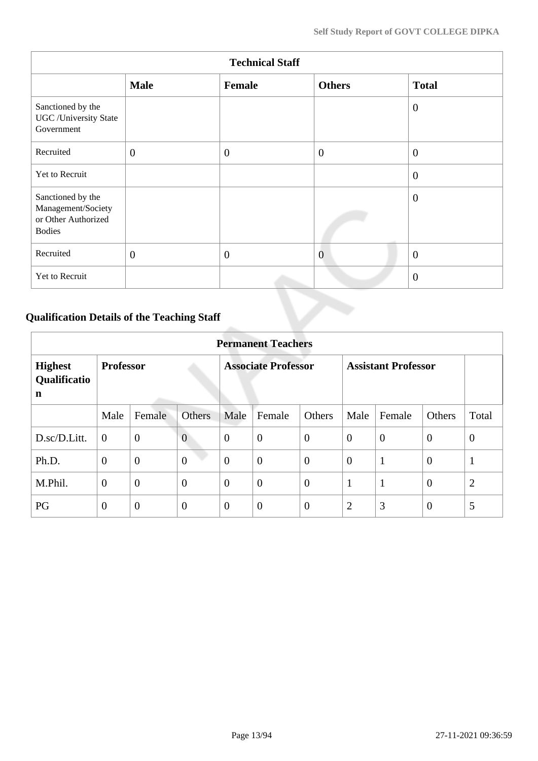| Technical Staff | | | | |
|---|---|---|---|---|
| | **Male** | **Female** | **Others** | **Total** |
| Sanctioned by the UGC /University State Government | | | | 0 |
| Recruited | 0 | 0 | 0 | 0 |
| Yet to Recruit | | | | 0 |
| Sanctioned by the Management/Society or Other Authorized Bodies | | | | 0 |
| Recruited | 0 | 0 | 0 | 0 |
| Yet to Recruit | | | | 0 |

## Qualification Details of the Teaching Staff

| Permanent Teachers | | | | | | | | | | |
|---|---|---|---|---|---|---|---|---|---|---|
| **Highest Qualification** | **Professor** | | | **Associate Professor** | | | **Assistant Professor** | | | |
| | Male | Female | Others | Male | Female | Others | Male | Female | Others | Total |
| D.sc/D.Litt. | 0 | 0 | 0 | 0 | 0 | 0 | 0 | 0 | 0 | 0 |
| Ph.D. | 0 | 0 | 0 | 0 | 0 | 0 | 0 | 1 | 0 | 1 |
| M.Phil. | 0 | 0 | 0 | 0 | 0 | 0 | 1 | 1 | 0 | 2 |
| PG | 0 | 0 | 0 | 0 | 0 | 0 | 2 | 3 | 0 | 5 |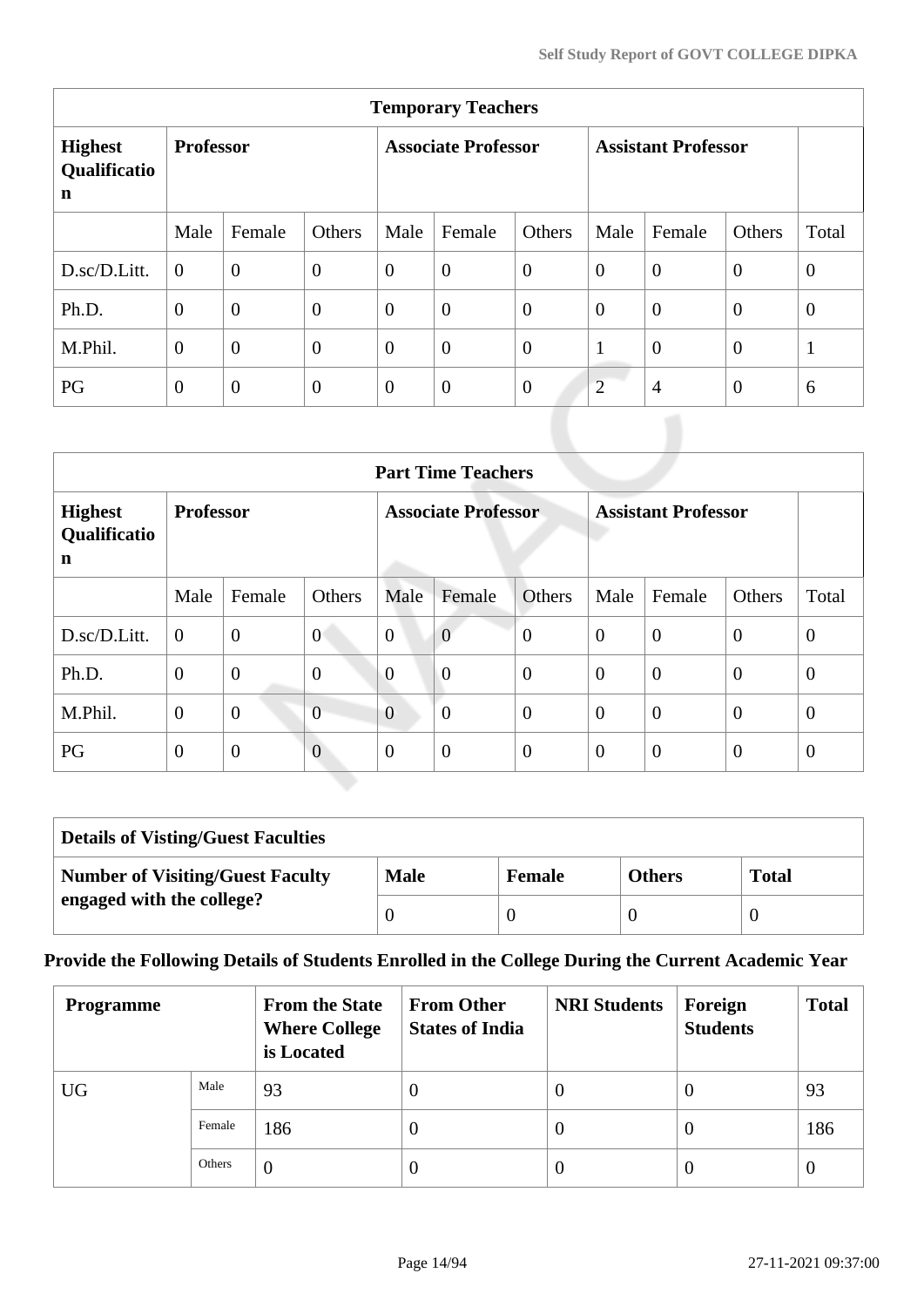| Temporary Teachers | | | | | | | | | | |
|---|---|---|---|---|---|---|---|---|---|---|
| **Highest Qualification** | **Professor** | | | **Associate Professor** | | | **Assistant Professor** | | | |
| | Male | Female | Others | Male | Female | Others | Male | Female | Others | Total |
| D.sc/D.Litt. | 0 | 0 | 0 | 0 | 0 | 0 | 0 | 0 | 0 | 0 |
| Ph.D. | 0 | 0 | 0 | 0 | 0 | 0 | 0 | 0 | 0 | 0 |
| M.Phil. | 0 | 0 | 0 | 0 | 0 | 0 | 1 | 0 | 0 | 1 |
| PG | 0 | 0 | 0 | 0 | 0 | 0 | 2 | 4 | 0 | 6 |

| Part Time Teachers | | | | | | | | | | |
|---|---|---|---|---|---|---|---|---|---|---|
| **Highest Qualification** | **Professor** | | | **Associate Professor** | | | **Assistant Professor** | | | |
| | Male | Female | Others | Male | Female | Others | Male | Female | Others | Total |
| D.sc/D.Litt. | 0 | 0 | 0 | 0 | 0 | 0 | 0 | 0 | 0 | 0 |
| Ph.D. | 0 | 0 | 0 | 0 | 0 | 0 | 0 | 0 | 0 | 0 |
| M.Phil. | 0 | 0 | 0 | 0 | 0 | 0 | 0 | 0 | 0 | 0 |
| PG | 0 | 0 | 0 | 0 | 0 | 0 | 0 | 0 | 0 | 0 |

| Details of Visting/Guest Faculties | | | | |
|---|---|---|---|---|
| **Number of Visiting/Guest Faculty engaged with the college?** | **Male** | **Female** | **Others** | **Total** |
| | 0 | 0 | 0 | 0 |

**Provide the Following Details of Students Enrolled in the College During the Current Academic Year**

| Programme | | From the State Where College is Located | From Other States of India | NRI Students | Foreign Students | Total |
|---|---|---|---|---|---|---|
| UG | Male | 93 | 0 | 0 | 0 | 93 |
| | Female | 186 | 0 | 0 | 0 | 186 |
| | Others | 0 | 0 | 0 | 0 | 0 |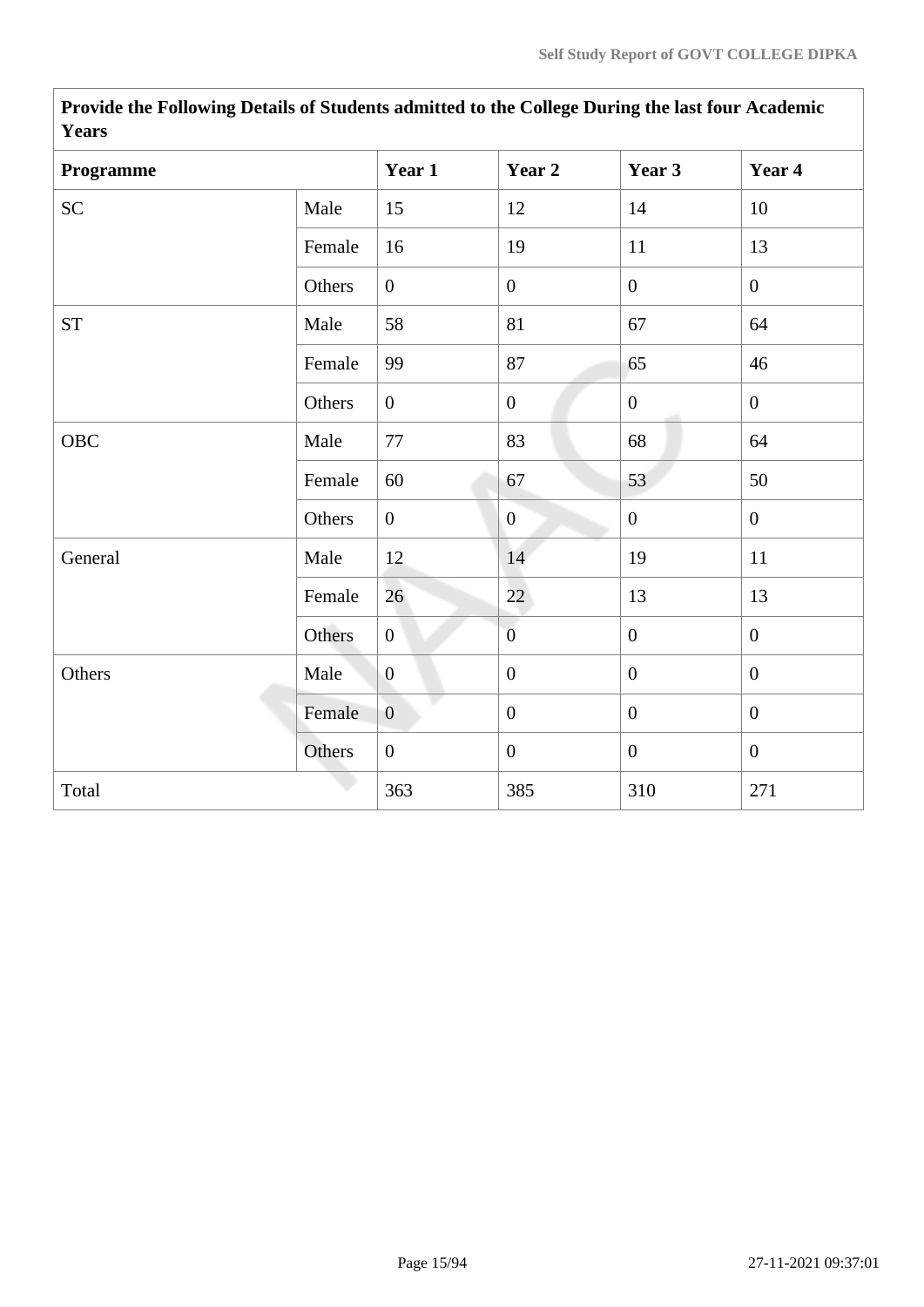| Provide the Following Details of Students admitted to the College During the last four Academic Years | | | | | |
|---|---|---|---|---|---|
| **Programme** | | **Year 1** | **Year 2** | **Year 3** | **Year 4** |
| SC | Male | 15 | 12 | 14 | 10 |
| | Female | 16 | 19 | 11 | 13 |
| | Others | 0 | 0 | 0 | 0 |
| ST | Male | 58 | 81 | 67 | 64 |
| | Female | 99 | 87 | 65 | 46 |
| | Others | 0 | 0 | 0 | 0 |
| OBC | Male | 77 | 83 | 68 | 64 |
| | Female | 60 | 67 | 53 | 50 |
| | Others | 0 | 0 | 0 | 0 |
| General | Male | 12 | 14 | 19 | 11 |
| | Female | 26 | 22 | 13 | 13 |
| | Others | 0 | 0 | 0 | 0 |
| Others | Male | 0 | 0 | 0 | 0 |
| | Female | 0 | 0 | 0 | 0 |
| | Others | 0 | 0 | 0 | 0 |
| Total | | 363 | 385 | 310 | 271 |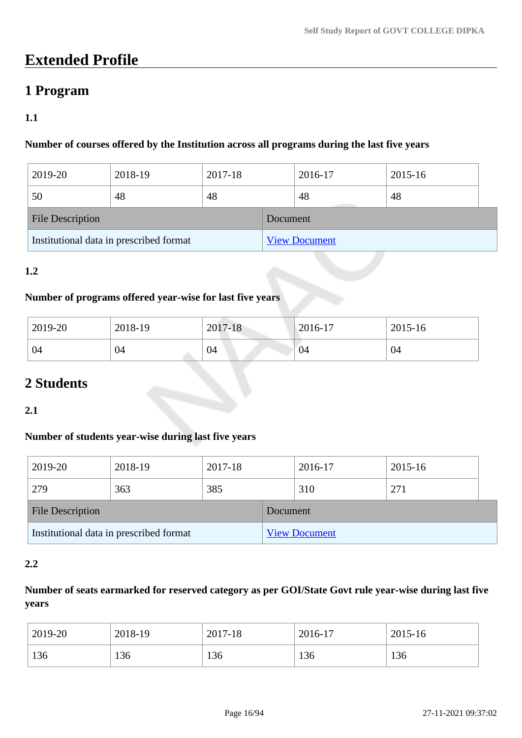# Extended Profile

## 1 Program

### 1.1

**Number of courses offered by the Institution across all programs during the last five years**

| 2019-20 | 2018-19 | 2017-18 | 2016-17 | 2015-16 |
|---|---|---|---|---|
| 50 | 48 | 48 | 48 | 48 |

| File Description | Document |
|---|---|
| Institutional data in prescribed format | View Document |

### 1.2

**Number of programs offered year-wise for last five years**

| 2019-20 | 2018-19 | 2017-18 | 2016-17 | 2015-16 |
|---|---|---|---|---|
| 04 | 04 | 04 | 04 | 04 |

## 2 Students

### 2.1

**Number of students year-wise during last five years**

| 2019-20 | 2018-19 | 2017-18 | 2016-17 | 2015-16 |
|---|---|---|---|---|
| 279 | 363 | 385 | 310 | 271 |

| File Description | Document |
|---|---|
| Institutional data in prescribed format | View Document |

### 2.2

**Number of seats earmarked for reserved category as per GOI/State Govt rule year-wise during last five years**

| 2019-20 | 2018-19 | 2017-18 | 2016-17 | 2015-16 |
|---|---|---|---|---|
| 136 | 136 | 136 | 136 | 136 |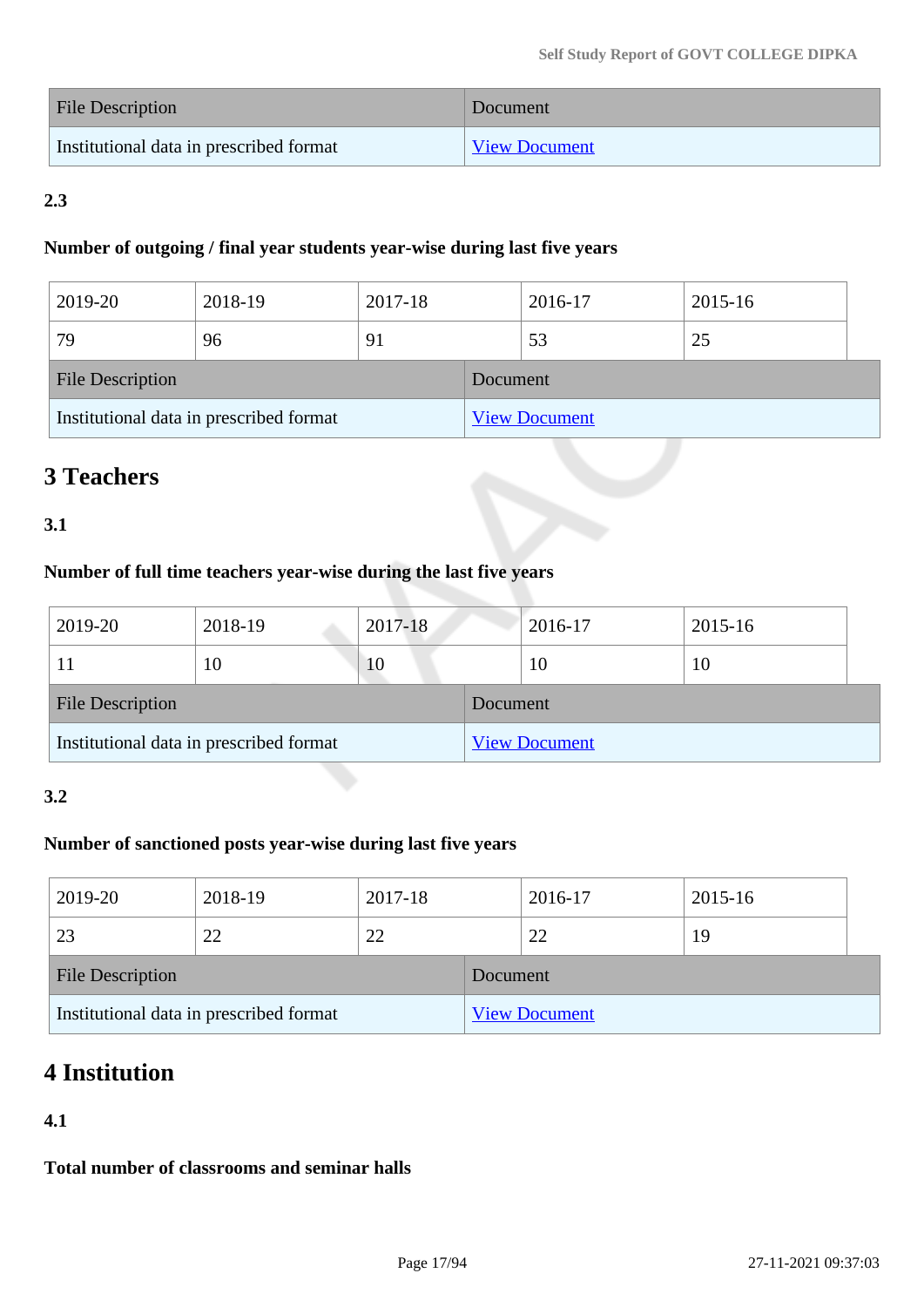| File Description | Document |
| --- | --- |
| Institutional data in prescribed format | View Document |

**2.3**

**Number of outgoing / final year students year-wise during last five years**

| 2019-20 | 2018-19 | 2017-18 | 2016-17 | 2015-16 |
| --- | --- | --- | --- | --- |
| 79 | 96 | 91 | 53 | 25 |

| File Description | Document |
| --- | --- |
| Institutional data in prescribed format | View Document |

## 3 Teachers

**3.1**

**Number of full time teachers year-wise during the last five years**

| 2019-20 | 2018-19 | 2017-18 | 2016-17 | 2015-16 |
| --- | --- | --- | --- | --- |
| 11 | 10 | 10 | 10 | 10 |

| File Description | Document |
| --- | --- |
| Institutional data in prescribed format | View Document |

**3.2**

**Number of sanctioned posts year-wise during last five years**

| 2019-20 | 2018-19 | 2017-18 | 2016-17 | 2015-16 |
| --- | --- | --- | --- | --- |
| 23 | 22 | 22 | 22 | 19 |

| File Description | Document |
| --- | --- |
| Institutional data in prescribed format | View Document |

## 4 Institution

**4.1**

**Total number of classrooms and seminar halls**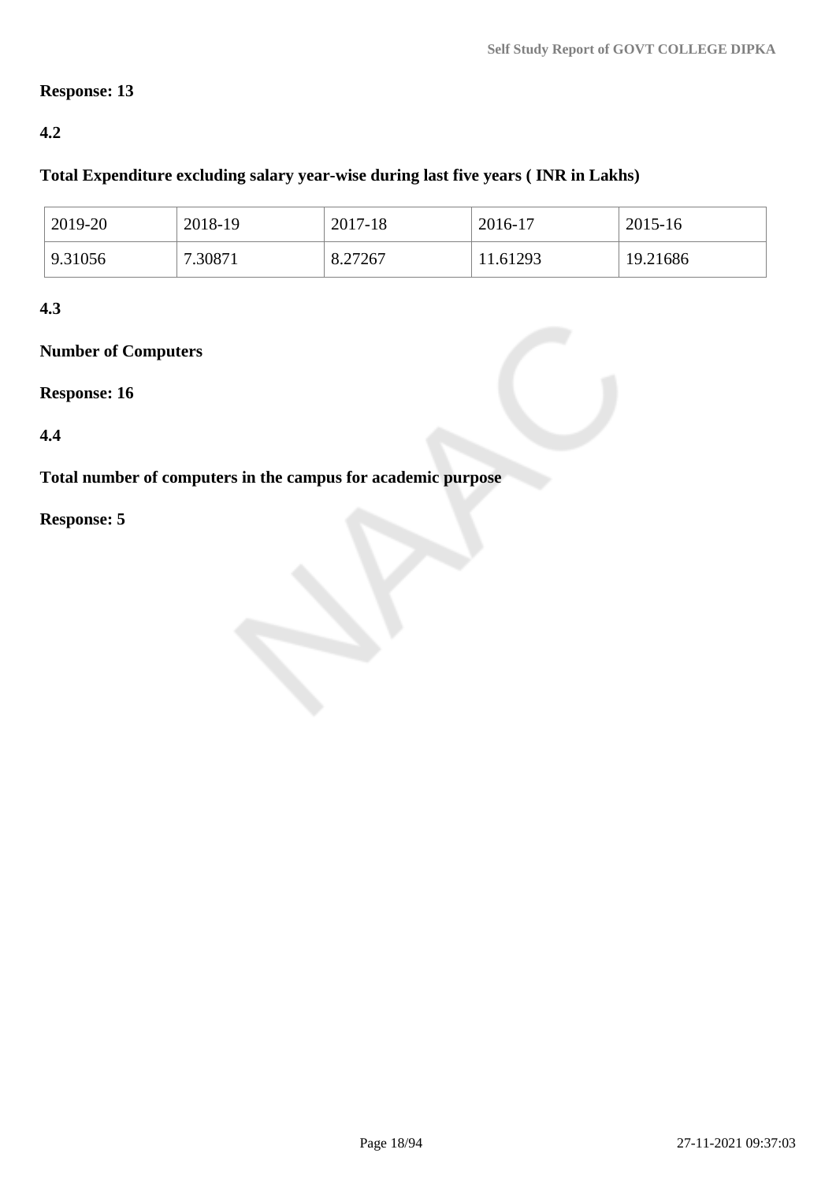**Response: 13**

**4.2**

**Total Expenditure excluding salary year-wise during last five years ( INR in Lakhs)**

| 2019-20 | 2018-19 | 2017-18 | 2016-17 | 2015-16 |
|---|---|---|---|---|
| 9.31056 | 7.30871 | 8.27267 | 11.61293 | 19.21686 |

**4.3**

**Number of Computers**

**Response: 16**

**4.4**

**Total number of computers in the campus for academic purpose**

**Response: 5**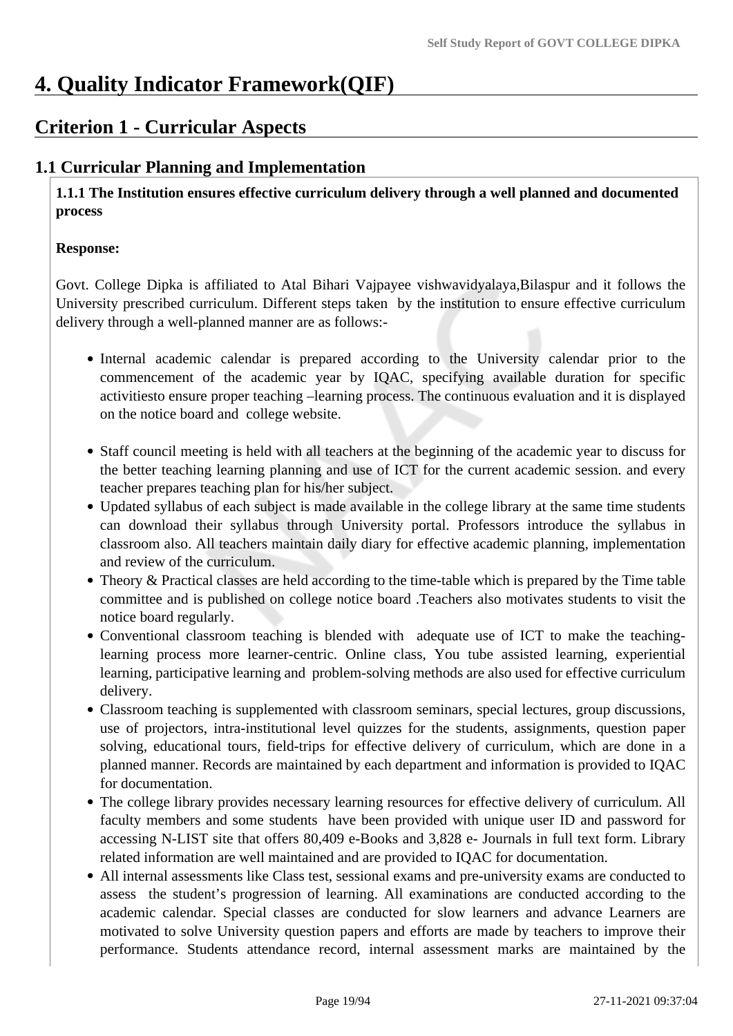# 4. Quality Indicator Framework(QIF)

## Criterion 1 - Curricular Aspects

### 1.1 Curricular Planning and Implementation

**1.1.1 The Institution ensures effective curriculum delivery through a well planned and documented process**

**Response:**

Govt. College Dipka is affiliated to Atal Bihari Vajpayee vishwavidyalaya,Bilaspur and it follows the University prescribed curriculum. Different steps taken by the institution to ensure effective curriculum delivery through a well-planned manner are as follows:-

- Internal academic calendar is prepared according to the University calendar prior to the commencement of the academic year by IQAC, specifying available duration for specific activitiesto ensure proper teaching –learning process. The continuous evaluation and it is displayed on the notice board and college website.

- Staff council meeting is held with all teachers at the beginning of the academic year to discuss for the better teaching learning planning and use of ICT for the current academic session. and every teacher prepares teaching plan for his/her subject.
- Updated syllabus of each subject is made available in the college library at the same time students can download their syllabus through University portal. Professors introduce the syllabus in classroom also. All teachers maintain daily diary for effective academic planning, implementation and review of the curriculum.
- Theory & Practical classes are held according to the time-table which is prepared by the Time table committee and is published on college notice board .Teachers also motivates students to visit the notice board regularly.
- Conventional classroom teaching is blended with adequate use of ICT to make the teaching-learning process more learner-centric. Online class, You tube assisted learning, experiential learning, participative learning and problem-solving methods are also used for effective curriculum delivery.
- Classroom teaching is supplemented with classroom seminars, special lectures, group discussions, use of projectors, intra-institutional level quizzes for the students, assignments, question paper solving, educational tours, field-trips for effective delivery of curriculum, which are done in a planned manner. Records are maintained by each department and information is provided to IQAC for documentation.
- The college library provides necessary learning resources for effective delivery of curriculum. All faculty members and some students have been provided with unique user ID and password for accessing N-LIST site that offers 80,409 e-Books and 3,828 e- Journals in full text form. Library related information are well maintained and are provided to IQAC for documentation.
- All internal assessments like Class test, sessional exams and pre-university exams are conducted to assess the student's progression of learning. All examinations are conducted according to the academic calendar. Special classes are conducted for slow learners and advance Learners are motivated to solve University question papers and efforts are made by teachers to improve their performance. Students attendance record, internal assessment marks are maintained by the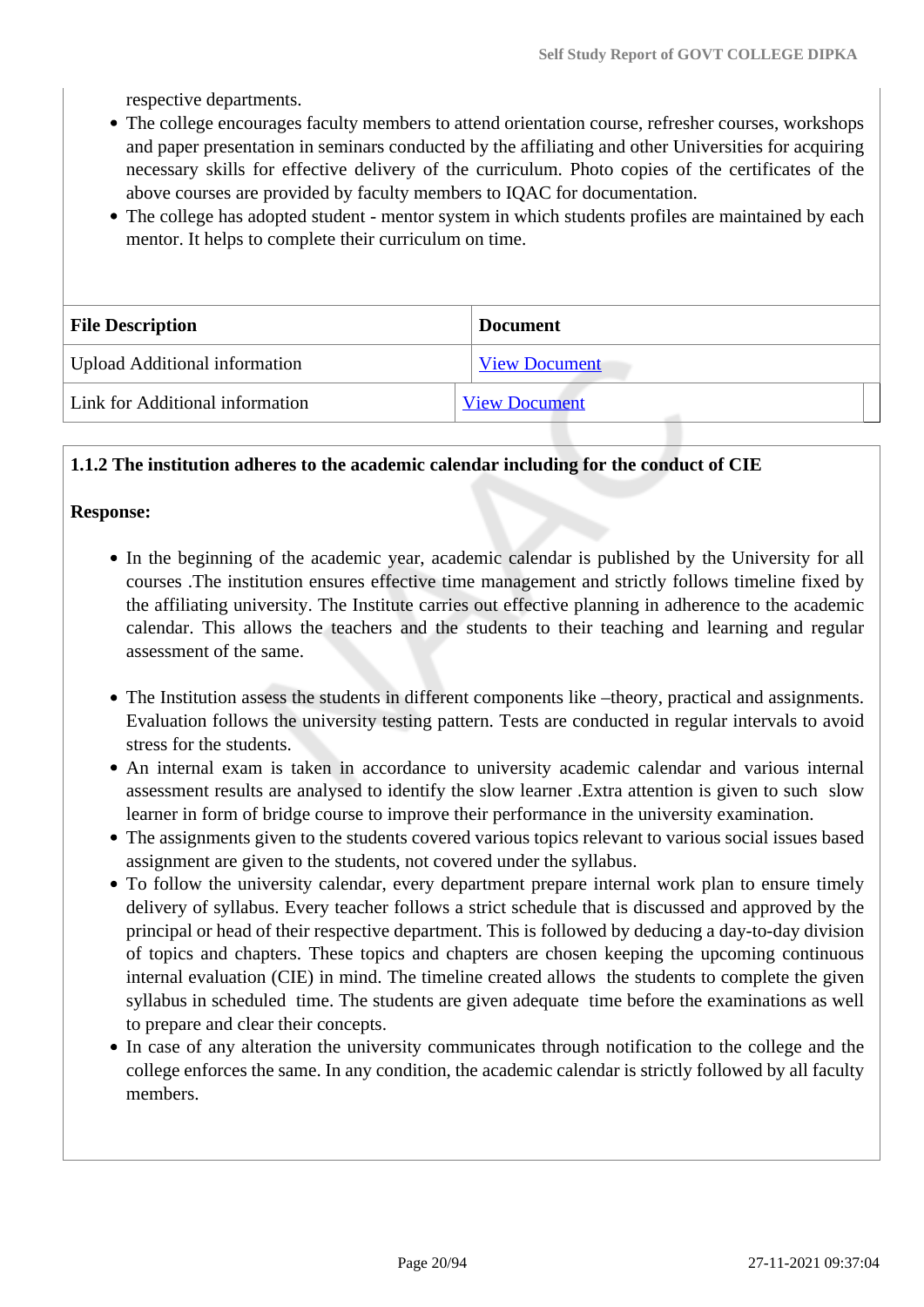respective departments.

- The college encourages faculty members to attend orientation course, refresher courses, workshops and paper presentation in seminars conducted by the affiliating and other Universities for acquiring necessary skills for effective delivery of the curriculum. Photo copies of the certificates of the above courses are provided by faculty members to IQAC for documentation.
- The college has adopted student - mentor system in which students profiles are maintained by each mentor. It helps to complete their curriculum on time.

| File Description | Document |
|---|---|
| Upload Additional information | View Document |
| Link for Additional information | View Document |

**1.1.2 The institution adheres to the academic calendar including for the conduct of CIE**

**Response:**

- In the beginning of the academic year, academic calendar is published by the University for all courses .The institution ensures effective time management and strictly follows timeline fixed by the affiliating university. The Institute carries out effective planning in adherence to the academic calendar. This allows the teachers and the students to their teaching and learning and regular assessment of the same.

- The Institution assess the students in different components like –theory, practical and assignments. Evaluation follows the university testing pattern. Tests are conducted in regular intervals to avoid stress for the students.
- An internal exam is taken in accordance to university academic calendar and various internal assessment results are analysed to identify the slow learner .Extra attention is given to such slow learner in form of bridge course to improve their performance in the university examination.
- The assignments given to the students covered various topics relevant to various social issues based assignment are given to the students, not covered under the syllabus.
- To follow the university calendar, every department prepare internal work plan to ensure timely delivery of syllabus. Every teacher follows a strict schedule that is discussed and approved by the principal or head of their respective department. This is followed by deducing a day-to-day division of topics and chapters. These topics and chapters are chosen keeping the upcoming continuous internal evaluation (CIE) in mind. The timeline created allows the students to complete the given syllabus in scheduled time. The students are given adequate time before the examinations as well to prepare and clear their concepts.
- In case of any alteration the university communicates through notification to the college and the college enforces the same. In any condition, the academic calendar is strictly followed by all faculty members.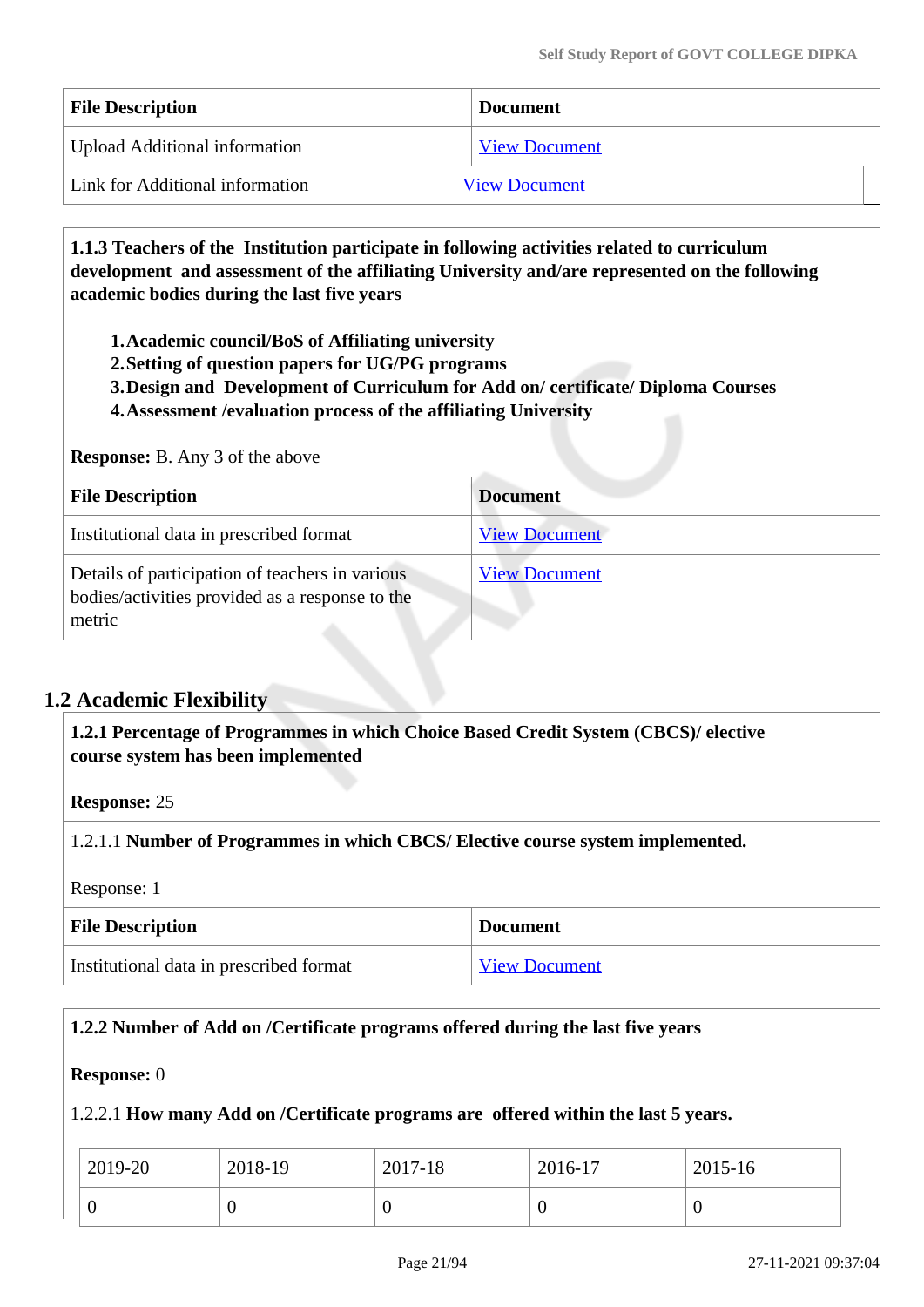| File Description | Document |
|---|---|
| Upload Additional information | View Document |
| Link for Additional information | View Document |

**1.1.3 Teachers of the Institution participate in following activities related to curriculum development and assessment of the affiliating University and/are represented on the following academic bodies during the last five years**

1. **Academic council/BoS of Affiliating university**
2. **Setting of question papers for UG/PG programs**
3. **Design and Development of Curriculum for Add on/ certificate/ Diploma Courses**
4. **Assessment /evaluation process of the affiliating University**

**Response:** B. Any 3 of the above

| File Description | Document |
|---|---|
| Institutional data in prescribed format | View Document |
| Details of participation of teachers in various bodies/activities provided as a response to the metric | View Document |

## 1.2 Academic Flexibility

**1.2.1 Percentage of Programmes in which Choice Based Credit System (CBCS)/ elective course system has been implemented**

**Response:** 25

1.2.1.1 **Number of Programmes in which CBCS/ Elective course system implemented.**

Response: 1

| File Description | Document |
|---|---|
| Institutional data in prescribed format | View Document |

**1.2.2 Number of Add on /Certificate programs offered during the last five years**

**Response:** 0

1.2.2.1 **How many Add on /Certificate programs are offered within the last 5 years.**

| 2019-20 | 2018-19 | 2017-18 | 2016-17 | 2015-16 |
|---|---|---|---|---|
| 0 | 0 | 0 | 0 | 0 |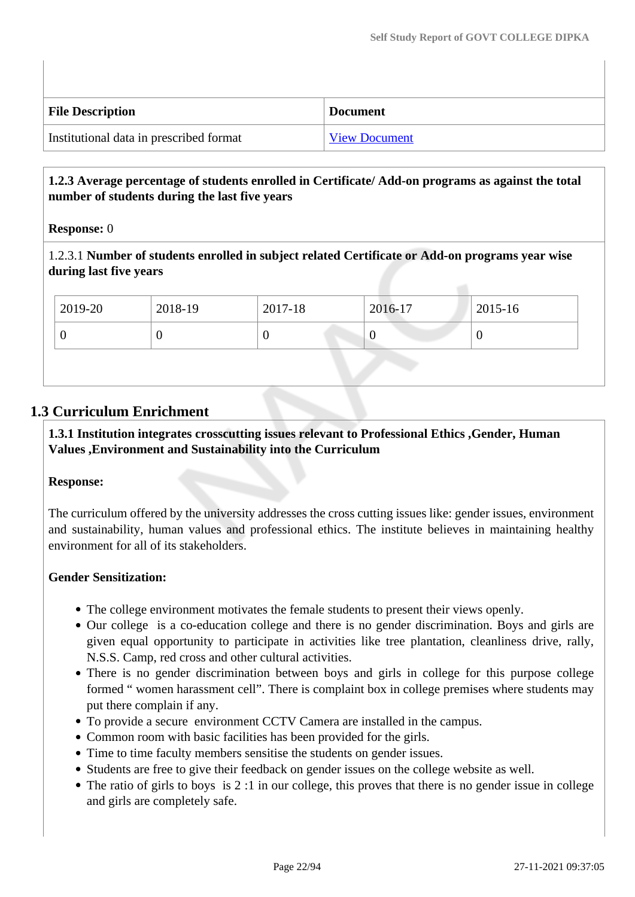| File Description | Document |
|---|---|
| Institutional data in prescribed format | View Document |

**1.2.3 Average percentage of students enrolled in Certificate/ Add-on programs as against the total number of students during the last five years**

**Response:** 0

1.2.3.1 **Number of students enrolled in subject related Certificate or Add-on programs year wise during last five years**

| 2019-20 | 2018-19 | 2017-18 | 2016-17 | 2015-16 |
|---|---|---|---|---|
| 0 | 0 | 0 | 0 | 0 |

## 1.3 Curriculum Enrichment

**1.3.1 Institution integrates crosscutting issues relevant to Professional Ethics ,Gender, Human Values ,Environment and Sustainability into the Curriculum**

**Response:**

The curriculum offered by the university addresses the cross cutting issues like: gender issues, environment and sustainability, human values and professional ethics. The institute believes in maintaining healthy environment for all of its stakeholders.

**Gender Sensitization:**

- The college environment motivates the female students to present their views openly.
- Our college is a co-education college and there is no gender discrimination. Boys and girls are given equal opportunity to participate in activities like tree plantation, cleanliness drive, rally, N.S.S. Camp, red cross and other cultural activities.
- There is no gender discrimination between boys and girls in college for this purpose college formed " women harassment cell". There is complaint box in college premises where students may put there complain if any.
- To provide a secure environment CCTV Camera are installed in the campus.
- Common room with basic facilities has been provided for the girls.
- Time to time faculty members sensitise the students on gender issues.
- Students are free to give their feedback on gender issues on the college website as well.
- The ratio of girls to boys is 2 :1 in our college, this proves that there is no gender issue in college and girls are completely safe.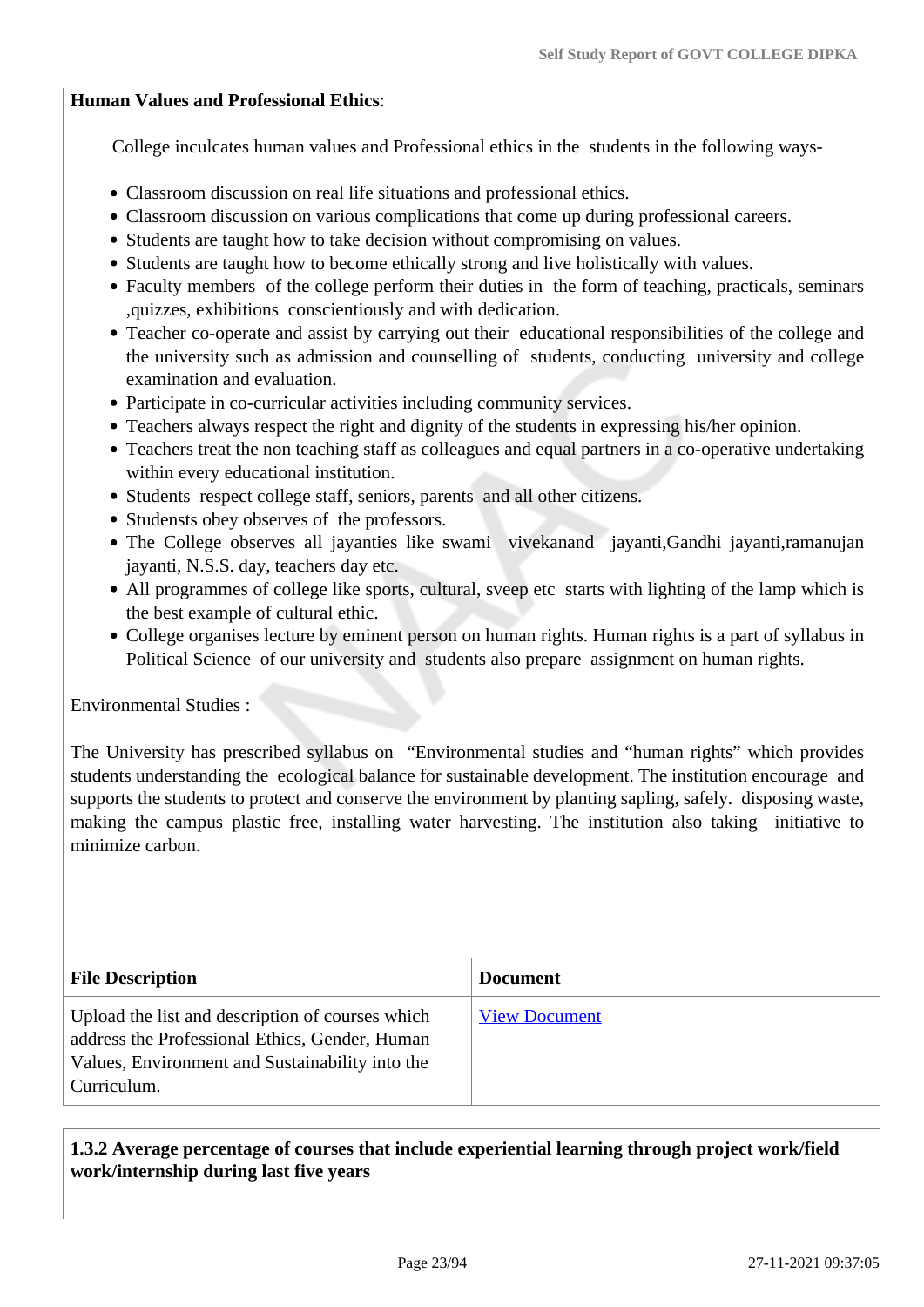**Human Values and Professional Ethics**:

College inculcates human values and Professional ethics in the students in the following ways-

- Classroom discussion on real life situations and professional ethics.
- Classroom discussion on various complications that come up during professional careers.
- Students are taught how to take decision without compromising on values.
- Students are taught how to become ethically strong and live holistically with values.
- Faculty members of the college perform their duties in the form of teaching, practicals, seminars ,quizzes, exhibitions conscientiously and with dedication.
- Teacher co-operate and assist by carrying out their educational responsibilities of the college and the university such as admission and counselling of students, conducting university and college examination and evaluation.
- Participate in co-curricular activities including community services.
- Teachers always respect the right and dignity of the students in expressing his/her opinion.
- Teachers treat the non teaching staff as colleagues and equal partners in a co-operative undertaking within every educational institution.
- Students respect college staff, seniors, parents and all other citizens.
- Studensts obey observes of the professors.
- The College observes all jayanties like swami vivekanand jayanti,Gandhi jayanti,ramanujan jayanti, N.S.S. day, teachers day etc.
- All programmes of college like sports, cultural, sveep etc starts with lighting of the lamp which is the best example of cultural ethic.
- College organises lecture by eminent person on human rights. Human rights is a part of syllabus in Political Science of our university and students also prepare assignment on human rights.

Environmental Studies :

The University has prescribed syllabus on "Environmental studies and "human rights" which provides students understanding the ecological balance for sustainable development. The institution encourage and supports the students to protect and conserve the environment by planting sapling, safely. disposing waste, making the campus plastic free, installing water harvesting. The institution also taking initiative to minimize carbon.

| File Description | Document |
| --- | --- |
| Upload the list and description of courses which address the Professional Ethics, Gender, Human Values, Environment and Sustainability into the Curriculum. | View Document |

**1.3.2 Average percentage of courses that include experiential learning through project work/field work/internship during last five years**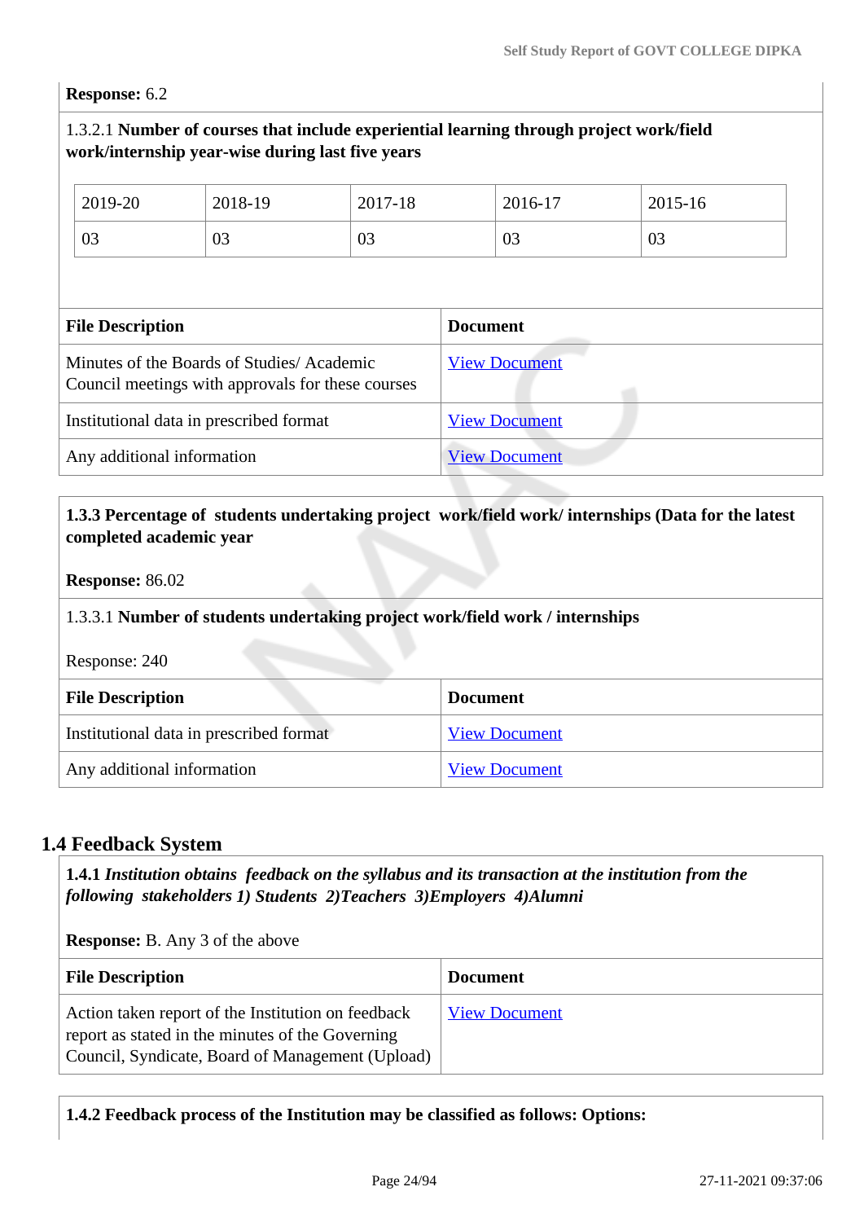**Response:** 6.2

1.3.2.1 **Number of courses that include experiential learning through project work/field work/internship year-wise during last five years**

| 2019-20 | 2018-19 | 2017-18 | 2016-17 | 2015-16 |
|---|---|---|---|---|
| 03 | 03 | 03 | 03 | 03 |

| File Description | Document |
|---|---|
| Minutes of the Boards of Studies/ Academic Council meetings with approvals for these courses | View Document |
| Institutional data in prescribed format | View Document |
| Any additional information | View Document |

**1.3.3 Percentage of students undertaking project work/field work/ internships (Data for the latest completed academic year**

**Response:** 86.02

1.3.3.1 **Number of students undertaking project work/field work / internships**

Response: 240

| File Description | Document |
|---|---|
| Institutional data in prescribed format | View Document |
| Any additional information | View Document |

## 1.4 Feedback System

**1.4.1** ***Institution obtains feedback on the syllabus and its transaction at the institution from the following stakeholders 1) Students 2)Teachers 3)Employers 4)Alumni***

**Response:** B. Any 3 of the above

| File Description | Document |
|---|---|
| Action taken report of the Institution on feedback report as stated in the minutes of the Governing Council, Syndicate, Board of Management (Upload) | View Document |

**1.4.2 Feedback process of the Institution may be classified as follows: Options:**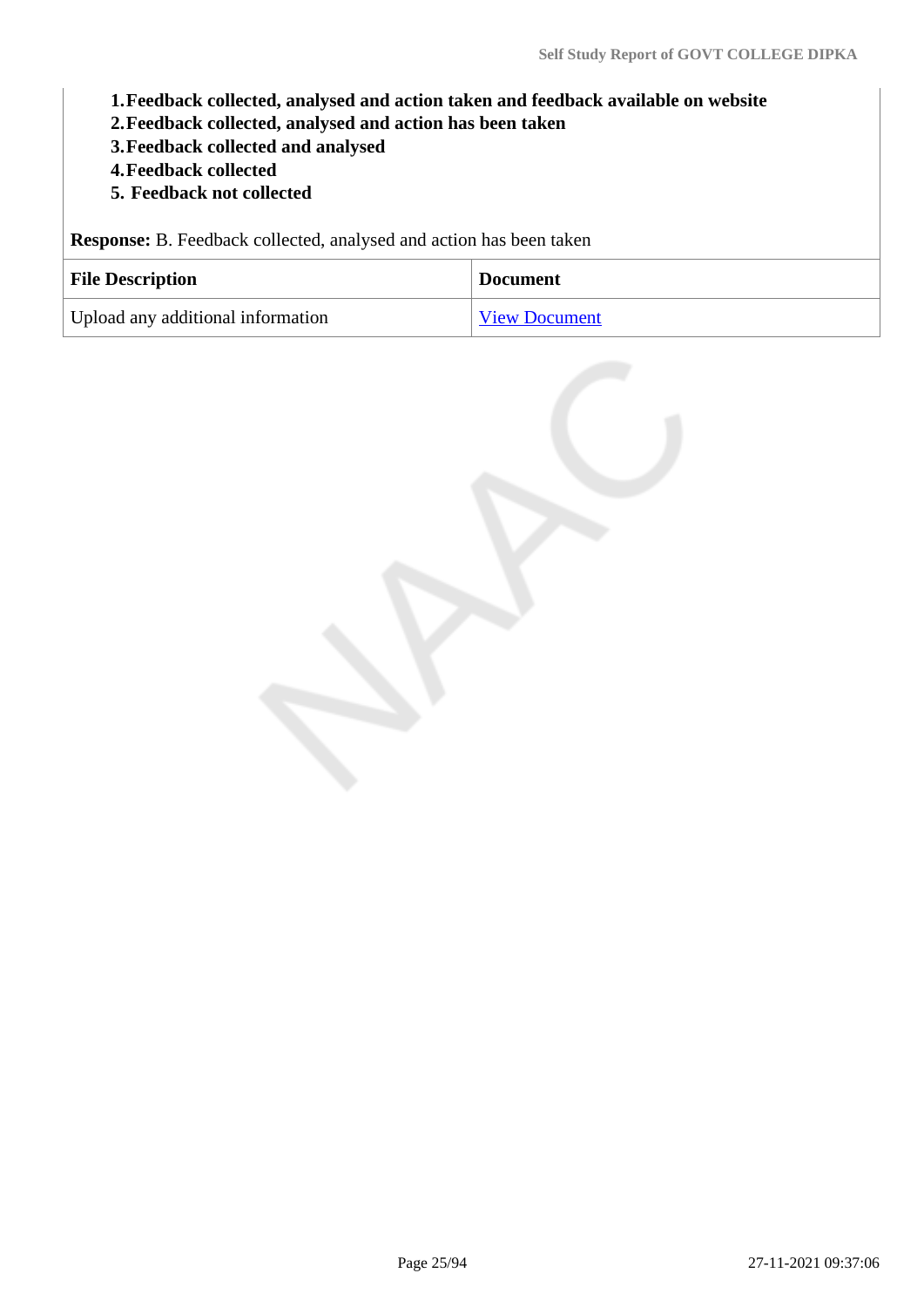1. **Feedback collected, analysed and action taken and feedback available on website**
2. **Feedback collected, analysed and action has been taken**
3. **Feedback collected and analysed**
4. **Feedback collected**
5. **Feedback not collected**

**Response:** B. Feedback collected, analysed and action has been taken

| File Description | Document |
| --- | --- |
| Upload any additional information | View Document |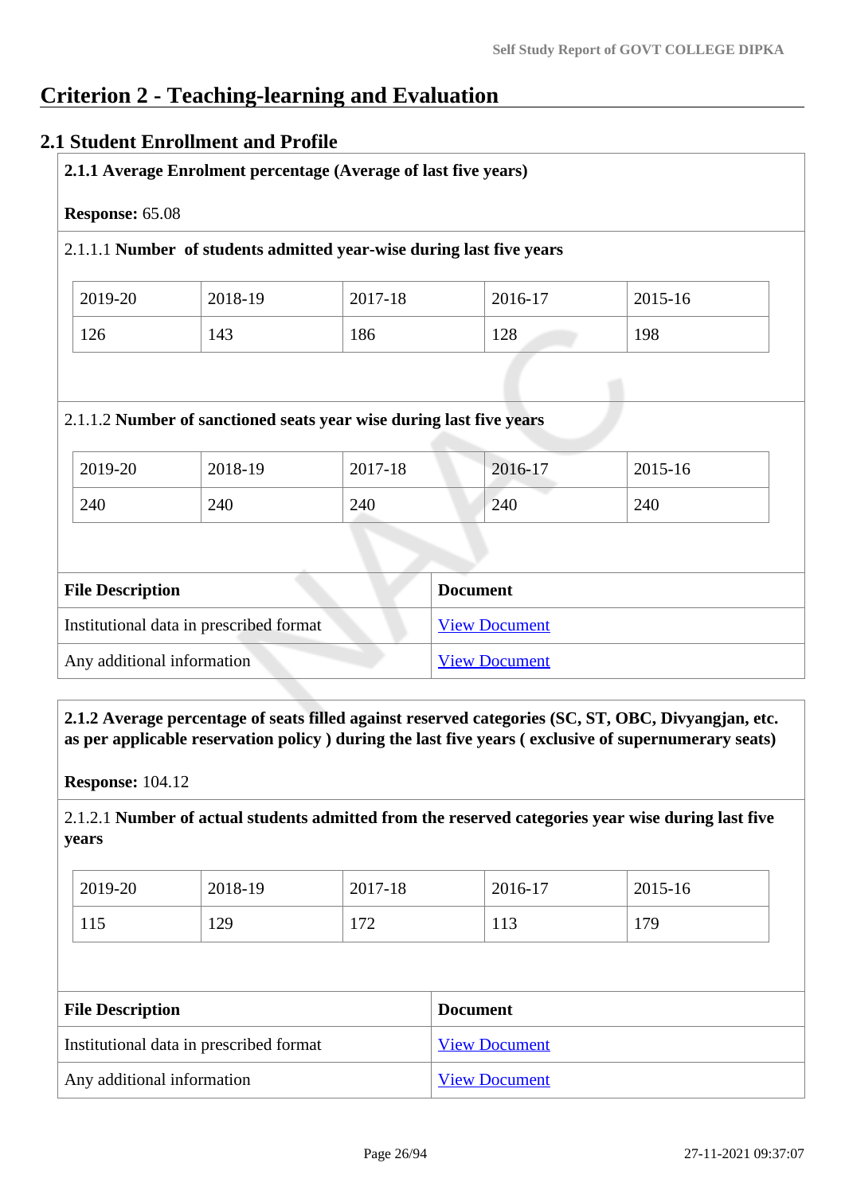# Criterion 2 - Teaching-learning and Evaluation

## 2.1 Student Enrollment and Profile

**2.1.1 Average Enrolment percentage (Average of last five years)**

**Response:** 65.08

2.1.1.1 **Number of students admitted year-wise during last five years**

| 2019-20 | 2018-19 | 2017-18 | 2016-17 | 2015-16 |
|---|---|---|---|---|
| 126 | 143 | 186 | 128 | 198 |

2.1.1.2 **Number of sanctioned seats year wise during last five years**

| 2019-20 | 2018-19 | 2017-18 | 2016-17 | 2015-16 |
|---|---|---|---|---|
| 240 | 240 | 240 | 240 | 240 |

| File Description | Document |
|---|---|
| Institutional data in prescribed format | View Document |
| Any additional information | View Document |

**2.1.2 Average percentage of seats filled against reserved categories (SC, ST, OBC, Divyangjan, etc. as per applicable reservation policy ) during the last five years ( exclusive of supernumerary seats)**

**Response:** 104.12

2.1.2.1 **Number of actual students admitted from the reserved categories year wise during last five years**

| 2019-20 | 2018-19 | 2017-18 | 2016-17 | 2015-16 |
|---|---|---|---|---|
| 115 | 129 | 172 | 113 | 179 |

| File Description | Document |
|---|---|
| Institutional data in prescribed format | View Document |
| Any additional information | View Document |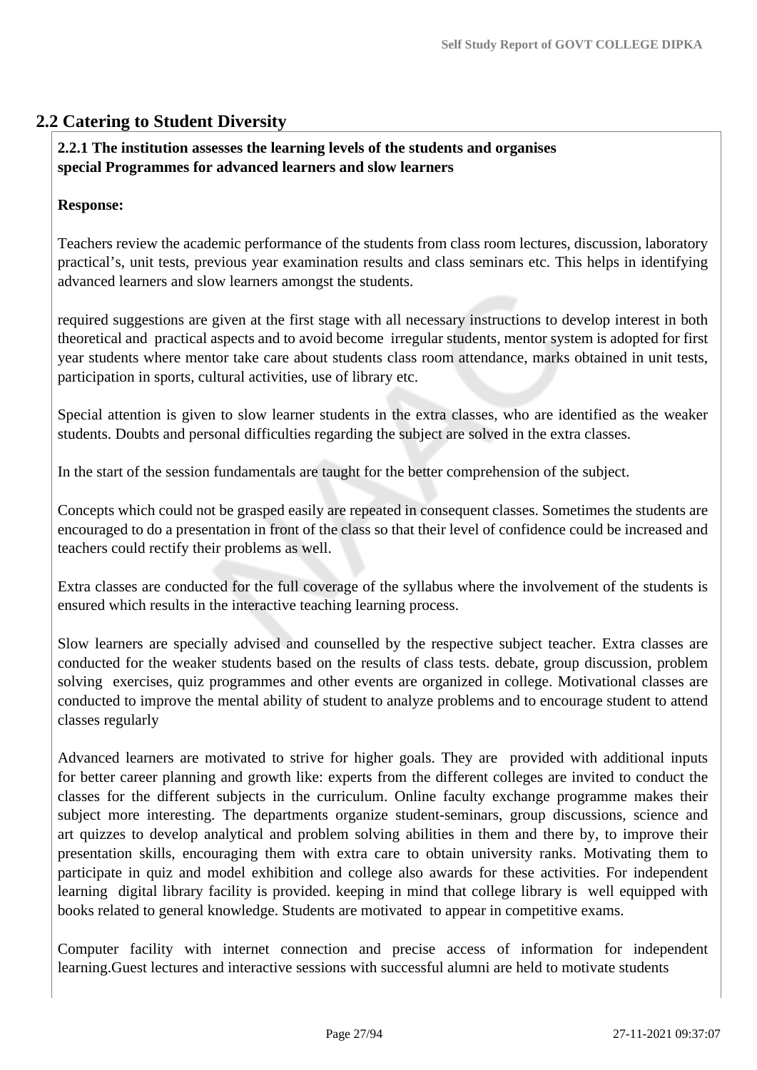## 2.2 Catering to Student Diversity

**2.2.1 The institution assesses the learning levels of the students and organises special Programmes for advanced learners and slow learners**

**Response:**

Teachers review the academic performance of the students from class room lectures, discussion, laboratory practical's, unit tests, previous year examination results and class seminars etc. This helps in identifying advanced learners and slow learners amongst the students.

required suggestions are given at the first stage with all necessary instructions to develop interest in both theoretical and practical aspects and to avoid become irregular students, mentor system is adopted for first year students where mentor take care about students class room attendance, marks obtained in unit tests, participation in sports, cultural activities, use of library etc.

Special attention is given to slow learner students in the extra classes, who are identified as the weaker students. Doubts and personal difficulties regarding the subject are solved in the extra classes.

In the start of the session fundamentals are taught for the better comprehension of the subject.

Concepts which could not be grasped easily are repeated in consequent classes. Sometimes the students are encouraged to do a presentation in front of the class so that their level of confidence could be increased and teachers could rectify their problems as well.

Extra classes are conducted for the full coverage of the syllabus where the involvement of the students is ensured which results in the interactive teaching learning process.

Slow learners are specially advised and counselled by the respective subject teacher. Extra classes are conducted for the weaker students based on the results of class tests. debate, group discussion, problem solving exercises, quiz programmes and other events are organized in college. Motivational classes are conducted to improve the mental ability of student to analyze problems and to encourage student to attend classes regularly

Advanced learners are motivated to strive for higher goals. They are provided with additional inputs for better career planning and growth like: experts from the different colleges are invited to conduct the classes for the different subjects in the curriculum. Online faculty exchange programme makes their subject more interesting. The departments organize student-seminars, group discussions, science and art quizzes to develop analytical and problem solving abilities in them and there by, to improve their presentation skills, encouraging them with extra care to obtain university ranks. Motivating them to participate in quiz and model exhibition and college also awards for these activities. For independent learning digital library facility is provided. keeping in mind that college library is well equipped with books related to general knowledge. Students are motivated to appear in competitive exams.

Computer facility with internet connection and precise access of information for independent learning.Guest lectures and interactive sessions with successful alumni are held to motivate students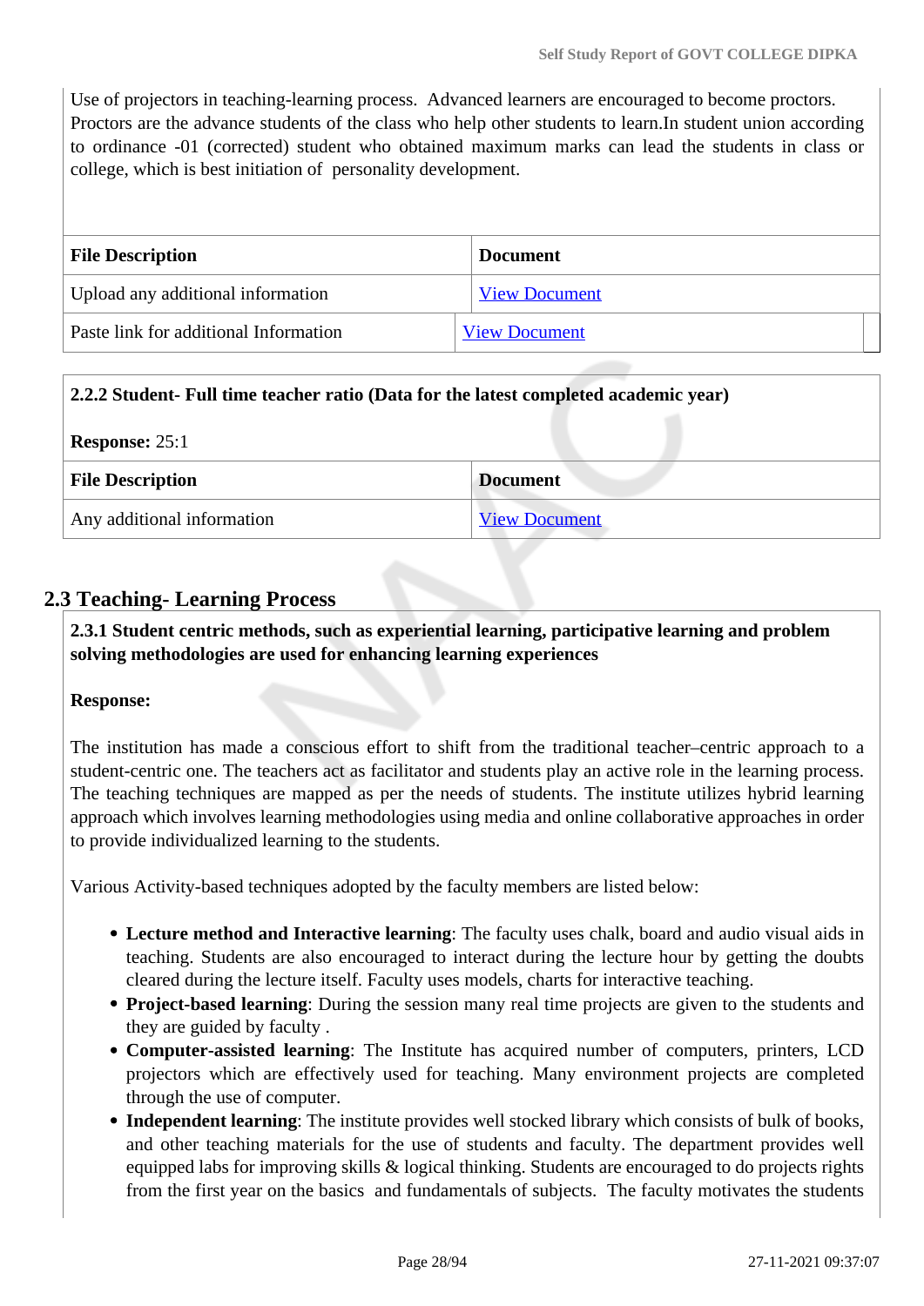Use of projectors in teaching-learning process. Advanced learners are encouraged to become proctors. Proctors are the advance students of the class who help other students to learn.In student union according to ordinance -01 (corrected) student who obtained maximum marks can lead the students in class or college, which is best initiation of personality development.

| File Description | Document |
|---|---|
| Upload any additional information | View Document |
| Paste link for additional Information | View Document |

**2.2.2 Student- Full time teacher ratio (Data for the latest completed academic year)**

**Response:** 25:1

| File Description | Document |
|---|---|
| Any additional information | View Document |

## 2.3 Teaching- Learning Process

**2.3.1 Student centric methods, such as experiential learning, participative learning and problem solving methodologies are used for enhancing learning experiences**

**Response:**

The institution has made a conscious effort to shift from the traditional teacher–centric approach to a student-centric one. The teachers act as facilitator and students play an active role in the learning process. The teaching techniques are mapped as per the needs of students. The institute utilizes hybrid learning approach which involves learning methodologies using media and online collaborative approaches in order to provide individualized learning to the students.

Various Activity-based techniques adopted by the faculty members are listed below:

- **Lecture method and Interactive learning**: The faculty uses chalk, board and audio visual aids in teaching. Students are also encouraged to interact during the lecture hour by getting the doubts cleared during the lecture itself. Faculty uses models, charts for interactive teaching.
- **Project-based learning**: During the session many real time projects are given to the students and they are guided by faculty .
- **Computer-assisted learning**: The Institute has acquired number of computers, printers, LCD projectors which are effectively used for teaching. Many environment projects are completed through the use of computer.
- **Independent learning**: The institute provides well stocked library which consists of bulk of books, and other teaching materials for the use of students and faculty. The department provides well equipped labs for improving skills & logical thinking. Students are encouraged to do projects rights from the first year on the basics and fundamentals of subjects. The faculty motivates the students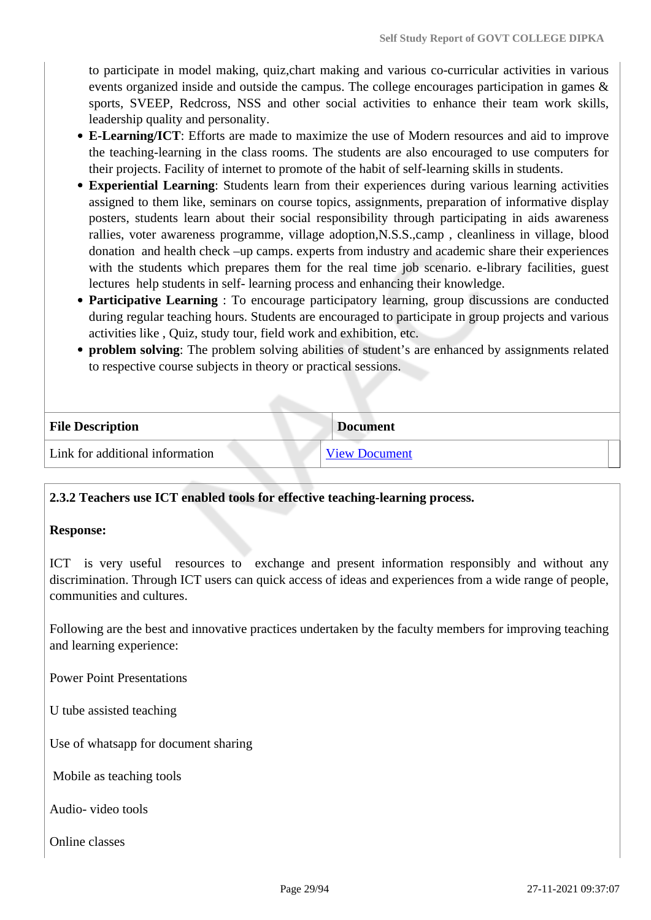to participate in model making, quiz,chart making and various co-curricular activities in various events organized inside and outside the campus. The college encourages participation in games & sports, SVEEP, Redcross, NSS and other social activities to enhance their team work skills, leadership quality and personality.

- **E-Learning/ICT**: Efforts are made to maximize the use of Modern resources and aid to improve the teaching-learning in the class rooms. The students are also encouraged to use computers for their projects. Facility of internet to promote of the habit of self-learning skills in students.
- **Experiential Learning**: Students learn from their experiences during various learning activities assigned to them like, seminars on course topics, assignments, preparation of informative display posters, students learn about their social responsibility through participating in aids awareness rallies, voter awareness programme, village adoption,N.S.S.,camp , cleanliness in village, blood donation and health check –up camps. experts from industry and academic share their experiences with the students which prepares them for the real time job scenario. e-library facilities, guest lectures help students in self- learning process and enhancing their knowledge.
- **Participative Learning** : To encourage participatory learning, group discussions are conducted during regular teaching hours. Students are encouraged to participate in group projects and various activities like , Quiz, study tour, field work and exhibition, etc.
- **problem solving**: The problem solving abilities of student's are enhanced by assignments related to respective course subjects in theory or practical sessions.

| File Description | Document |
|---|---|
| Link for additional information | View Document |

**2.3.2 Teachers use ICT enabled tools for effective teaching-learning process.**

**Response:**

ICT is very useful resources to exchange and present information responsibly and without any discrimination. Through ICT users can quick access of ideas and experiences from a wide range of people, communities and cultures.

Following are the best and innovative practices undertaken by the faculty members for improving teaching and learning experience:

Power Point Presentations

U tube assisted teaching

Use of whatsapp for document sharing

Mobile as teaching tools

Audio- video tools

Online classes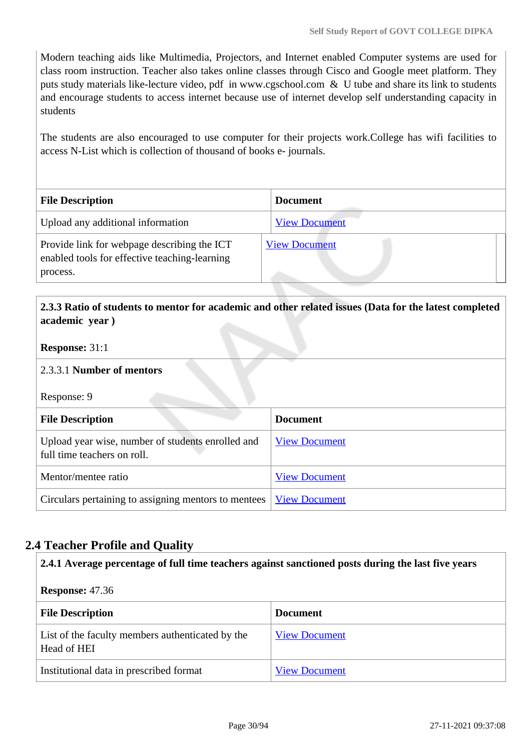Modern teaching aids like Multimedia, Projectors, and Internet enabled Computer systems are used for class room instruction. Teacher also takes online classes through Cisco and Google meet platform. They puts study materials like-lecture video, pdf in www.cgschool.com & U tube and share its link to students and encourage students to access internet because use of internet develop self understanding capacity in students

The students are also encouraged to use computer for their projects work.College has wifi facilities to access N-List which is collection of thousand of books e- journals.

| File Description | Document |
|---|---|
| Upload any additional information | View Document |
| Provide link for webpage describing the ICT enabled tools for effective teaching-learning process. | View Document |

**2.3.3 Ratio of students to mentor for academic and other related issues (Data for the latest completed academic year )**

**Response:** 31:1

2.3.3.1 **Number of mentors**

Response: 9

| File Description | Document |
|---|---|
| Upload year wise, number of students enrolled and full time teachers on roll. | View Document |
| Mentor/mentee ratio | View Document |
| Circulars pertaining to assigning mentors to mentees | View Document |

## 2.4 Teacher Profile and Quality

**2.4.1 Average percentage of full time teachers against sanctioned posts during the last five years**

**Response:** 47.36

| File Description | Document |
|---|---|
| List of the faculty members authenticated by the Head of HEI | View Document |
| Institutional data in prescribed format | View Document |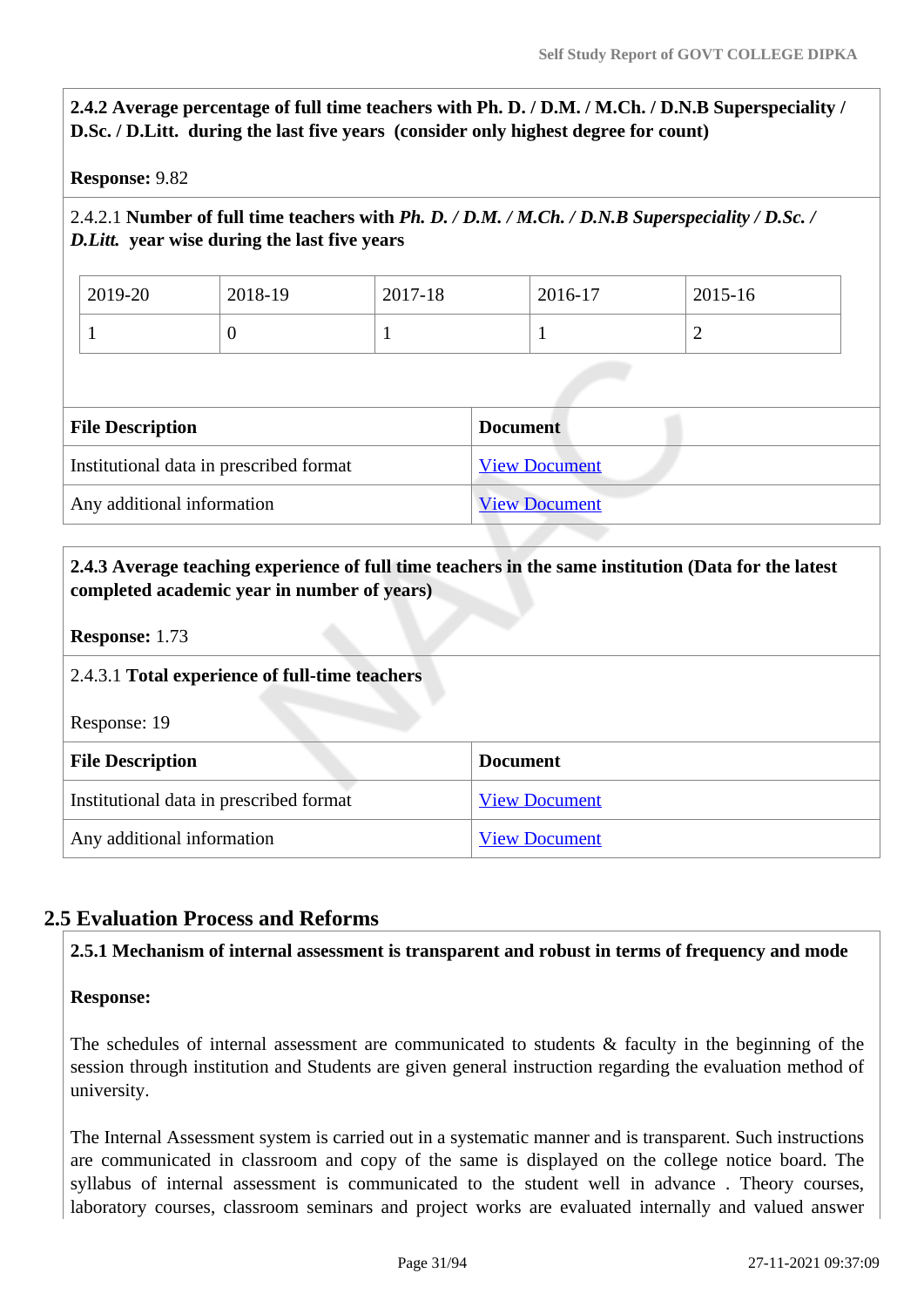**2.4.2 Average percentage of full time teachers with Ph. D. / D.M. / M.Ch. / D.N.B Superspeciality / D.Sc. / D.Litt. during the last five years (consider only highest degree for count)**

**Response:** 9.82

2.4.2.1 **Number of full time teachers with *Ph. D. / D.M. / M.Ch. / D.N.B Superspeciality / D.Sc. / D.Litt.* year wise during the last five years**

| 2019-20 | 2018-19 | 2017-18 | 2016-17 | 2015-16 |
|---|---|---|---|---|
| 1 | 0 | 1 | 1 | 2 |

| File Description | Document |
|---|---|
| Institutional data in prescribed format | View Document |
| Any additional information | View Document |

**2.4.3 Average teaching experience of full time teachers in the same institution (Data for the latest completed academic year in number of years)**

**Response:** 1.73

2.4.3.1 **Total experience of full-time teachers**

Response: 19

| File Description | Document |
|---|---|
| Institutional data in prescribed format | View Document |
| Any additional information | View Document |

## 2.5 Evaluation Process and Reforms

**2.5.1 Mechanism of internal assessment is transparent and robust in terms of frequency and mode**

**Response:**

The schedules of internal assessment are communicated to students & faculty in the beginning of the session through institution and Students are given general instruction regarding the evaluation method of university.

The Internal Assessment system is carried out in a systematic manner and is transparent. Such instructions are communicated in classroom and copy of the same is displayed on the college notice board. The syllabus of internal assessment is communicated to the student well in advance . Theory courses, laboratory courses, classroom seminars and project works are evaluated internally and valued answer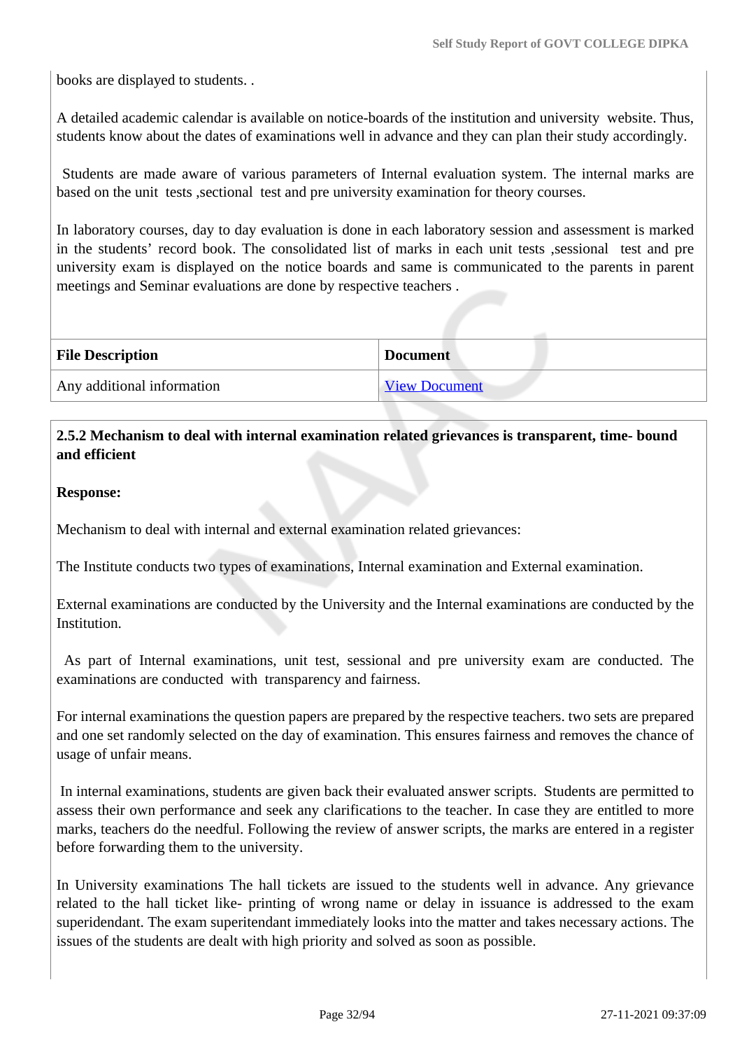books are displayed to students. .

A detailed academic calendar is available on notice-boards of the institution and university website. Thus, students know about the dates of examinations well in advance and they can plan their study accordingly.

Students are made aware of various parameters of Internal evaluation system. The internal marks are based on the unit tests ,sectional test and pre university examination for theory courses.

In laboratory courses, day to day evaluation is done in each laboratory session and assessment is marked in the students' record book. The consolidated list of marks in each unit tests ,sessional test and pre university exam is displayed on the notice boards and same is communicated to the parents in parent meetings and Seminar evaluations are done by respective teachers .

| File Description | Document |
|---|---|
| Any additional information | View Document |

**2.5.2 Mechanism to deal with internal examination related grievances is transparent, time- bound and efficient**

**Response:**

Mechanism to deal with internal and external examination related grievances:

The Institute conducts two types of examinations, Internal examination and External examination.

External examinations are conducted by the University and the Internal examinations are conducted by the Institution.

As part of Internal examinations, unit test, sessional and pre university exam are conducted. The examinations are conducted with transparency and fairness.

For internal examinations the question papers are prepared by the respective teachers. two sets are prepared and one set randomly selected on the day of examination. This ensures fairness and removes the chance of usage of unfair means.

In internal examinations, students are given back their evaluated answer scripts. Students are permitted to assess their own performance and seek any clarifications to the teacher. In case they are entitled to more marks, teachers do the needful. Following the review of answer scripts, the marks are entered in a register before forwarding them to the university.

In University examinations The hall tickets are issued to the students well in advance. Any grievance related to the hall ticket like- printing of wrong name or delay in issuance is addressed to the exam superidendant. The exam superitendant immediately looks into the matter and takes necessary actions. The issues of the students are dealt with high priority and solved as soon as possible.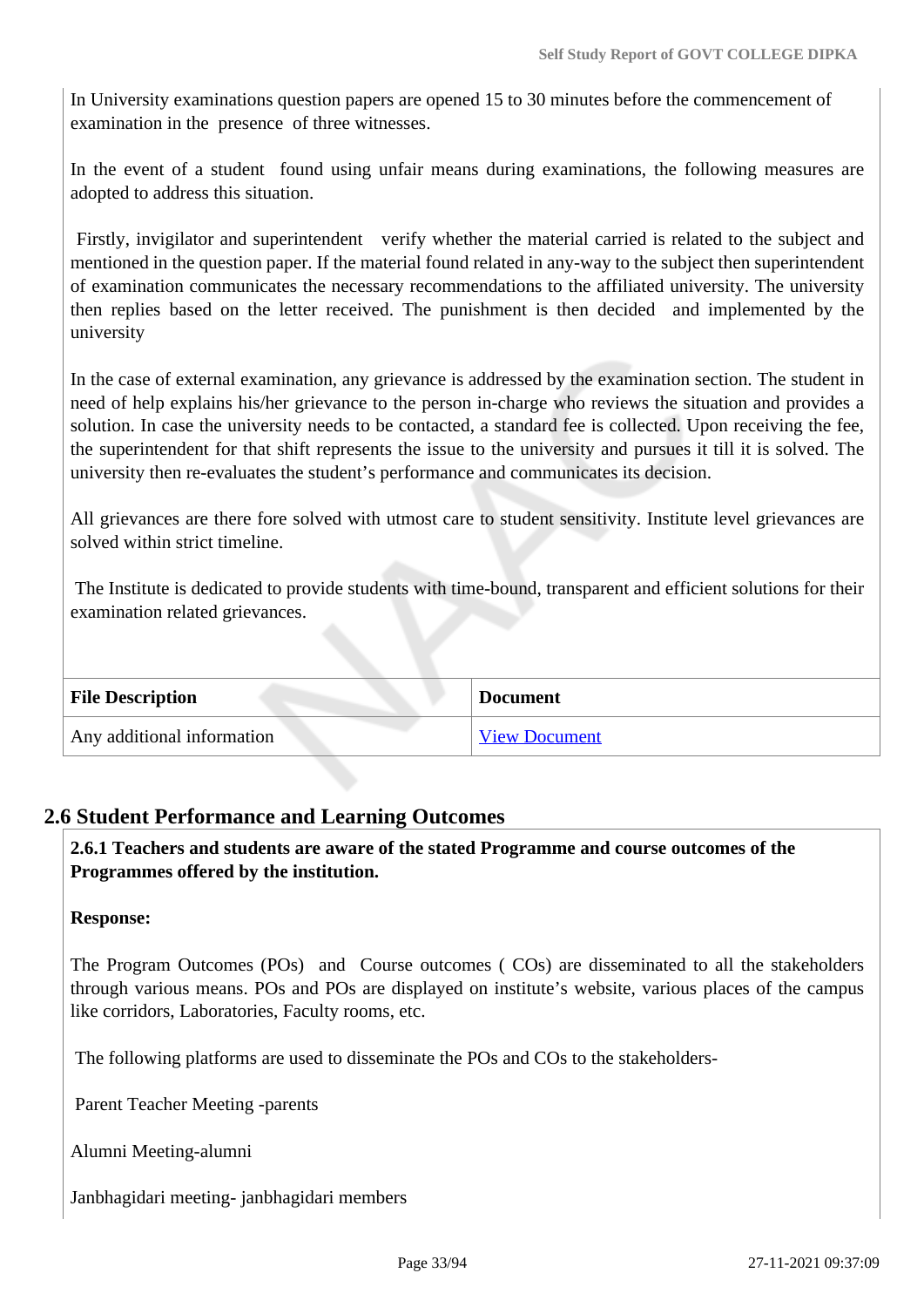In University examinations question papers are opened 15 to 30 minutes before the commencement of examination in the presence of three witnesses.

In the event of a student found using unfair means during examinations, the following measures are adopted to address this situation.

Firstly, invigilator and superintendent verify whether the material carried is related to the subject and mentioned in the question paper. If the material found related in any-way to the subject then superintendent of examination communicates the necessary recommendations to the affiliated university. The university then replies based on the letter received. The punishment is then decided and implemented by the university

In the case of external examination, any grievance is addressed by the examination section. The student in need of help explains his/her grievance to the person in-charge who reviews the situation and provides a solution. In case the university needs to be contacted, a standard fee is collected. Upon receiving the fee, the superintendent for that shift represents the issue to the university and pursues it till it is solved. The university then re-evaluates the student's performance and communicates its decision.

All grievances are there fore solved with utmost care to student sensitivity. Institute level grievances are solved within strict timeline.

The Institute is dedicated to provide students with time-bound, transparent and efficient solutions for their examination related grievances.

| File Description | Document |
| --- | --- |
| Any additional information | View Document |

## 2.6 Student Performance and Learning Outcomes

**2.6.1 Teachers and students are aware of the stated Programme and course outcomes of the Programmes offered by the institution.**

**Response:**

The Program Outcomes (POs) and Course outcomes ( COs) are disseminated to all the stakeholders through various means. POs and POs are displayed on institute's website, various places of the campus like corridors, Laboratories, Faculty rooms, etc.

The following platforms are used to disseminate the POs and COs to the stakeholders-

Parent Teacher Meeting -parents

Alumni Meeting-alumni

Janbhagidari meeting- janbhagidari members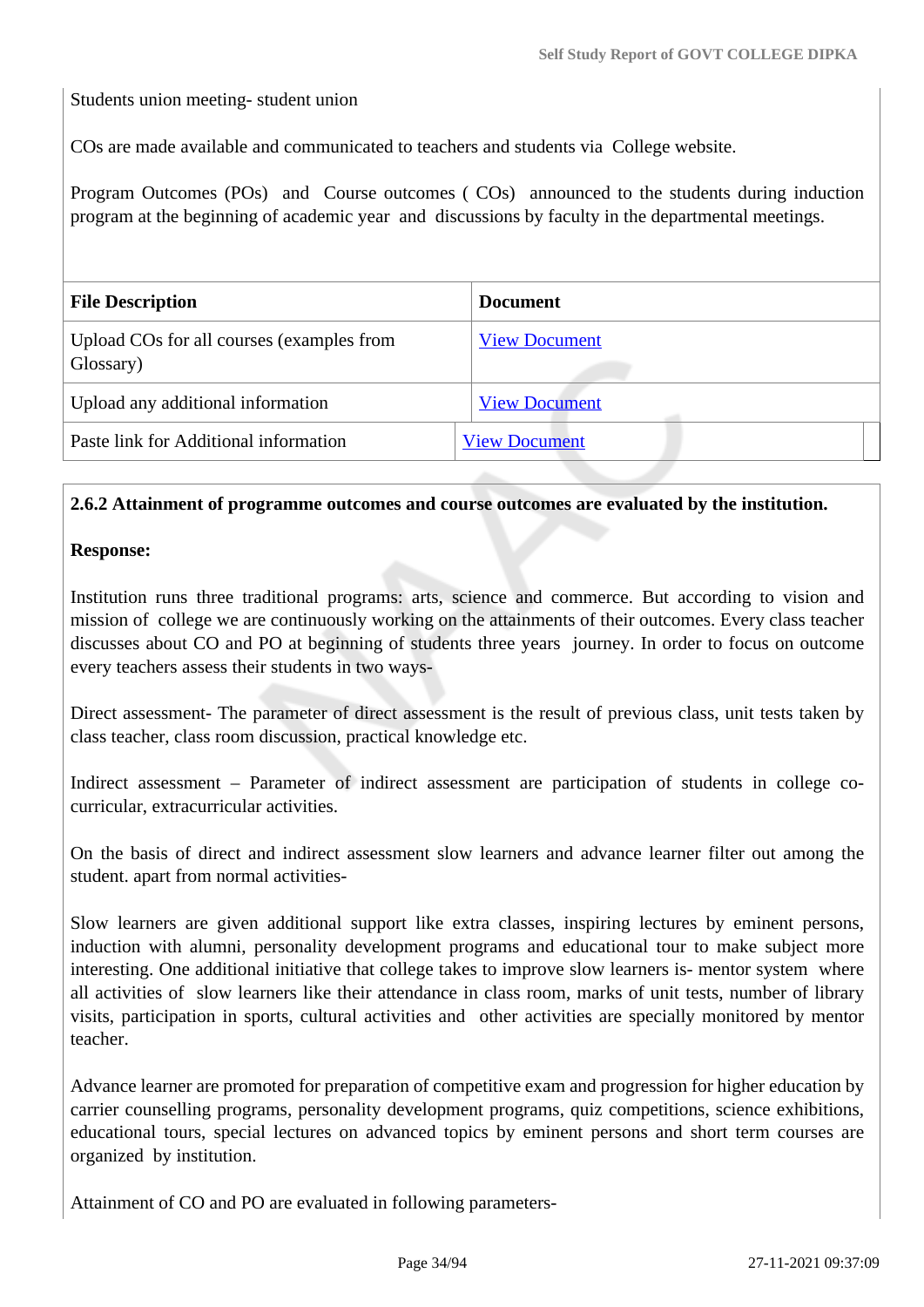Students union meeting- student union

COs are made available and communicated to teachers and students via College website.

Program Outcomes (POs) and Course outcomes ( COs) announced to the students during induction program at the beginning of academic year and discussions by faculty in the departmental meetings.

| File Description | Document |
|---|---|
| Upload COs for all courses (examples from Glossary) | View Document |
| Upload any additional information | View Document |
| Paste link for Additional information | View Document |

**2.6.2 Attainment of programme outcomes and course outcomes are evaluated by the institution.**

**Response:**

Institution runs three traditional programs: arts, science and commerce. But according to vision and mission of college we are continuously working on the attainments of their outcomes. Every class teacher discusses about CO and PO at beginning of students three years journey. In order to focus on outcome every teachers assess their students in two ways-

Direct assessment- The parameter of direct assessment is the result of previous class, unit tests taken by class teacher, class room discussion, practical knowledge etc.

Indirect assessment – Parameter of indirect assessment are participation of students in college co-curricular, extracurricular activities.

On the basis of direct and indirect assessment slow learners and advance learner filter out among the student. apart from normal activities-

Slow learners are given additional support like extra classes, inspiring lectures by eminent persons, induction with alumni, personality development programs and educational tour to make subject more interesting. One additional initiative that college takes to improve slow learners is- mentor system where all activities of slow learners like their attendance in class room, marks of unit tests, number of library visits, participation in sports, cultural activities and other activities are specially monitored by mentor teacher.

Advance learner are promoted for preparation of competitive exam and progression for higher education by carrier counselling programs, personality development programs, quiz competitions, science exhibitions, educational tours, special lectures on advanced topics by eminent persons and short term courses are organized by institution.

Attainment of CO and PO are evaluated in following parameters-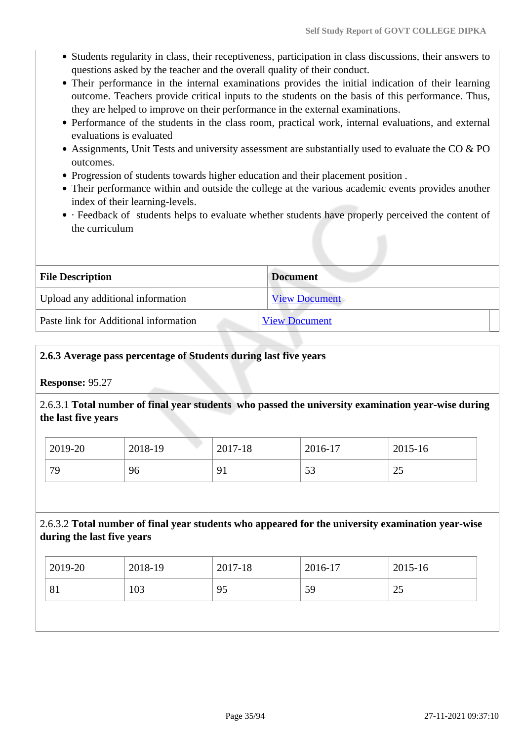- Students regularity in class, their receptiveness, participation in class discussions, their answers to questions asked by the teacher and the overall quality of their conduct.
- Their performance in the internal examinations provides the initial indication of their learning outcome. Teachers provide critical inputs to the students on the basis of this performance. Thus, they are helped to improve on their performance in the external examinations.
- Performance of the students in the class room, practical work, internal evaluations, and external evaluations is evaluated
- Assignments, Unit Tests and university assessment are substantially used to evaluate the CO & PO outcomes.
- Progression of students towards higher education and their placement position .
- Their performance within and outside the college at the various academic events provides another index of their learning-levels.
- · Feedback of students helps to evaluate whether students have properly perceived the content of the curriculum

| File Description | Document |
|---|---|
| Upload any additional information | View Document |
| Paste link for Additional information | View Document |

**2.6.3 Average pass percentage of Students during last five years**

**Response:** 95.27

2.6.3.1 **Total number of final year students who passed the university examination year-wise during the last five years**

| 2019-20 | 2018-19 | 2017-18 | 2016-17 | 2015-16 |
|---|---|---|---|---|
| 79 | 96 | 91 | 53 | 25 |

2.6.3.2 **Total number of final year students who appeared for the university examination year-wise during the last five years**

| 2019-20 | 2018-19 | 2017-18 | 2016-17 | 2015-16 |
|---|---|---|---|---|
| 81 | 103 | 95 | 59 | 25 |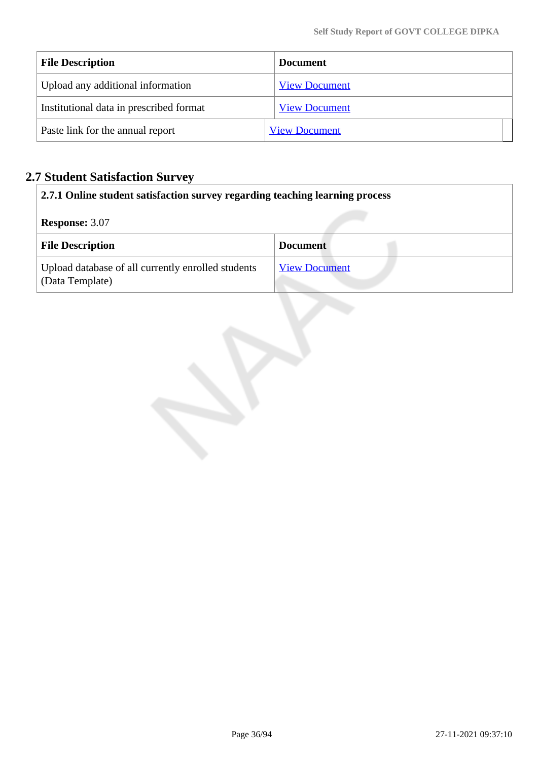| File Description | Document |
|---|---|
| Upload any additional information | View Document |
| Institutional data in prescribed format | View Document |
| Paste link for the annual report | View Document |

## 2.7 Student Satisfaction Survey

**2.7.1 Online student satisfaction survey regarding teaching learning process**

**Response:** 3.07

| File Description | Document |
|---|---|
| Upload database of all currently enrolled students (Data Template) | View Document |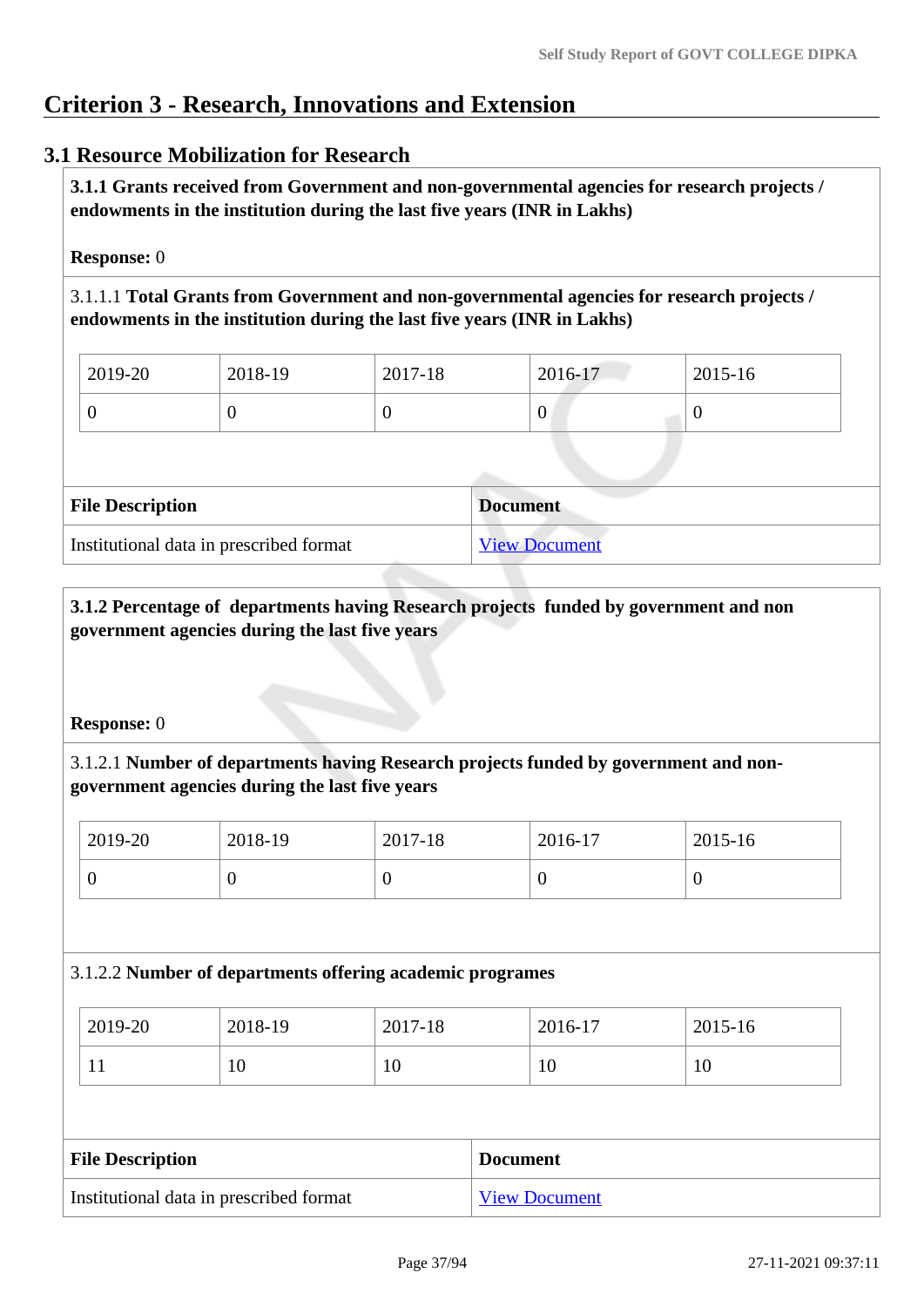# Criterion 3 - Research, Innovations and Extension

## 3.1 Resource Mobilization for Research

**3.1.1 Grants received from Government and non-governmental agencies for research projects / endowments in the institution during the last five years (INR in Lakhs)**

**Response:** 0

3.1.1.1 **Total Grants from Government and non-governmental agencies for research projects / endowments in the institution during the last five years (INR in Lakhs)**

| 2019-20 | 2018-19 | 2017-18 | 2016-17 | 2015-16 |
|---|---|---|---|---|
| 0 | 0 | 0 | 0 | 0 |

| File Description | Document |
|---|---|
| Institutional data in prescribed format | View Document |

**3.1.2 Percentage of departments having Research projects funded by government and non government agencies during the last five years**

**Response:** 0

3.1.2.1 **Number of departments having Research projects funded by government and non-government agencies during the last five years**

| 2019-20 | 2018-19 | 2017-18 | 2016-17 | 2015-16 |
|---|---|---|---|---|
| 0 | 0 | 0 | 0 | 0 |

3.1.2.2 **Number of departments offering academic programes**

| 2019-20 | 2018-19 | 2017-18 | 2016-17 | 2015-16 |
|---|---|---|---|---|
| 11 | 10 | 10 | 10 | 10 |

| File Description | Document |
|---|---|
| Institutional data in prescribed format | View Document |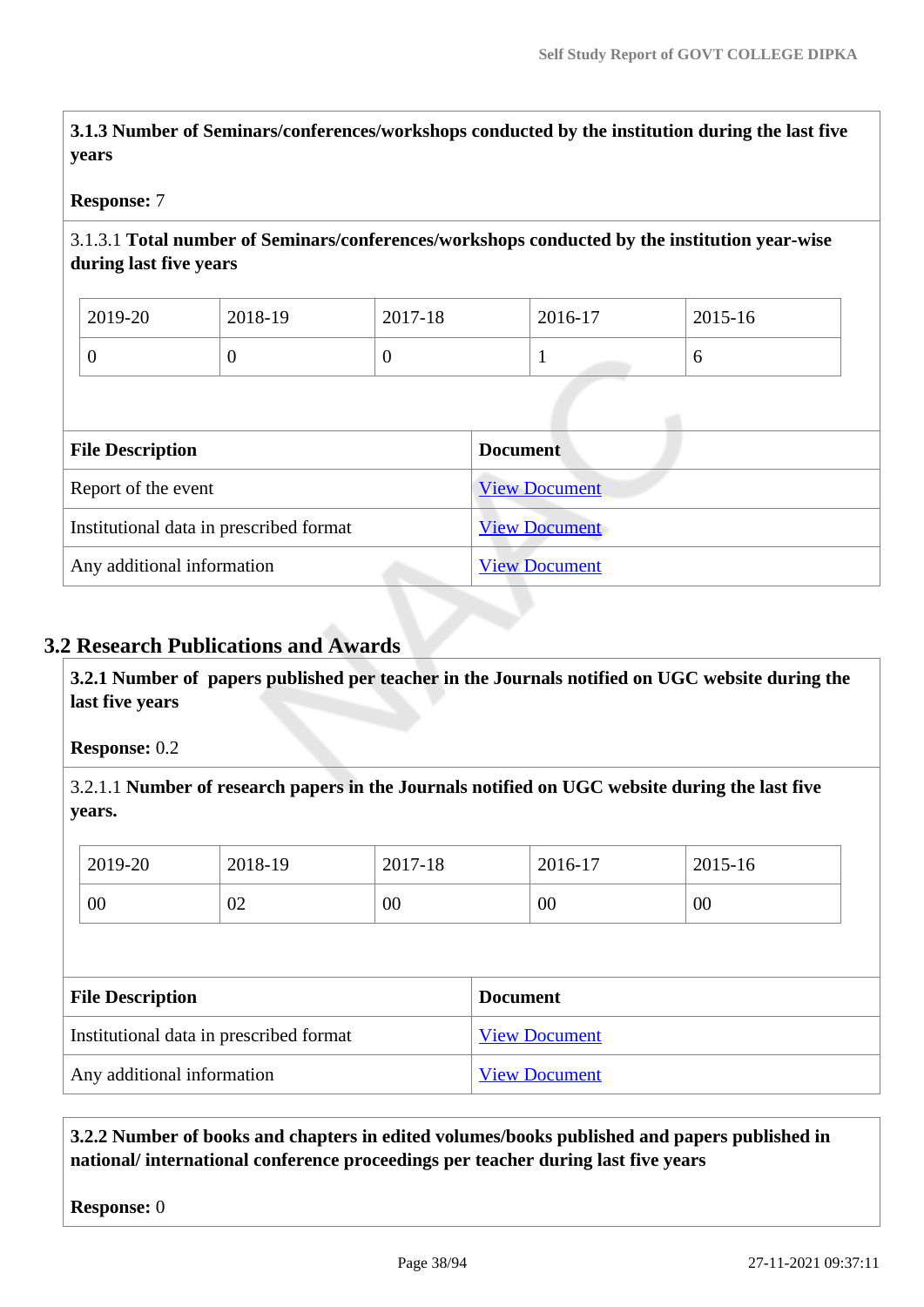**3.1.3 Number of Seminars/conferences/workshops conducted by the institution during the last five years**

**Response:** 7

3.1.3.1 **Total number of Seminars/conferences/workshops conducted by the institution year-wise during last five years**

| 2019-20 | 2018-19 | 2017-18 | 2016-17 | 2015-16 |
|---|---|---|---|---|
| 0 | 0 | 0 | 1 | 6 |

| File Description | Document |
|---|---|
| Report of the event | View Document |
| Institutional data in prescribed format | View Document |
| Any additional information | View Document |

## 3.2 Research Publications and Awards

**3.2.1 Number of papers published per teacher in the Journals notified on UGC website during the last five years**

**Response:** 0.2

3.2.1.1 **Number of research papers in the Journals notified on UGC website during the last five years.**

| 2019-20 | 2018-19 | 2017-18 | 2016-17 | 2015-16 |
|---|---|---|---|---|
| 00 | 02 | 00 | 00 | 00 |

| File Description | Document |
|---|---|
| Institutional data in prescribed format | View Document |
| Any additional information | View Document |

**3.2.2 Number of books and chapters in edited volumes/books published and papers published in national/ international conference proceedings per teacher during last five years**

**Response:** 0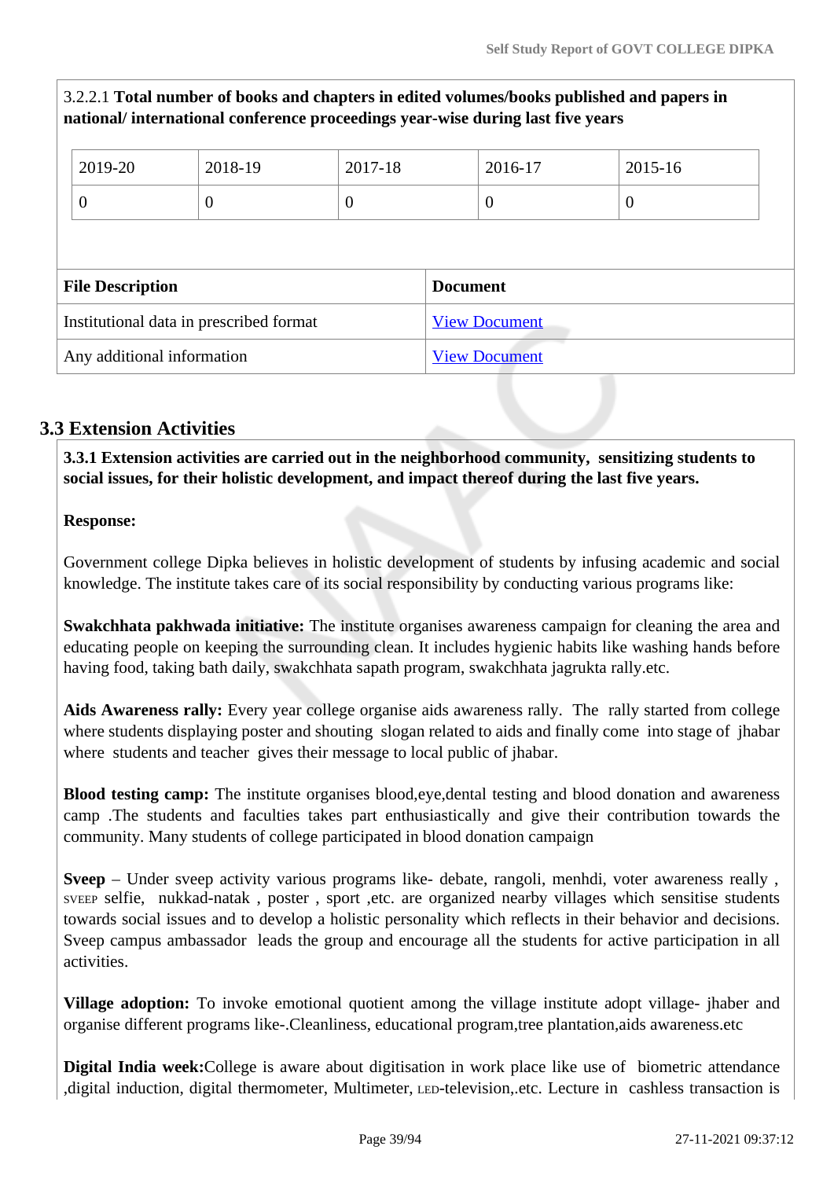3.2.2.1 **Total number of books and chapters in edited volumes/books published and papers in national/ international conference proceedings year-wise during last five years**

| 2019-20 | 2018-19 | 2017-18 | 2016-17 | 2015-16 |
|---|---|---|---|---|
| 0 | 0 | 0 | 0 | 0 |

| File Description | Document |
|---|---|
| Institutional data in prescribed format | View Document |
| Any additional information | View Document |

## 3.3 Extension Activities

**3.3.1 Extension activities are carried out in the neighborhood community, sensitizing students to social issues, for their holistic development, and impact thereof during the last five years.**

**Response:**

Government college Dipka believes in holistic development of students by infusing academic and social knowledge. The institute takes care of its social responsibility by conducting various programs like:

**Swakchhata pakhwada initiative:** The institute organises awareness campaign for cleaning the area and educating people on keeping the surrounding clean. It includes hygienic habits like washing hands before having food, taking bath daily, swakchhata sapath program, swakchhata jagrukta rally.etc.

**Aids Awareness rally:** Every year college organise aids awareness rally. The rally started from college where students displaying poster and shouting slogan related to aids and finally come into stage of jhabar where students and teacher gives their message to local public of jhabar.

**Blood testing camp:** The institute organises blood,eye,dental testing and blood donation and awareness camp .The students and faculties takes part enthusiastically and give their contribution towards the community. Many students of college participated in blood donation campaign

**Sveep** – Under sveep activity various programs like- debate, rangoli, menhdi, voter awareness really , SVEEP selfie, nukkad-natak , poster , sport ,etc. are organized nearby villages which sensitise students towards social issues and to develop a holistic personality which reflects in their behavior and decisions. Sveep campus ambassador leads the group and encourage all the students for active participation in all activities.

**Village adoption:** To invoke emotional quotient among the village institute adopt village- jhaber and organise different programs like-.Cleanliness, educational program,tree plantation,aids awareness.etc

**Digital India week:**College is aware about digitisation in work place like use of biometric attendance ,digital induction, digital thermometer, Multimeter, LED-television,.etc. Lecture in cashless transaction is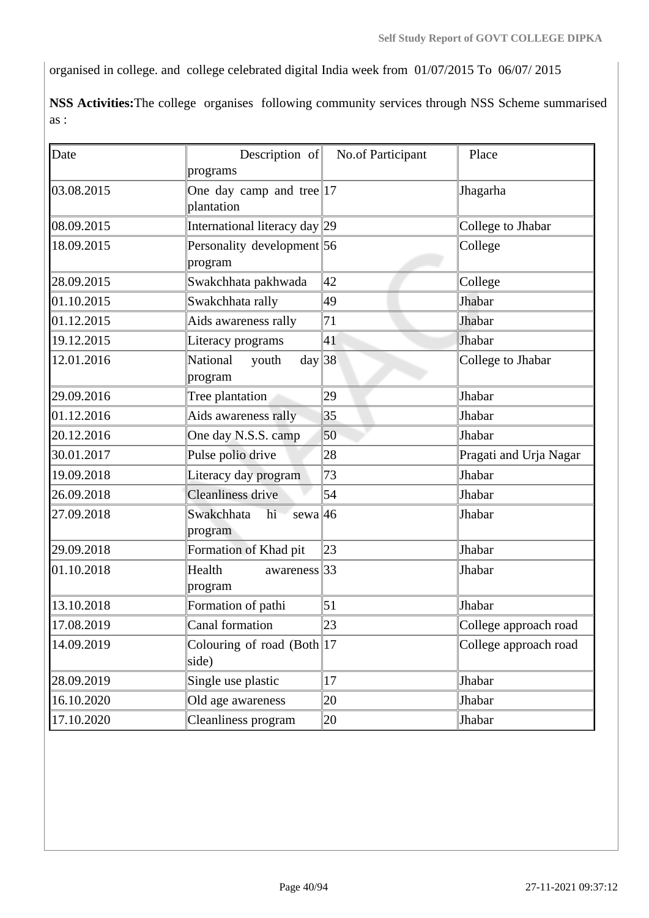organised in college. and college celebrated digital India week from 01/07/2015 To 06/07/ 2015

**NSS Activities:**The college organises following community services through NSS Scheme summarised as :

| Date | Description of programs | No.of Participant | Place |
|---|---|---|---|
| 03.08.2015 | One day camp and tree plantation | 17 | Jhagarha |
| 08.09.2015 | International literacy day | 29 | College to Jhabar |
| 18.09.2015 | Personality development program | 56 | College |
| 28.09.2015 | Swakchhata pakhwada | 42 | College |
| 01.10.2015 | Swakchhata rally | 49 | Jhabar |
| 01.12.2015 | Aids awareness rally | 71 | Jhabar |
| 19.12.2015 | Literacy programs | 41 | Jhabar |
| 12.01.2016 | National youth day program | 38 | College to Jhabar |
| 29.09.2016 | Tree plantation | 29 | Jhabar |
| 01.12.2016 | Aids awareness rally | 35 | Jhabar |
| 20.12.2016 | One day N.S.S. camp | 50 | Jhabar |
| 30.01.2017 | Pulse polio drive | 28 | Pragati and Urja Nagar |
| 19.09.2018 | Literacy day program | 73 | Jhabar |
| 26.09.2018 | Cleanliness drive | 54 | Jhabar |
| 27.09.2018 | Swakchhata hi sewa program | 46 | Jhabar |
| 29.09.2018 | Formation of Khad pit | 23 | Jhabar |
| 01.10.2018 | Health awareness program | 33 | Jhabar |
| 13.10.2018 | Formation of pathi | 51 | Jhabar |
| 17.08.2019 | Canal formation | 23 | College approach road |
| 14.09.2019 | Colouring of road (Both side) | 17 | College approach road |
| 28.09.2019 | Single use plastic | 17 | Jhabar |
| 16.10.2020 | Old age awareness | 20 | Jhabar |
| 17.10.2020 | Cleanliness program | 20 | Jhabar |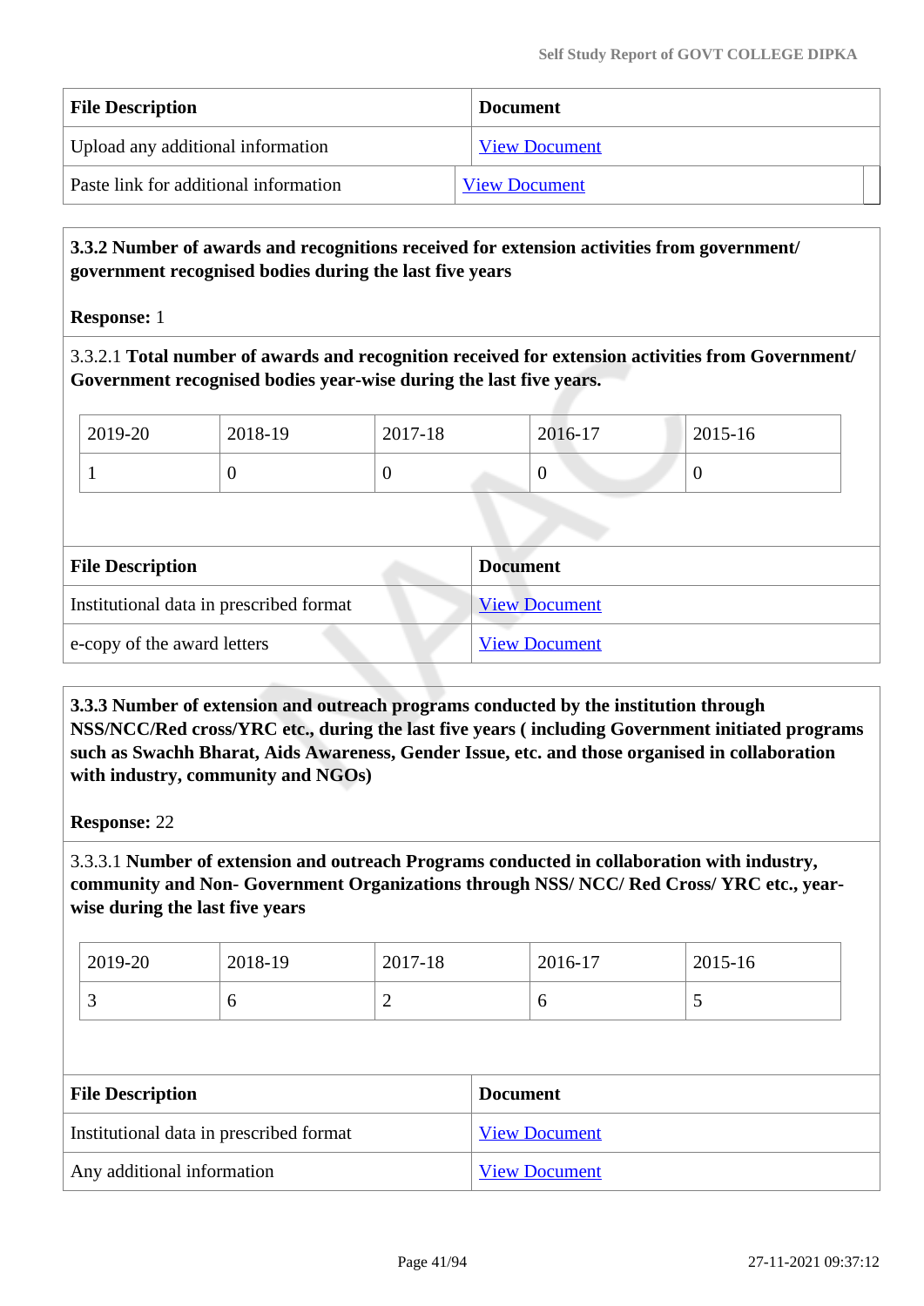| File Description | Document |
| --- | --- |
| Upload any additional information | View Document |
| Paste link for additional information | View Document |

**3.3.2 Number of awards and recognitions received for extension activities from government/ government recognised bodies during the last five years**

**Response:** 1

3.3.2.1 **Total number of awards and recognition received for extension activities from Government/ Government recognised bodies year-wise during the last five years.**

| 2019-20 | 2018-19 | 2017-18 | 2016-17 | 2015-16 |
| --- | --- | --- | --- | --- |
| 1 | 0 | 0 | 0 | 0 |

| File Description | Document |
| --- | --- |
| Institutional data in prescribed format | View Document |
| e-copy of the award letters | View Document |

**3.3.3 Number of extension and outreach programs conducted by the institution through NSS/NCC/Red cross/YRC etc., during the last five years ( including Government initiated programs such as Swachh Bharat, Aids Awareness, Gender Issue, etc. and those organised in collaboration with industry, community and NGOs)**

**Response:** 22

3.3.3.1 **Number of extension and outreach Programs conducted in collaboration with industry, community and Non- Government Organizations through NSS/ NCC/ Red Cross/ YRC etc., year-wise during the last five years**

| 2019-20 | 2018-19 | 2017-18 | 2016-17 | 2015-16 |
| --- | --- | --- | --- | --- |
| 3 | 6 | 2 | 6 | 5 |

| File Description | Document |
| --- | --- |
| Institutional data in prescribed format | View Document |
| Any additional information | View Document |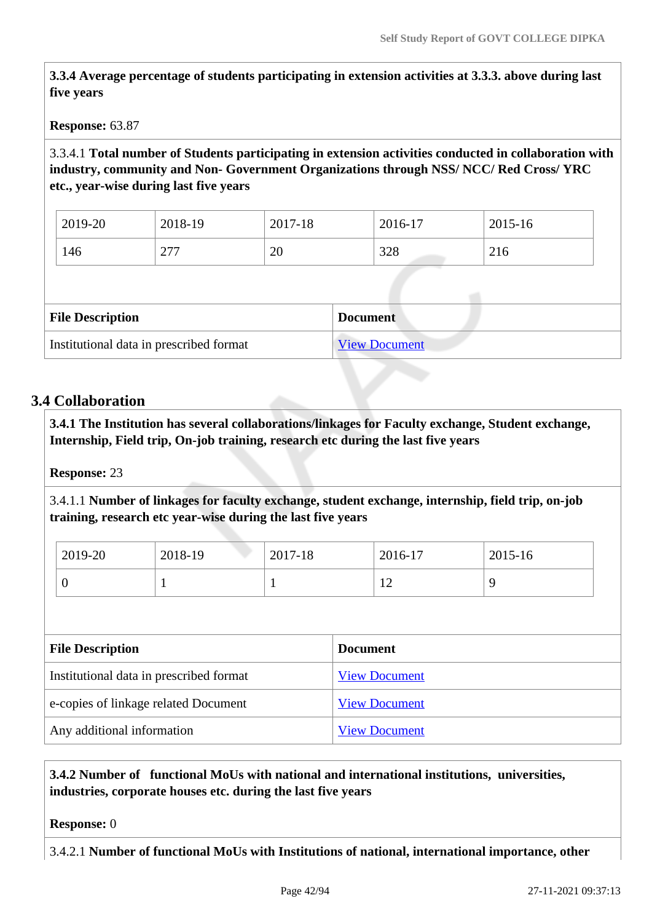**3.3.4 Average percentage of students participating in extension activities at 3.3.3. above during last five years**

**Response:** 63.87

3.3.4.1 **Total number of Students participating in extension activities conducted in collaboration with industry, community and Non- Government Organizations through NSS/ NCC/ Red Cross/ YRC etc., year-wise during last five years**

| 2019-20 | 2018-19 | 2017-18 | 2016-17 | 2015-16 |
|---|---|---|---|---|
| 146 | 277 | 20 | 328 | 216 |

| File Description | Document |
|---|---|
| Institutional data in prescribed format | View Document |

## 3.4 Collaboration

**3.4.1 The Institution has several collaborations/linkages for Faculty exchange, Student exchange, Internship, Field trip, On-job training, research etc during the last five years**

**Response:** 23

3.4.1.1 **Number of linkages for faculty exchange, student exchange, internship, field trip, on-job training, research etc year-wise during the last five years**

| 2019-20 | 2018-19 | 2017-18 | 2016-17 | 2015-16 |
|---|---|---|---|---|
| 0 | 1 | 1 | 12 | 9 |

| File Description | Document |
|---|---|
| Institutional data in prescribed format | View Document |
| e-copies of linkage related Document | View Document |
| Any additional information | View Document |

**3.4.2 Number of functional MoUs with national and international institutions, universities, industries, corporate houses etc. during the last five years**

**Response:** 0

3.4.2.1 **Number of functional MoUs with Institutions of national, international importance, other**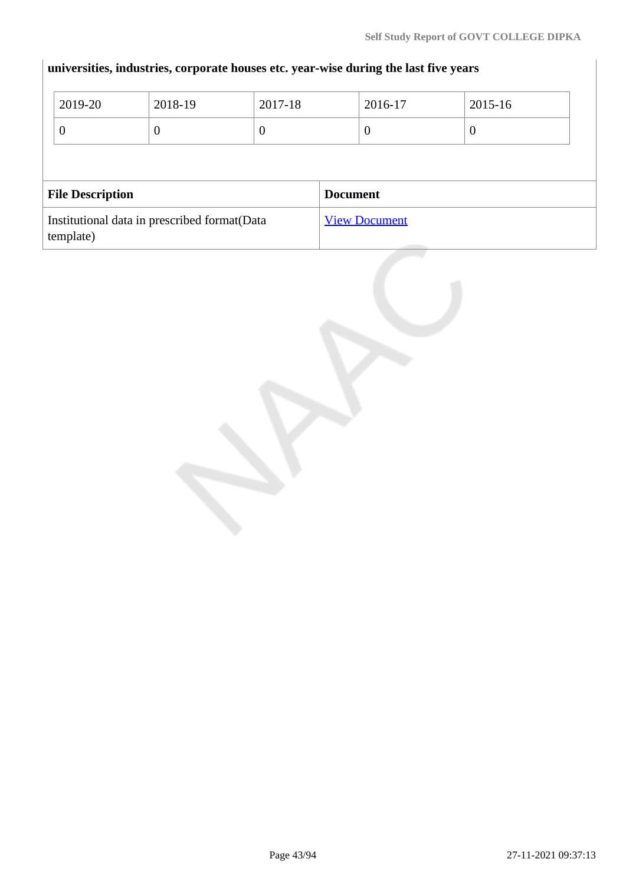**universities, industries, corporate houses etc. year-wise during the last five years**

| 2019-20 | 2018-19 | 2017-18 | 2016-17 | 2015-16 |
|---|---|---|---|---|
| 0 | 0 | 0 | 0 | 0 |

| File Description | Document |
|---|---|
| Institutional data in prescribed format(Data template) | View Document |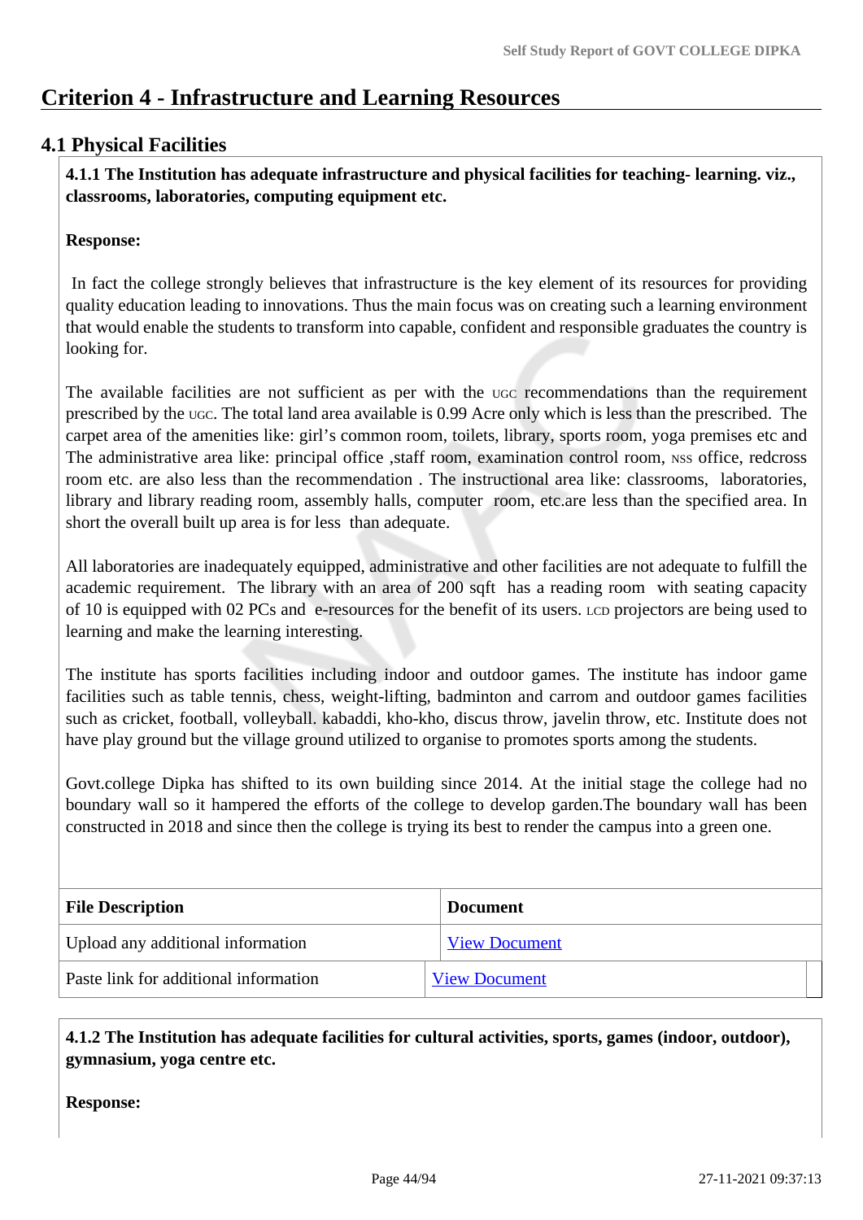# Criterion 4 - Infrastructure and Learning Resources

## 4.1 Physical Facilities

**4.1.1 The Institution has adequate infrastructure and physical facilities for teaching- learning. viz., classrooms, laboratories, computing equipment etc.**

**Response:**

In fact the college strongly believes that infrastructure is the key element of its resources for providing quality education leading to innovations. Thus the main focus was on creating such a learning environment that would enable the students to transform into capable, confident and responsible graduates the country is looking for.

The available facilities are not sufficient as per with the UGC recommendations than the requirement prescribed by the UGC. The total land area available is 0.99 Acre only which is less than the prescribed. The carpet area of the amenities like: girl's common room, toilets, library, sports room, yoga premises etc and The administrative area like: principal office ,staff room, examination control room, NSS office, redcross room etc. are also less than the recommendation . The instructional area like: classrooms, laboratories, library and library reading room, assembly halls, computer room, etc.are less than the specified area. In short the overall built up area is for less than adequate.

All laboratories are inadequately equipped, administrative and other facilities are not adequate to fulfill the academic requirement. The library with an area of 200 sqft has a reading room with seating capacity of 10 is equipped with 02 PCs and e-resources for the benefit of its users. LCD projectors are being used to learning and make the learning interesting.

The institute has sports facilities including indoor and outdoor games. The institute has indoor game facilities such as table tennis, chess, weight-lifting, badminton and carrom and outdoor games facilities such as cricket, football, volleyball. kabaddi, kho-kho, discus throw, javelin throw, etc. Institute does not have play ground but the village ground utilized to organise to promotes sports among the students.

Govt.college Dipka has shifted to its own building since 2014. At the initial stage the college had no boundary wall so it hampered the efforts of the college to develop garden.The boundary wall has been constructed in 2018 and since then the college is trying its best to render the campus into a green one.

| File Description | Document |
|---|---|
| Upload any additional information | View Document |
| Paste link for additional information | View Document |

**4.1.2 The Institution has adequate facilities for cultural activities, sports, games (indoor, outdoor), gymnasium, yoga centre etc.**

**Response:**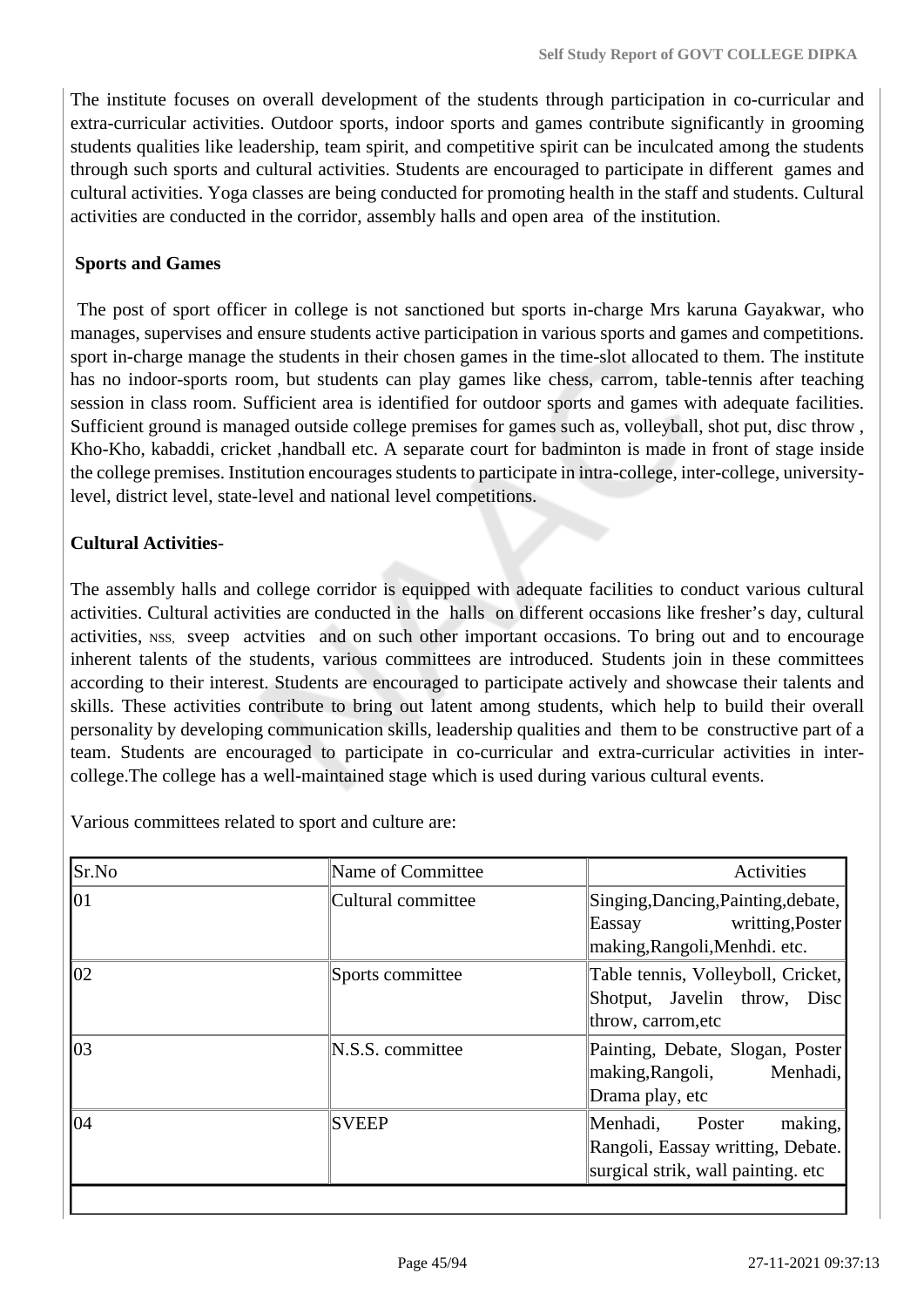The institute focuses on overall development of the students through participation in co-curricular and extra-curricular activities. Outdoor sports, indoor sports and games contribute significantly in grooming students qualities like leadership, team spirit, and competitive spirit can be inculcated among the students through such sports and cultural activities. Students are encouraged to participate in different games and cultural activities. Yoga classes are being conducted for promoting health in the staff and students. Cultural activities are conducted in the corridor, assembly halls and open area of the institution.

**Sports and Games**

The post of sport officer in college is not sanctioned but sports in-charge Mrs karuna Gayakwar, who manages, supervises and ensure students active participation in various sports and games and competitions. sport in-charge manage the students in their chosen games in the time-slot allocated to them. The institute has no indoor-sports room, but students can play games like chess, carrom, table-tennis after teaching session in class room. Sufficient area is identified for outdoor sports and games with adequate facilities. Sufficient ground is managed outside college premises for games such as, volleyball, shot put, disc throw , Kho-Kho, kabaddi, cricket ,handball etc. A separate court for badminton is made in front of stage inside the college premises. Institution encourages students to participate in intra-college, inter-college, university-level, district level, state-level and national level competitions.

**Cultural Activities**-

The assembly halls and college corridor is equipped with adequate facilities to conduct various cultural activities. Cultural activities are conducted in the halls on different occasions like fresher's day, cultural activities, NSS, sveep actvities and on such other important occasions. To bring out and to encourage inherent talents of the students, various committees are introduced. Students join in these committees according to their interest. Students are encouraged to participate actively and showcase their talents and skills. These activities contribute to bring out latent among students, which help to build their overall personality by developing communication skills, leadership qualities and them to be constructive part of a team. Students are encouraged to participate in co-curricular and extra-curricular activities in inter-college.The college has a well-maintained stage which is used during various cultural events.

Various committees related to sport and culture are:

| Sr.No | Name of Committee | Activities |
|---|---|---|
| 01 | Cultural committee | Singing,Dancing,Painting,debate, Eassay writting,Poster making,Rangoli,Menhdi. etc. |
| 02 | Sports committee | Table tennis, Volleyboll, Cricket, Shotput, Javelin throw, Disc throw, carrom,etc |
| 03 | N.S.S. committee | Painting, Debate, Slogan, Poster making,Rangoli, Menhadi, Drama play, etc |
| 04 | SVEEP | Menhadi, Poster making, Rangoli, Eassay writting, Debate. surgical strik, wall painting. etc |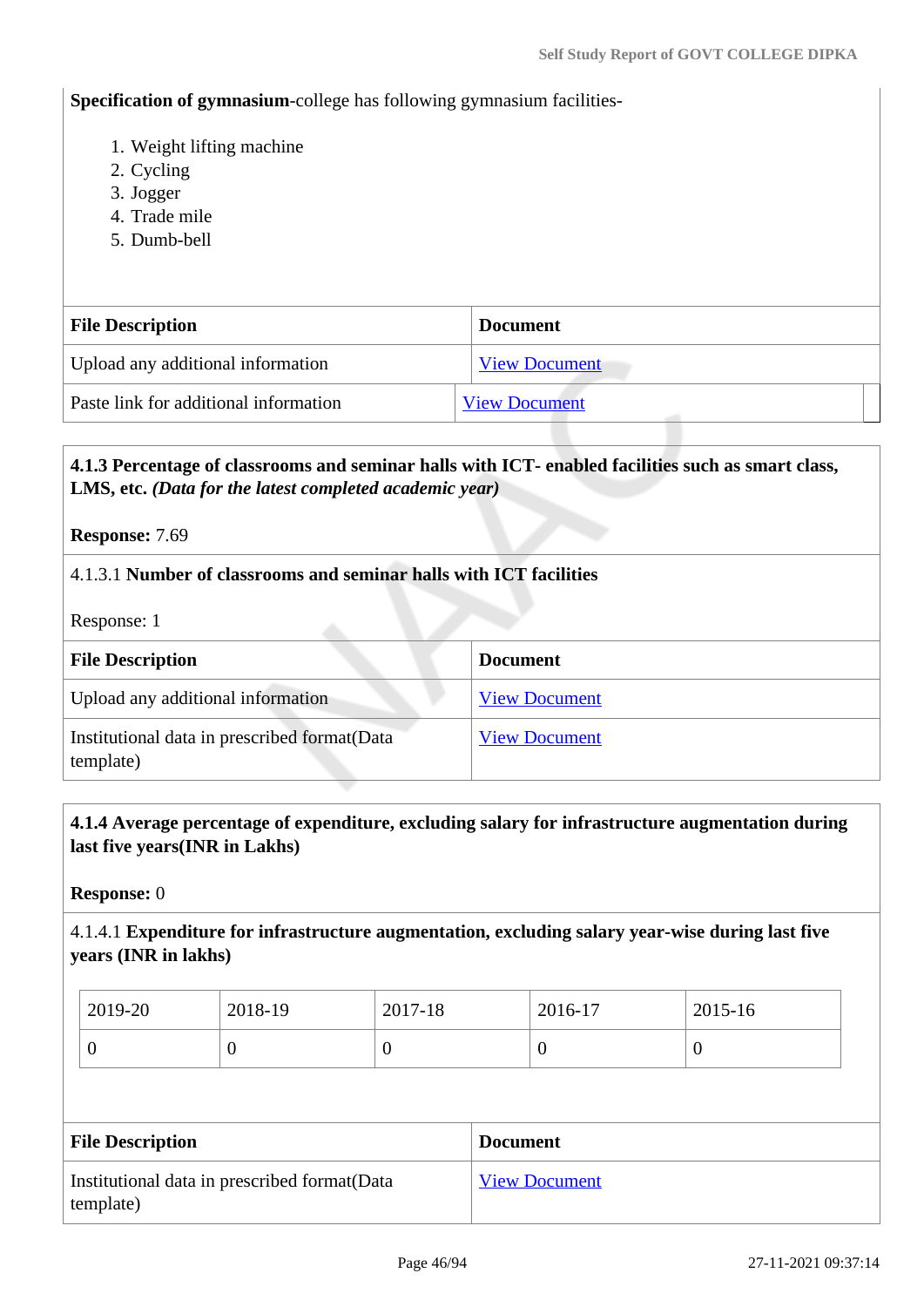**Specification of gymnasium**-college has following gymnasium facilities-

1. Weight lifting machine
2. Cycling
3. Jogger
4. Trade mile
5. Dumb-bell

| File Description | Document |
|---|---|
| Upload any additional information | View Document |
| Paste link for additional information | View Document |

**4.1.3 Percentage of classrooms and seminar halls with ICT- enabled facilities such as smart class, LMS, etc.** ***(Data for the latest completed academic year)***

**Response:** 7.69

4.1.3.1 **Number of classrooms and seminar halls with ICT facilities**

Response: 1

| File Description | Document |
|---|---|
| Upload any additional information | View Document |
| Institutional data in prescribed format(Data template) | View Document |

**4.1.4 Average percentage of expenditure, excluding salary for infrastructure augmentation during last five years(INR in Lakhs)**

**Response:** 0

4.1.4.1 **Expenditure for infrastructure augmentation, excluding salary year-wise during last five years (INR in lakhs)**

| 2019-20 | 2018-19 | 2017-18 | 2016-17 | 2015-16 |
|---|---|---|---|---|
| 0 | 0 | 0 | 0 | 0 |

| File Description | Document |
|---|---|
| Institutional data in prescribed format(Data template) | View Document |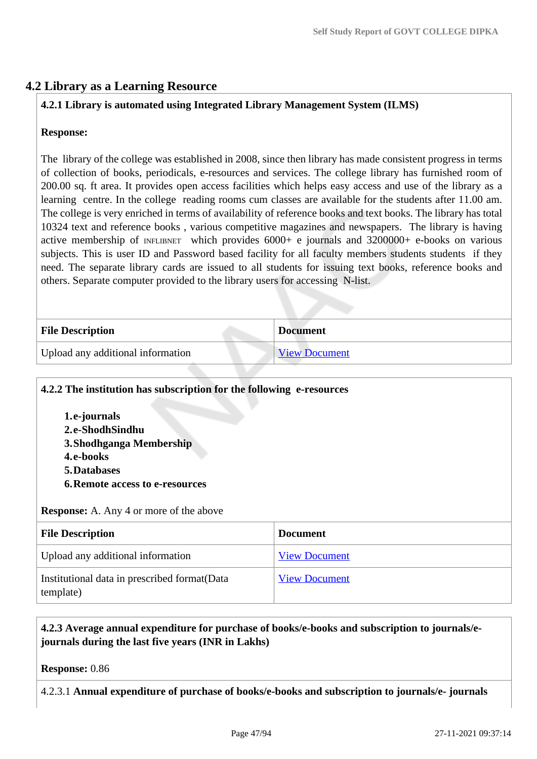## 4.2 Library as a Learning Resource

**4.2.1 Library is automated using Integrated Library Management System (ILMS)**

**Response:**

The library of the college was established in 2008, since then library has made consistent progress in terms of collection of books, periodicals, e-resources and services. The college library has furnished room of 200.00 sq. ft area. It provides open access facilities which helps easy access and use of the library as a learning centre. In the college reading rooms cum classes are available for the students after 11.00 am. The college is very enriched in terms of availability of reference books and text books. The library has total 10324 text and reference books , various competitive magazines and newspapers. The library is having active membership of INFLIBNET which provides 6000+ e journals and 3200000+ e-books on various subjects. This is user ID and Password based facility for all faculty members students students if they need. The separate library cards are issued to all students for issuing text books, reference books and others. Separate computer provided to the library users for accessing N-list.

| File Description | Document |
|---|---|
| Upload any additional information | View Document |

**4.2.2 The institution has subscription for the following e-resources**

1. **e-journals**
2. **e-ShodhSindhu**
3. **Shodhganga Membership**
4. **e-books**
5. **Databases**
6. **Remote access to e-resources**

**Response:** A. Any 4 or more of the above

| File Description | Document |
|---|---|
| Upload any additional information | View Document |
| Institutional data in prescribed format(Data template) | View Document |

**4.2.3 Average annual expenditure for purchase of books/e-books and subscription to journals/e-journals during the last five years (INR in Lakhs)**

**Response:** 0.86

4.2.3.1 **Annual expenditure of purchase of books/e-books and subscription to journals/e- journals**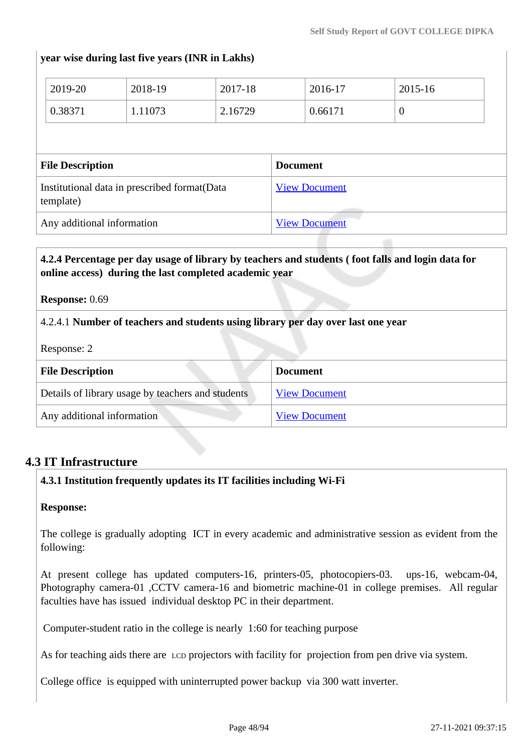year wise during last five years (INR in Lakhs)

| 2019-20 | 2018-19 | 2017-18 | 2016-17 | 2015-16 |
|---|---|---|---|---|
| 0.38371 | 1.11073 | 2.16729 | 0.66171 | 0 |

| File Description | Document |
|---|---|
| Institutional data in prescribed format(Data template) | View Document |
| Any additional information | View Document |

**4.2.4 Percentage per day usage of library by teachers and students ( foot falls and login data for online access) during the last completed academic year**

**Response:** 0.69

4.2.4.1 **Number of teachers and students using library per day over last one year**

Response: 2

| File Description | Document |
|---|---|
| Details of library usage by teachers and students | View Document |
| Any additional information | View Document |

## 4.3 IT Infrastructure

**4.3.1 Institution frequently updates its IT facilities including Wi-Fi**

**Response:**

The college is gradually adopting ICT in every academic and administrative session as evident from the following:

At present college has updated computers-16, printers-05, photocopiers-03. ups-16, webcam-04, Photography camera-01 ,CCTV camera-16 and biometric machine-01 in college premises. All regular faculties have has issued individual desktop PC in their department.

Computer-student ratio in the college is nearly 1:60 for teaching purpose

As for teaching aids there are LCD projectors with facility for projection from pen drive via system.

College office is equipped with uninterrupted power backup via 300 watt inverter.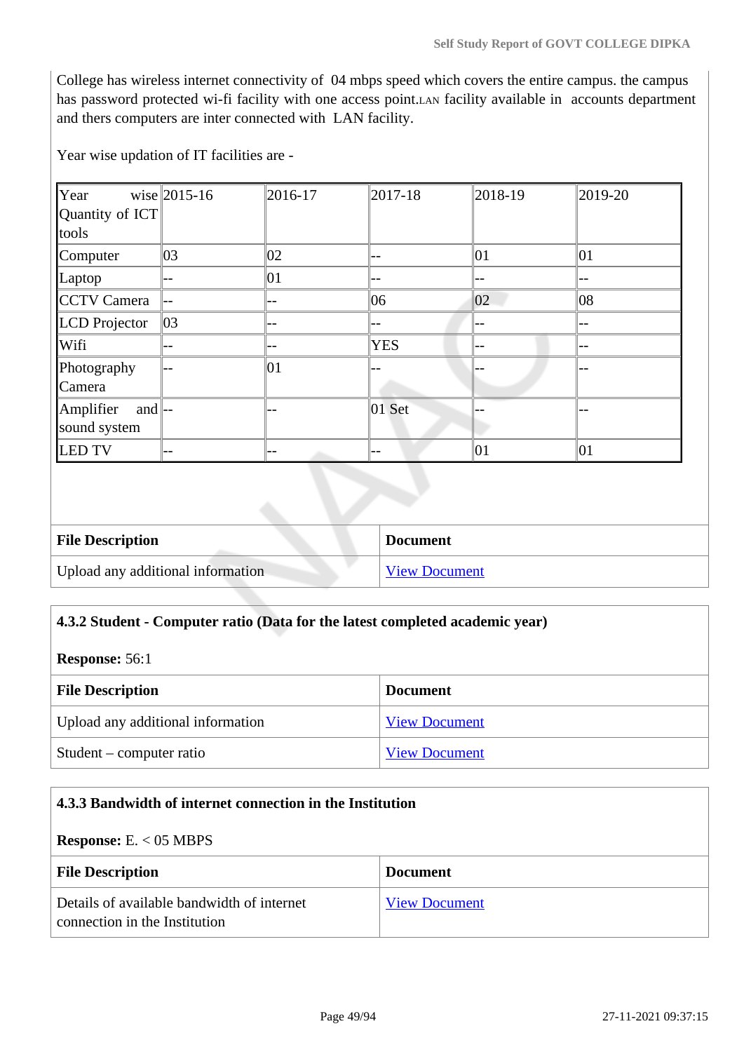College has wireless internet connectivity of 04 mbps speed which covers the entire campus. the campus has password protected wi-fi facility with one access point.LAN facility available in accounts department and thers computers are inter connected with LAN facility.

Year wise updation of IT facilities are -

| Year wise Quantity of ICT tools | 2015-16 | 2016-17 | 2017-18 | 2018-19 | 2019-20 |
|---|---|---|---|---|---|
| Computer | 03 | 02 | -- | 01 | 01 |
| Laptop | -- | 01 | -- | -- | -- |
| CCTV Camera | -- | -- | 06 | 02 | 08 |
| LCD Projector | 03 | -- | -- | -- | -- |
| Wifi | -- | -- | YES | -- | -- |
| Photography Camera | -- | 01 | -- | -- | -- |
| Amplifier and sound system | -- | -- | 01 Set | -- | -- |
| LED TV | -- | -- | -- | 01 | 01 |

| File Description | Document |
|---|---|
| Upload any additional information | View Document |

**4.3.2 Student - Computer ratio (Data for the latest completed academic year)**

**Response:** 56:1

| File Description | Document |
|---|---|
| Upload any additional information | View Document |
| Student – computer ratio | View Document |

**4.3.3 Bandwidth of internet connection in the Institution**

**Response:** E. < 05 MBPS

| File Description | Document |
|---|---|
| Details of available bandwidth of internet connection in the Institution | View Document |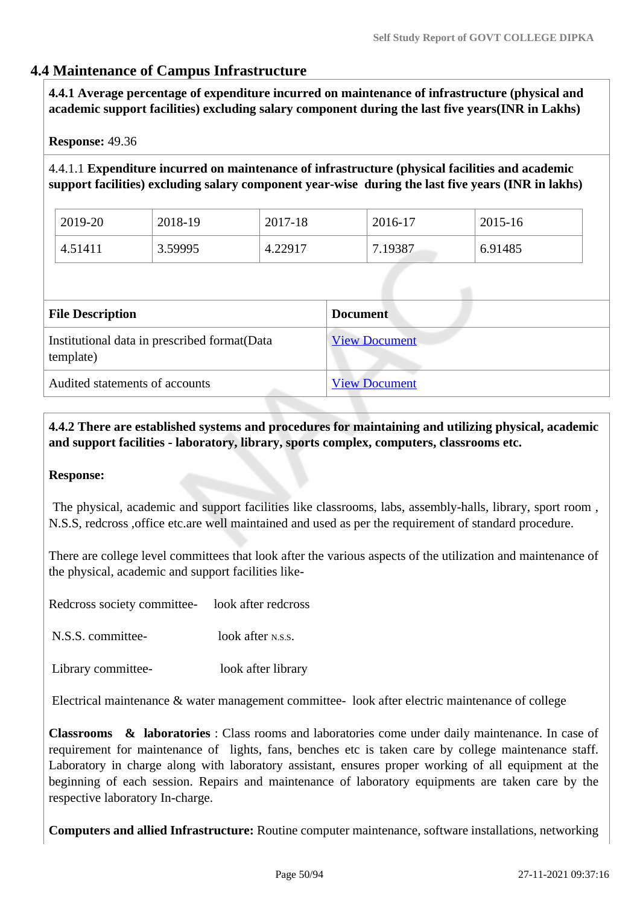## 4.4 Maintenance of Campus Infrastructure

**4.4.1 Average percentage of expenditure incurred on maintenance of infrastructure (physical and academic support facilities) excluding salary component during the last five years(INR in Lakhs)**

**Response:** 49.36

4.4.1.1 **Expenditure incurred on maintenance of infrastructure (physical facilities and academic support facilities) excluding salary component year-wise during the last five years (INR in lakhs)**

| 2019-20 | 2018-19 | 2017-18 | 2016-17 | 2015-16 |
|---|---|---|---|---|
| 4.51411 | 3.59995 | 4.22917 | 7.19387 | 6.91485 |

| File Description | Document |
|---|---|
| Institutional data in prescribed format(Data template) | View Document |
| Audited statements of accounts | View Document |

**4.4.2 There are established systems and procedures for maintaining and utilizing physical, academic and support facilities - laboratory, library, sports complex, computers, classrooms etc.**

**Response:**

The physical, academic and support facilities like classrooms, labs, assembly-halls, library, sport room , N.S.S, redcross ,office etc.are well maintained and used as per the requirement of standard procedure.

There are college level committees that look after the various aspects of the utilization and maintenance of the physical, academic and support facilities like-

Redcross society committee- look after redcross

N.S.S. committee- look after N.S.S.

Library committee- look after library

Electrical maintenance & water management committee- look after electric maintenance of college

**Classrooms & laboratories** : Class rooms and laboratories come under daily maintenance. In case of requirement for maintenance of lights, fans, benches etc is taken care by college maintenance staff. Laboratory in charge along with laboratory assistant, ensures proper working of all equipment at the beginning of each session. Repairs and maintenance of laboratory equipments are taken care by the respective laboratory In-charge.

**Computers and allied Infrastructure:** Routine computer maintenance, software installations, networking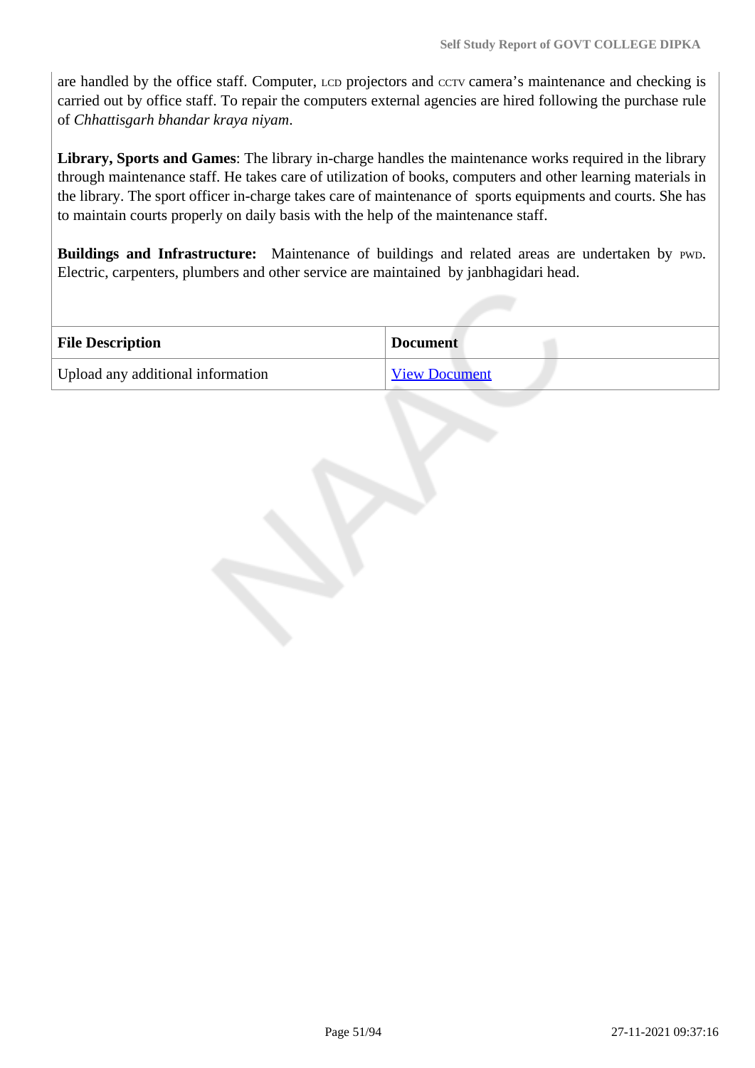are handled by the office staff. Computer, LCD projectors and CCTV camera's maintenance and checking is carried out by office staff. To repair the computers external agencies are hired following the purchase rule of *Chhattisgarh bhandar kraya niyam*.

**Library, Sports and Games**: The library in-charge handles the maintenance works required in the library through maintenance staff. He takes care of utilization of books, computers and other learning materials in the library. The sport officer in-charge takes care of maintenance of sports equipments and courts. She has to maintain courts properly on daily basis with the help of the maintenance staff.

**Buildings and Infrastructure:** Maintenance of buildings and related areas are undertaken by PWD. Electric, carpenters, plumbers and other service are maintained by janbhagidari head.

| File Description | Document |
|---|---|
| Upload any additional information | View Document |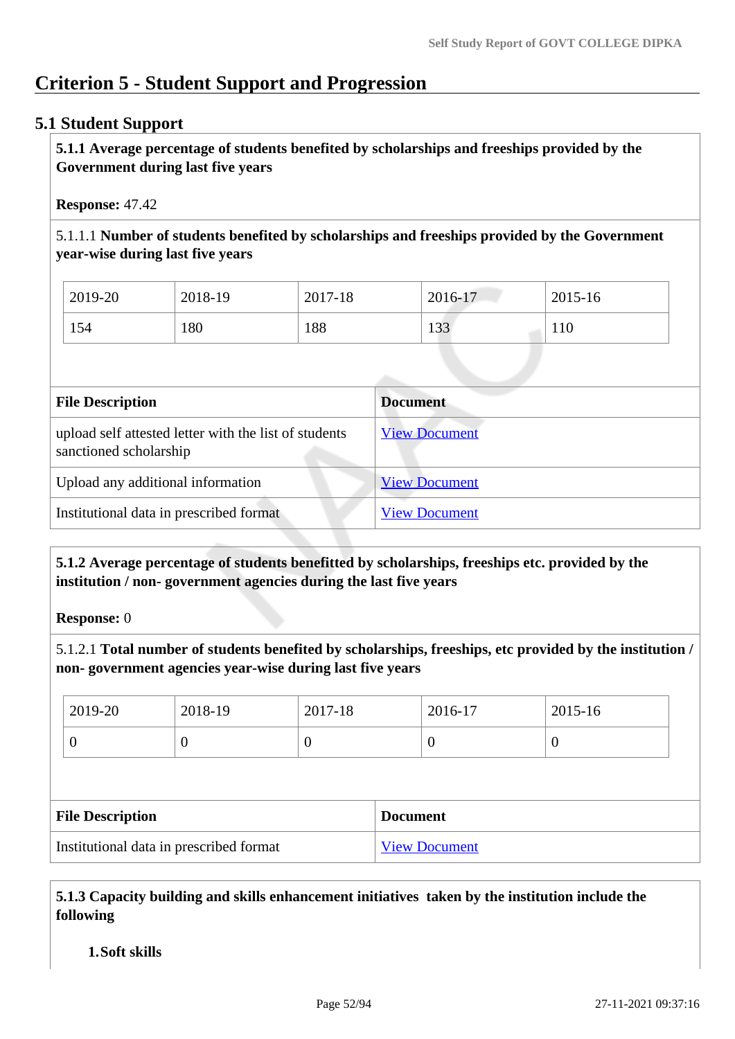# Criterion 5 - Student Support and Progression

## 5.1 Student Support

**5.1.1 Average percentage of students benefited by scholarships and freeships provided by the Government during last five years**

**Response:** 47.42

5.1.1.1 **Number of students benefited by scholarships and freeships provided by the Government year-wise during last five years**

| 2019-20 | 2018-19 | 2017-18 | 2016-17 | 2015-16 |
|---|---|---|---|---|
| 154 | 180 | 188 | 133 | 110 |

| File Description | Document |
|---|---|
| upload self attested letter with the list of students sanctioned scholarship | View Document |
| Upload any additional information | View Document |
| Institutional data in prescribed format | View Document |

**5.1.2 Average percentage of students benefitted by scholarships, freeships etc. provided by the institution / non- government agencies during the last five years**

**Response:** 0

5.1.2.1 **Total number of students benefited by scholarships, freeships, etc provided by the institution / non- government agencies year-wise during last five years**

| 2019-20 | 2018-19 | 2017-18 | 2016-17 | 2015-16 |
|---|---|---|---|---|
| 0 | 0 | 0 | 0 | 0 |

| File Description | Document |
|---|---|
| Institutional data in prescribed format | View Document |

**5.1.3 Capacity building and skills enhancement initiatives taken by the institution include the following**

1. **Soft skills**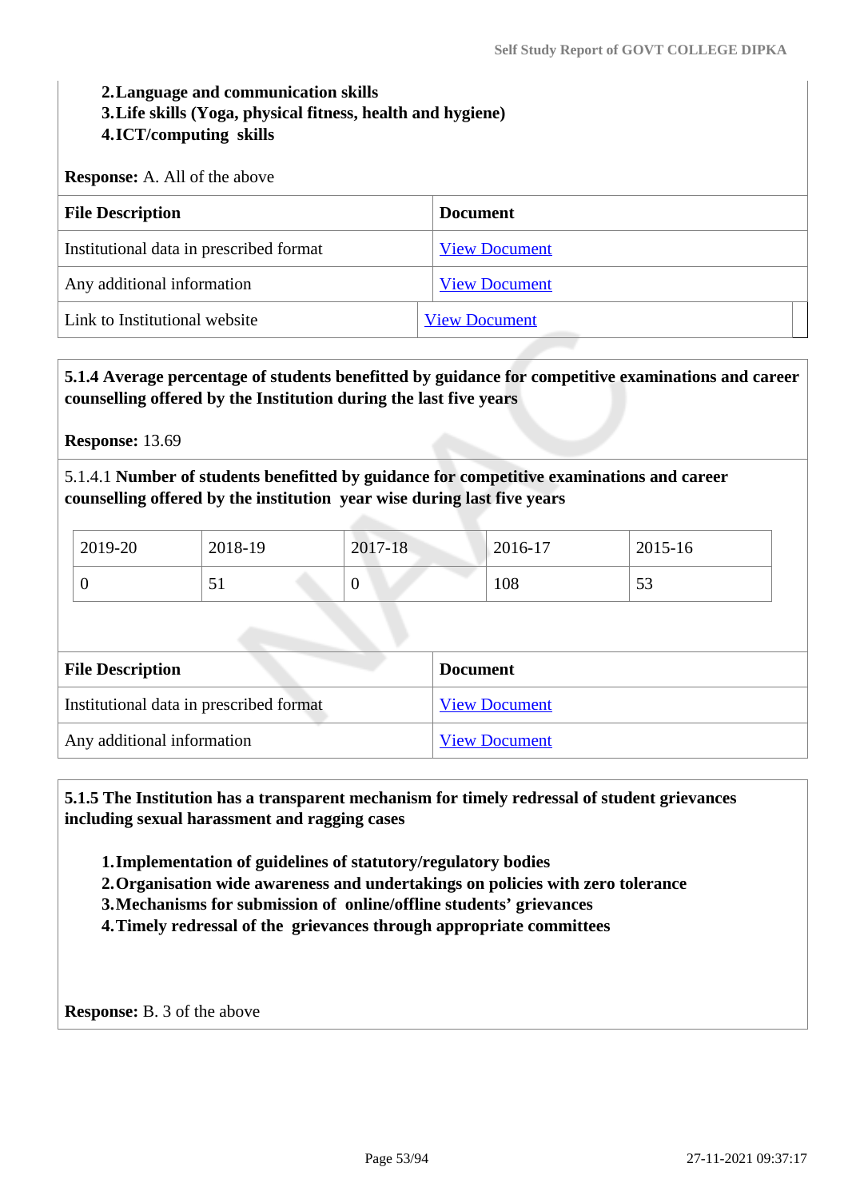2. **Language and communication skills**
3. **Life skills (Yoga, physical fitness, health and hygiene)**
4. **ICT/computing skills**

**Response:** A. All of the above

| File Description | Document |
|---|---|
| Institutional data in prescribed format | View Document |
| Any additional information | View Document |
| Link to Institutional website | View Document |

**5.1.4 Average percentage of students benefitted by guidance for competitive examinations and career counselling offered by the Institution during the last five years**

**Response:** 13.69

5.1.4.1 **Number of students benefitted by guidance for competitive examinations and career counselling offered by the institution year wise during last five years**

| 2019-20 | 2018-19 | 2017-18 | 2016-17 | 2015-16 |
|---|---|---|---|---|
| 0 | 51 | 0 | 108 | 53 |

| File Description | Document |
|---|---|
| Institutional data in prescribed format | View Document |
| Any additional information | View Document |

**5.1.5 The Institution has a transparent mechanism for timely redressal of student grievances including sexual harassment and ragging cases**

1. **Implementation of guidelines of statutory/regulatory bodies**
2. **Organisation wide awareness and undertakings on policies with zero tolerance**
3. **Mechanisms for submission of online/offline students' grievances**
4. **Timely redressal of the grievances through appropriate committees**

**Response:** B. 3 of the above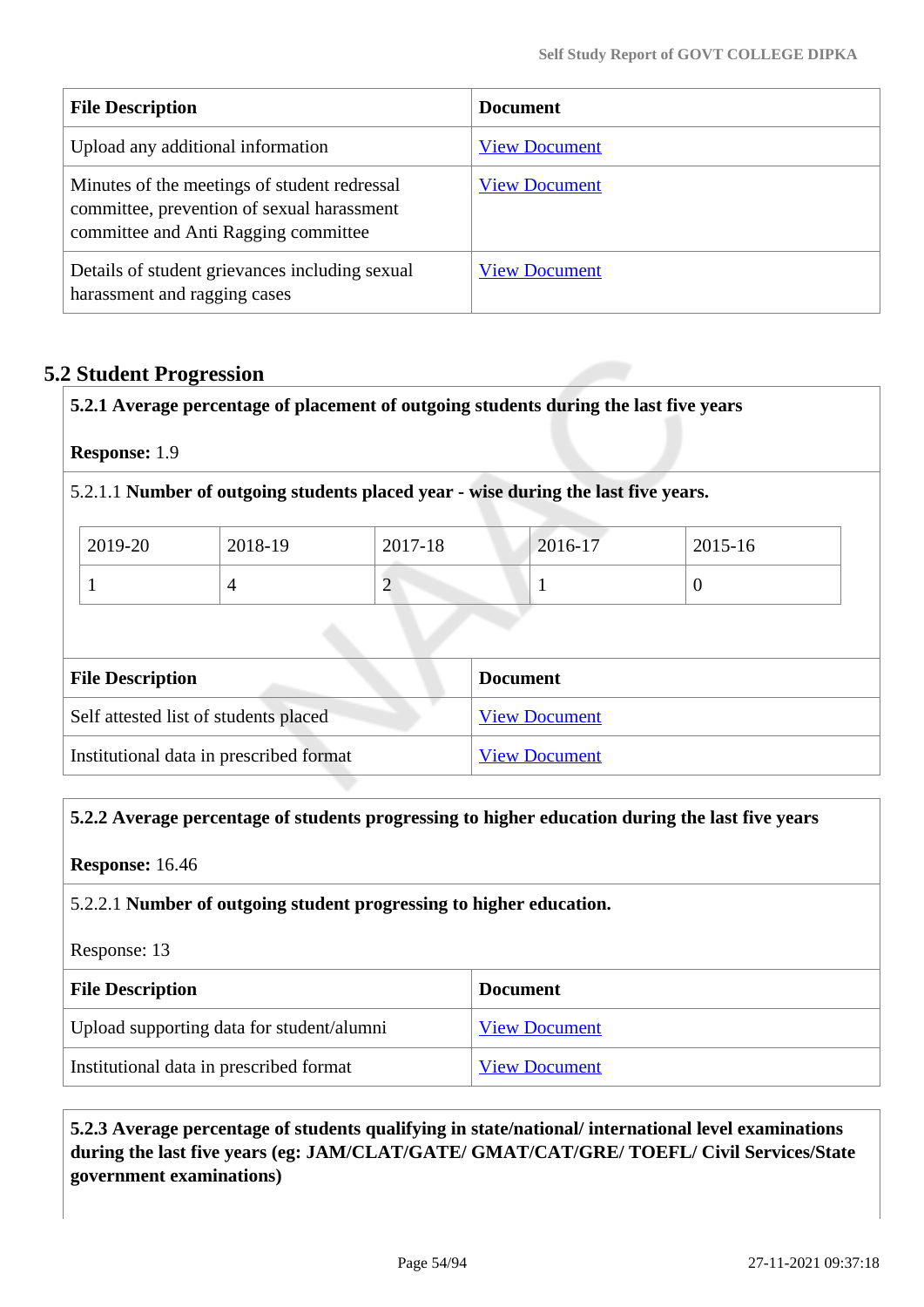| File Description | Document |
| --- | --- |
| Upload any additional information | View Document |
| Minutes of the meetings of student redressal committee, prevention of sexual harassment committee and Anti Ragging committee | View Document |
| Details of student grievances including sexual harassment and ragging cases | View Document |

## 5.2 Student Progression

**5.2.1 Average percentage of placement of outgoing students during the last five years**

**Response:** 1.9

5.2.1.1 **Number of outgoing students placed year - wise during the last five years.**

| 2019-20 | 2018-19 | 2017-18 | 2016-17 | 2015-16 |
| --- | --- | --- | --- | --- |
| 1 | 4 | 2 | 1 | 0 |

| File Description | Document |
| --- | --- |
| Self attested list of students placed | View Document |
| Institutional data in prescribed format | View Document |

**5.2.2 Average percentage of students progressing to higher education during the last five years**

**Response:** 16.46

5.2.2.1 **Number of outgoing student progressing to higher education.**

Response: 13

| File Description | Document |
| --- | --- |
| Upload supporting data for student/alumni | View Document |
| Institutional data in prescribed format | View Document |

**5.2.3 Average percentage of students qualifying in state/national/ international level examinations during the last five years (eg: JAM/CLAT/GATE/ GMAT/CAT/GRE/ TOEFL/ Civil Services/State government examinations)**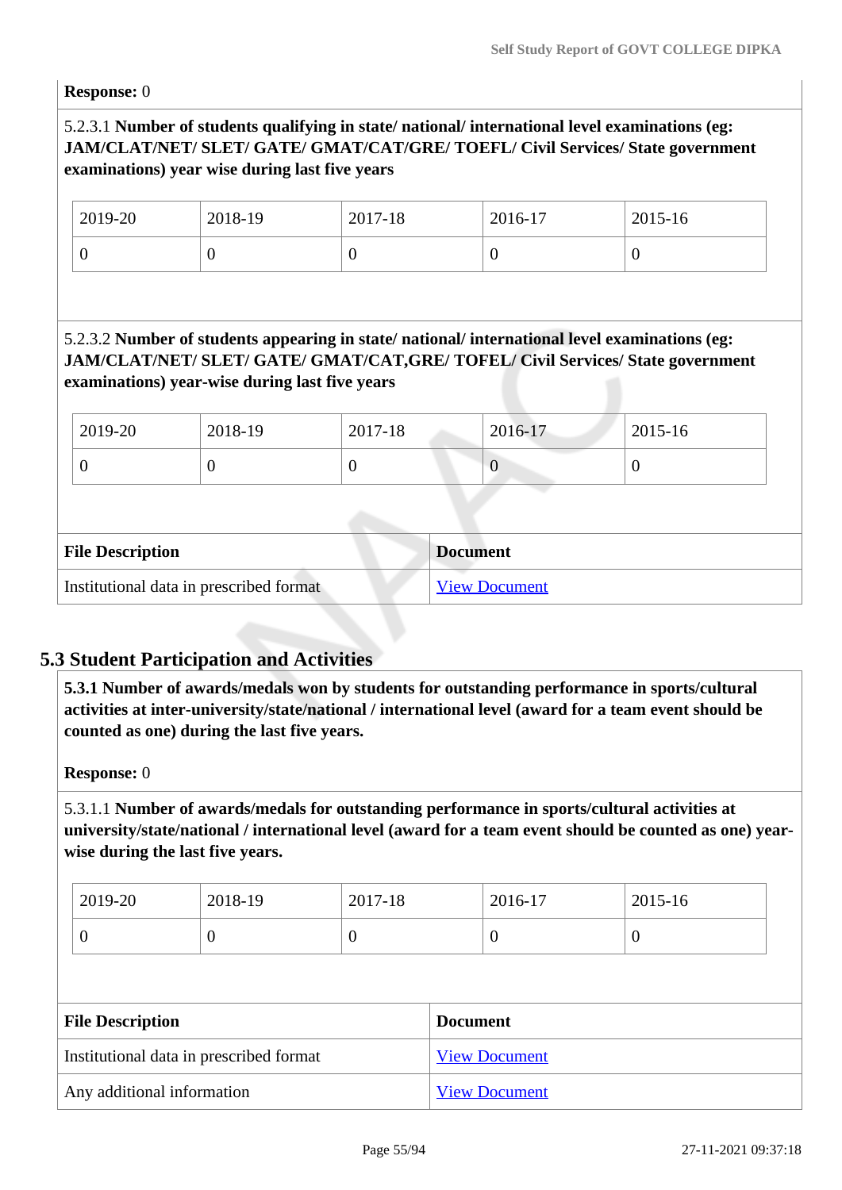**Response:** 0

5.2.3.1 **Number of students qualifying in state/ national/ international level examinations (eg: JAM/CLAT/NET/ SLET/ GATE/ GMAT/CAT/GRE/ TOEFL/ Civil Services/ State government examinations) year wise during last five years**

| 2019-20 | 2018-19 | 2017-18 | 2016-17 | 2015-16 |
|---|---|---|---|---|
| 0 | 0 | 0 | 0 | 0 |

5.2.3.2 **Number of students appearing in state/ national/ international level examinations (eg: JAM/CLAT/NET/ SLET/ GATE/ GMAT/CAT,GRE/ TOFEL/ Civil Services/ State government examinations) year-wise during last five years**

| 2019-20 | 2018-19 | 2017-18 | 2016-17 | 2015-16 |
|---|---|---|---|---|
| 0 | 0 | 0 | 0 | 0 |

| File Description | Document |
|---|---|
| Institutional data in prescribed format | View Document |

## 5.3 Student Participation and Activities

**5.3.1 Number of awards/medals won by students for outstanding performance in sports/cultural activities at inter-university/state/national / international level (award for a team event should be counted as one) during the last five years.**

**Response:** 0

5.3.1.1 **Number of awards/medals for outstanding performance in sports/cultural activities at university/state/national / international level (award for a team event should be counted as one) year-wise during the last five years.**

| 2019-20 | 2018-19 | 2017-18 | 2016-17 | 2015-16 |
|---|---|---|---|---|
| 0 | 0 | 0 | 0 | 0 |

| File Description | Document |
|---|---|
| Institutional data in prescribed format | View Document |
| Any additional information | View Document |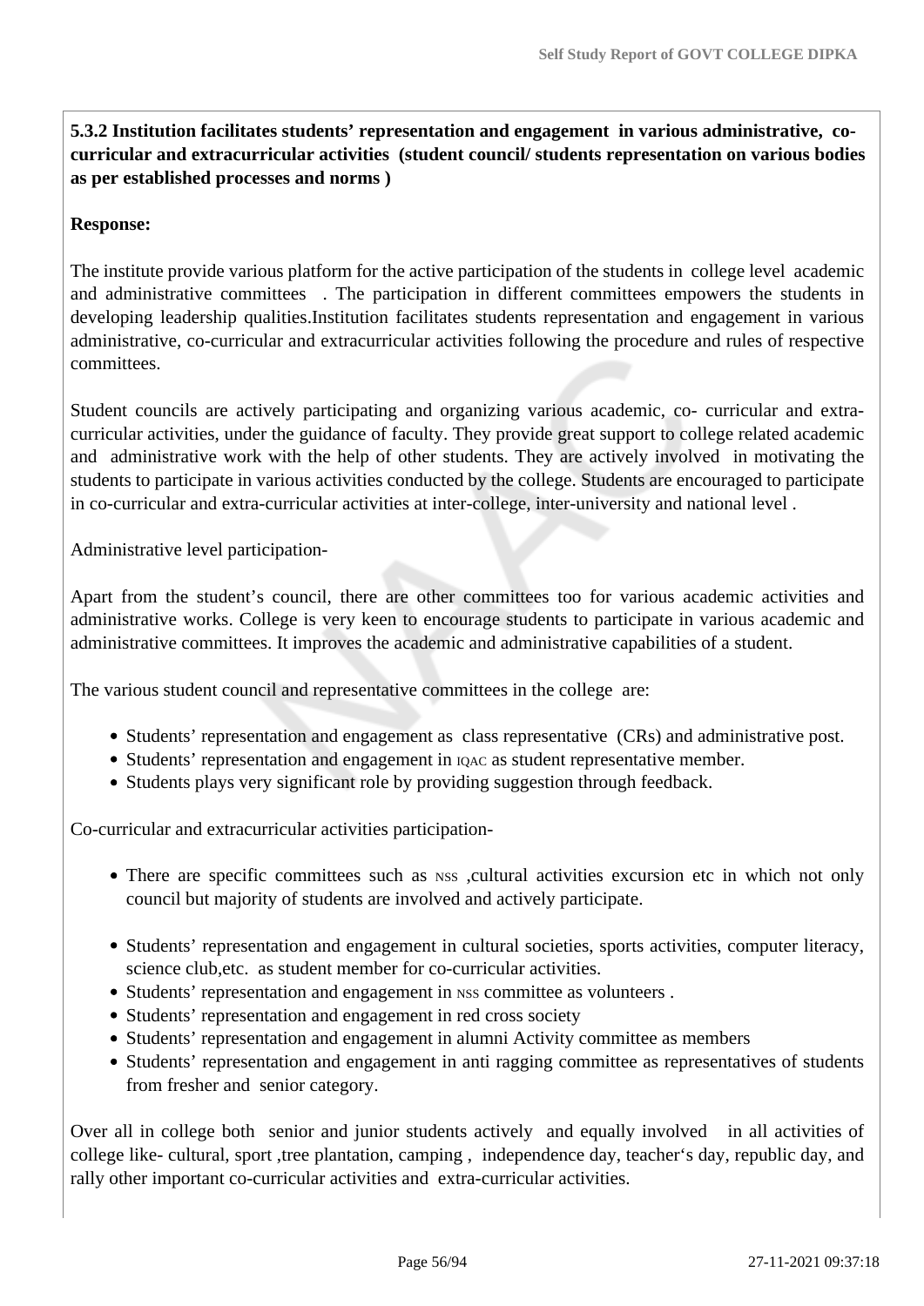**5.3.2 Institution facilitates students' representation and engagement in various administrative, co-curricular and extracurricular activities (student council/ students representation on various bodies as per established processes and norms )**

**Response:**

The institute provide various platform for the active participation of the students in college level academic and administrative committees . The participation in different committees empowers the students in developing leadership qualities.Institution facilitates students representation and engagement in various administrative, co-curricular and extracurricular activities following the procedure and rules of respective committees.

Student councils are actively participating and organizing various academic, co- curricular and extra-curricular activities, under the guidance of faculty. They provide great support to college related academic and administrative work with the help of other students. They are actively involved in motivating the students to participate in various activities conducted by the college. Students are encouraged to participate in co-curricular and extra-curricular activities at inter-college, inter-university and national level .

Administrative level participation-

Apart from the student's council, there are other committees too for various academic activities and administrative works. College is very keen to encourage students to participate in various academic and administrative committees. It improves the academic and administrative capabilities of a student.

The various student council and representative committees in the college are:

- Students' representation and engagement as class representative (CRs) and administrative post.
- Students' representation and engagement in IQAC as student representative member.
- Students plays very significant role by providing suggestion through feedback.

Co-curricular and extracurricular activities participation-

- There are specific committees such as NSS ,cultural activities excursion etc in which not only council but majority of students are involved and actively participate.

- Students' representation and engagement in cultural societies, sports activities, computer literacy, science club,etc. as student member for co-curricular activities.
- Students' representation and engagement in NSS committee as volunteers .
- Students' representation and engagement in red cross society
- Students' representation and engagement in alumni Activity committee as members
- Students' representation and engagement in anti ragging committee as representatives of students from fresher and senior category.

Over all in college both senior and junior students actively and equally involved in all activities of college like- cultural, sport ,tree plantation, camping , independence day, teacher's day, republic day, and rally other important co-curricular activities and extra-curricular activities.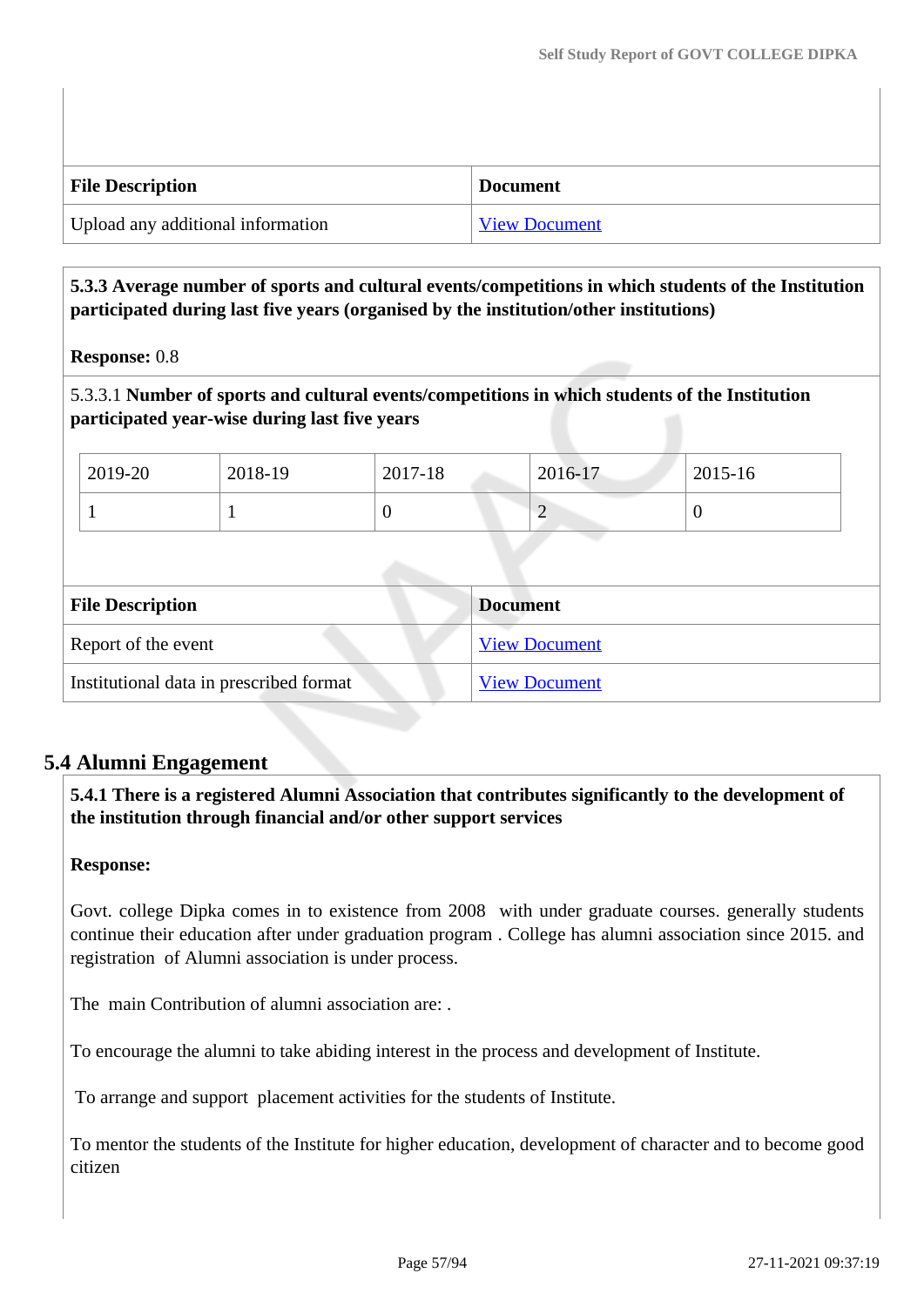| File Description | Document |
| --- | --- |
| Upload any additional information | View Document |

**5.3.3 Average number of sports and cultural events/competitions in which students of the Institution participated during last five years (organised by the institution/other institutions)**

**Response:** 0.8

5.3.3.1 **Number of sports and cultural events/competitions in which students of the Institution participated year-wise during last five years**

| 2019-20 | 2018-19 | 2017-18 | 2016-17 | 2015-16 |
| --- | --- | --- | --- | --- |
| 1 | 1 | 0 | 2 | 0 |

| File Description | Document |
| --- | --- |
| Report of the event | View Document |
| Institutional data in prescribed format | View Document |

## 5.4 Alumni Engagement

**5.4.1 There is a registered Alumni Association that contributes significantly to the development of the institution through financial and/or other support services**

**Response:**

Govt. college Dipka comes in to existence from 2008 with under graduate courses. generally students continue their education after under graduation program . College has alumni association since 2015. and registration of Alumni association is under process.

The main Contribution of alumni association are: .

To encourage the alumni to take abiding interest in the process and development of Institute.

To arrange and support placement activities for the students of Institute.

To mentor the students of the Institute for higher education, development of character and to become good citizen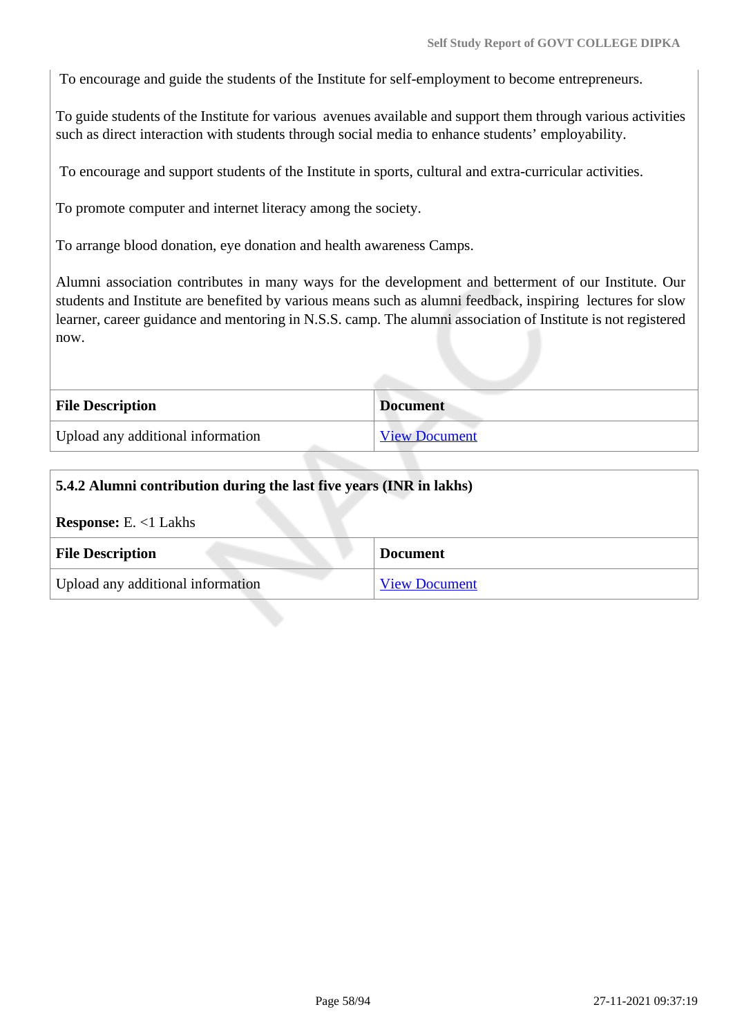To encourage and guide the students of the Institute for self-employment to become entrepreneurs.

To guide students of the Institute for various avenues available and support them through various activities such as direct interaction with students through social media to enhance students' employability.

To encourage and support students of the Institute in sports, cultural and extra-curricular activities.

To promote computer and internet literacy among the society.

To arrange blood donation, eye donation and health awareness Camps.

Alumni association contributes in many ways for the development and betterment of our Institute. Our students and Institute are benefited by various means such as alumni feedback, inspiring lectures for slow learner, career guidance and mentoring in N.S.S. camp. The alumni association of Institute is not registered now.

| File Description | Document |
|---|---|
| Upload any additional information | View Document |

**5.4.2 Alumni contribution during the last five years (INR in lakhs)**

**Response:** E. <1 Lakhs

| File Description | Document |
|---|---|
| Upload any additional information | View Document |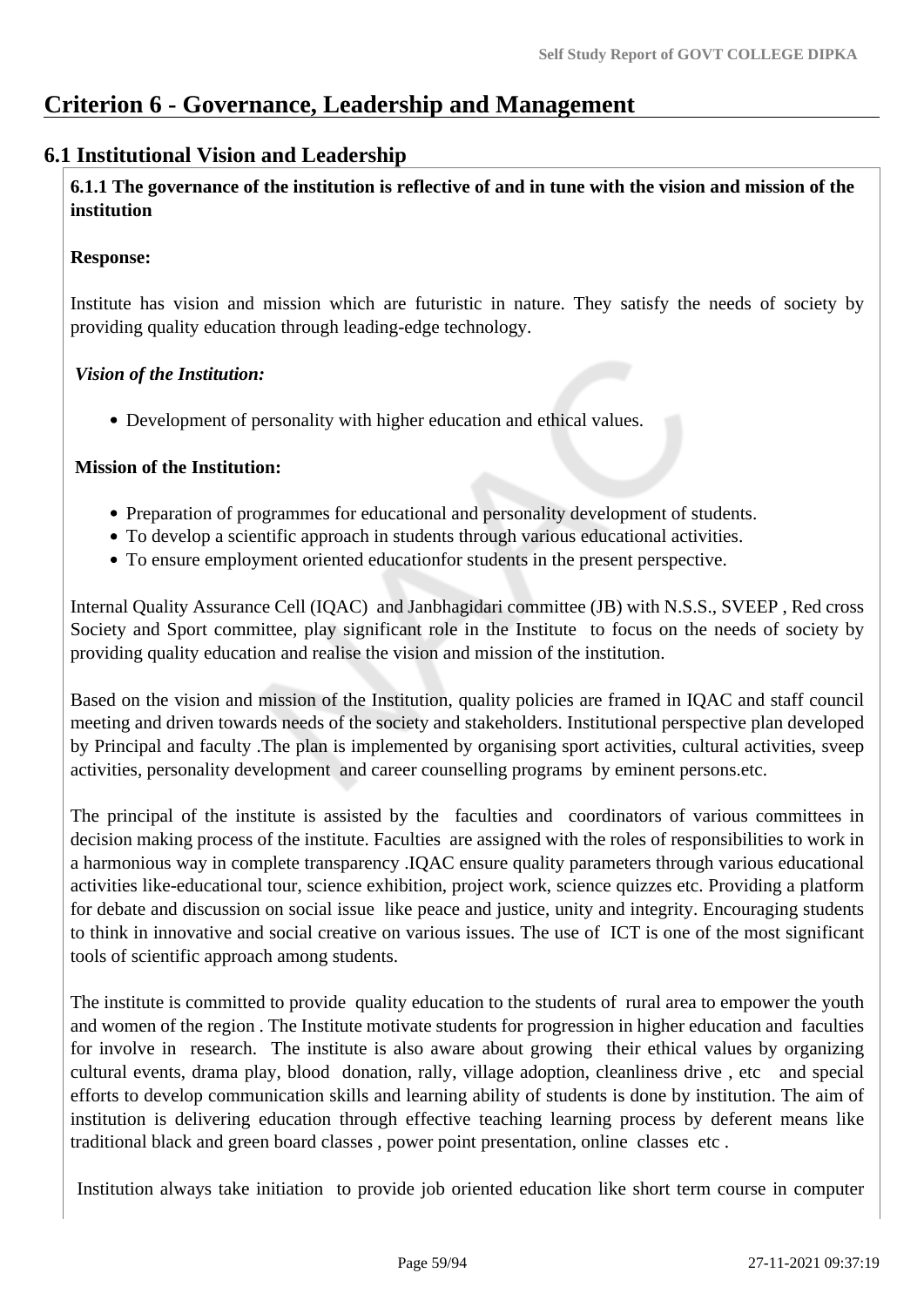# Criterion 6 - Governance, Leadership and Management

## 6.1 Institutional Vision and Leadership

**6.1.1 The governance of the institution is reflective of and in tune with the vision and mission of the institution**

**Response:**

Institute has vision and mission which are futuristic in nature. They satisfy the needs of society by providing quality education through leading-edge technology.

***Vision of the Institution:***

- Development of personality with higher education and ethical values.

**Mission of the Institution:**

- Preparation of programmes for educational and personality development of students.
- To develop a scientific approach in students through various educational activities.
- To ensure employment oriented educationfor students in the present perspective.

Internal Quality Assurance Cell (IQAC) and Janbhagidari committee (JB) with N.S.S., SVEEP , Red cross Society and Sport committee, play significant role in the Institute to focus on the needs of society by providing quality education and realise the vision and mission of the institution.

Based on the vision and mission of the Institution, quality policies are framed in IQAC and staff council meeting and driven towards needs of the society and stakeholders. Institutional perspective plan developed by Principal and faculty .The plan is implemented by organising sport activities, cultural activities, sveep activities, personality development and career counselling programs by eminent persons.etc.

The principal of the institute is assisted by the faculties and coordinators of various committees in decision making process of the institute. Faculties are assigned with the roles of responsibilities to work in a harmonious way in complete transparency .IQAC ensure quality parameters through various educational activities like-educational tour, science exhibition, project work, science quizzes etc. Providing a platform for debate and discussion on social issue like peace and justice, unity and integrity. Encouraging students to think in innovative and social creative on various issues. The use of ICT is one of the most significant tools of scientific approach among students.

The institute is committed to provide quality education to the students of rural area to empower the youth and women of the region . The Institute motivate students for progression in higher education and faculties for involve in research. The institute is also aware about growing their ethical values by organizing cultural events, drama play, blood donation, rally, village adoption, cleanliness drive , etc and special efforts to develop communication skills and learning ability of students is done by institution. The aim of institution is delivering education through effective teaching learning process by deferent means like traditional black and green board classes , power point presentation, online classes etc .

Institution always take initiation to provide job oriented education like short term course in computer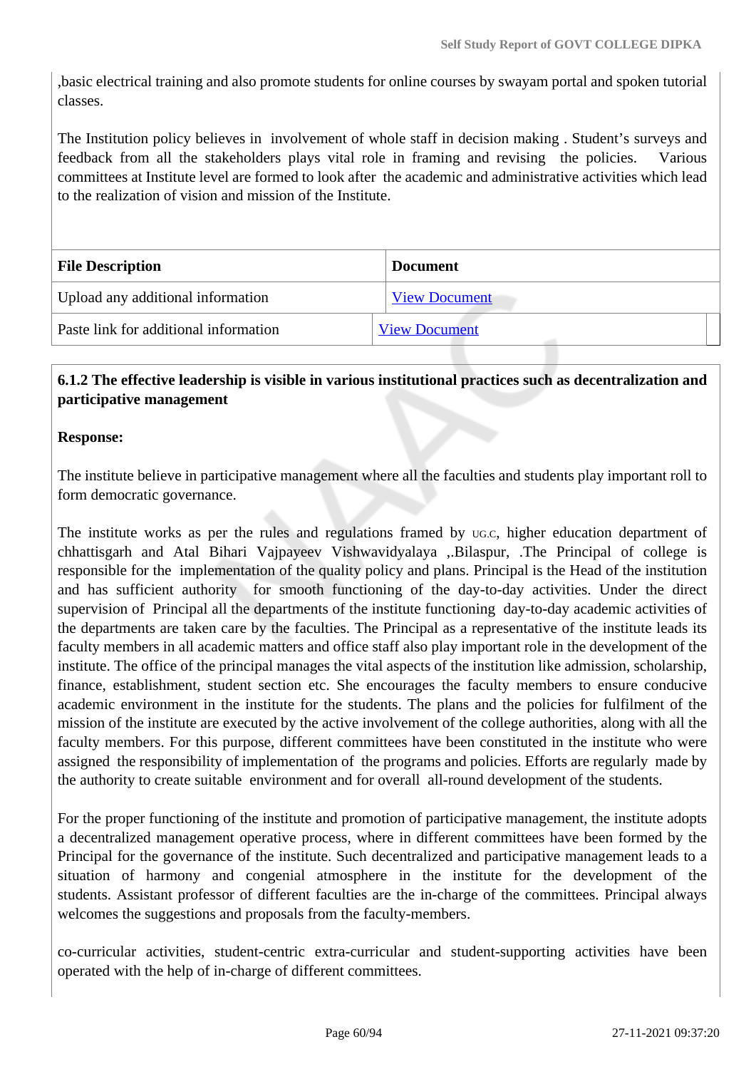,basic electrical training and also promote students for online courses by swayam portal and spoken tutorial classes.

The Institution policy believes in involvement of whole staff in decision making . Student's surveys and feedback from all the stakeholders plays vital role in framing and revising the policies. Various committees at Institute level are formed to look after the academic and administrative activities which lead to the realization of vision and mission of the Institute.

| File Description | Document |
|---|---|
| Upload any additional information | View Document |
| Paste link for additional information | View Document |

**6.1.2 The effective leadership is visible in various institutional practices such as decentralization and participative management**

**Response:**

The institute believe in participative management where all the faculties and students play important roll to form democratic governance.

The institute works as per the rules and regulations framed by UG.C, higher education department of chhattisgarh and Atal Bihari Vajpayeev Vishwavidyalaya ,.Bilaspur, .The Principal of college is responsible for the implementation of the quality policy and plans. Principal is the Head of the institution and has sufficient authority for smooth functioning of the day-to-day activities. Under the direct supervision of Principal all the departments of the institute functioning day-to-day academic activities of the departments are taken care by the faculties. The Principal as a representative of the institute leads its faculty members in all academic matters and office staff also play important role in the development of the institute. The office of the principal manages the vital aspects of the institution like admission, scholarship, finance, establishment, student section etc. She encourages the faculty members to ensure conducive academic environment in the institute for the students. The plans and the policies for fulfilment of the mission of the institute are executed by the active involvement of the college authorities, along with all the faculty members. For this purpose, different committees have been constituted in the institute who were assigned the responsibility of implementation of the programs and policies. Efforts are regularly made by the authority to create suitable environment and for overall all-round development of the students.

For the proper functioning of the institute and promotion of participative management, the institute adopts a decentralized management operative process, where in different committees have been formed by the Principal for the governance of the institute. Such decentralized and participative management leads to a situation of harmony and congenial atmosphere in the institute for the development of the students. Assistant professor of different faculties are the in-charge of the committees. Principal always welcomes the suggestions and proposals from the faculty-members.

co-curricular activities, student-centric extra-curricular and student-supporting activities have been operated with the help of in-charge of different committees.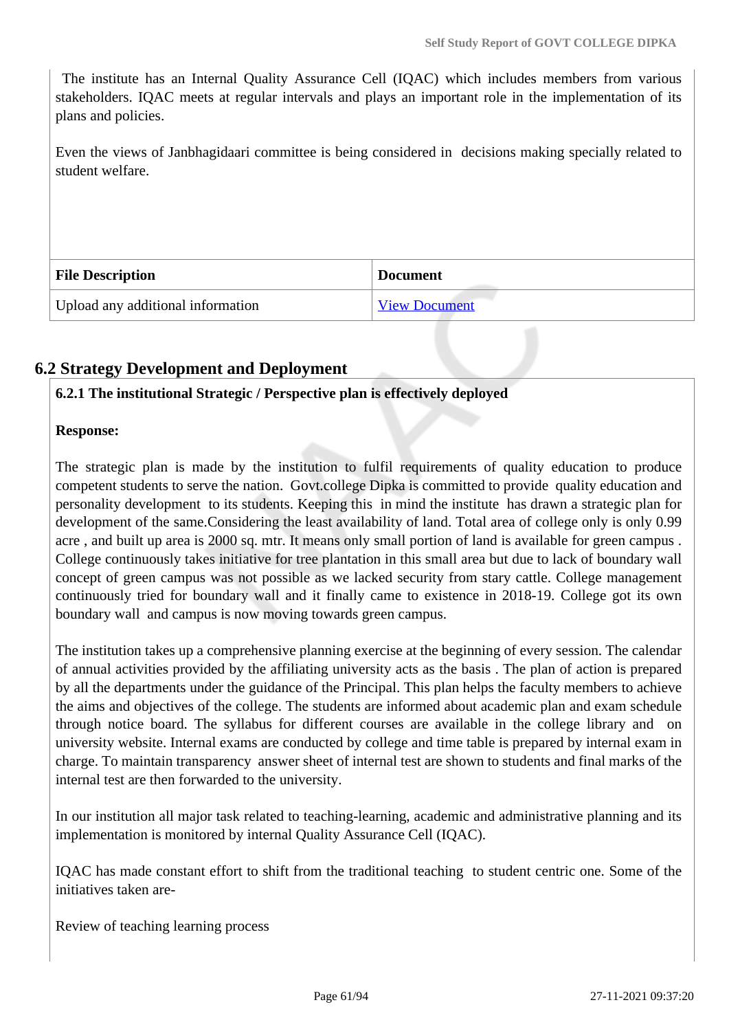The institute has an Internal Quality Assurance Cell (IQAC) which includes members from various stakeholders. IQAC meets at regular intervals and plays an important role in the implementation of its plans and policies.

Even the views of Janbhagidaari committee is being considered in decisions making specially related to student welfare.

| File Description | Document |
| --- | --- |
| Upload any additional information | View Document |

## 6.2 Strategy Development and Deployment

**6.2.1 The institutional Strategic / Perspective plan is effectively deployed**

**Response:**

The strategic plan is made by the institution to fulfil requirements of quality education to produce competent students to serve the nation. Govt.college Dipka is committed to provide quality education and personality development to its students. Keeping this in mind the institute has drawn a strategic plan for development of the same.Considering the least availability of land. Total area of college only is only 0.99 acre , and built up area is 2000 sq. mtr. It means only small portion of land is available for green campus . College continuously takes initiative for tree plantation in this small area but due to lack of boundary wall concept of green campus was not possible as we lacked security from stary cattle. College management continuously tried for boundary wall and it finally came to existence in 2018-19. College got its own boundary wall and campus is now moving towards green campus.

The institution takes up a comprehensive planning exercise at the beginning of every session. The calendar of annual activities provided by the affiliating university acts as the basis . The plan of action is prepared by all the departments under the guidance of the Principal. This plan helps the faculty members to achieve the aims and objectives of the college. The students are informed about academic plan and exam schedule through notice board. The syllabus for different courses are available in the college library and on university website. Internal exams are conducted by college and time table is prepared by internal exam in charge. To maintain transparency answer sheet of internal test are shown to students and final marks of the internal test are then forwarded to the university.

In our institution all major task related to teaching-learning, academic and administrative planning and its implementation is monitored by internal Quality Assurance Cell (IQAC).

IQAC has made constant effort to shift from the traditional teaching to student centric one. Some of the initiatives taken are-

Review of teaching learning process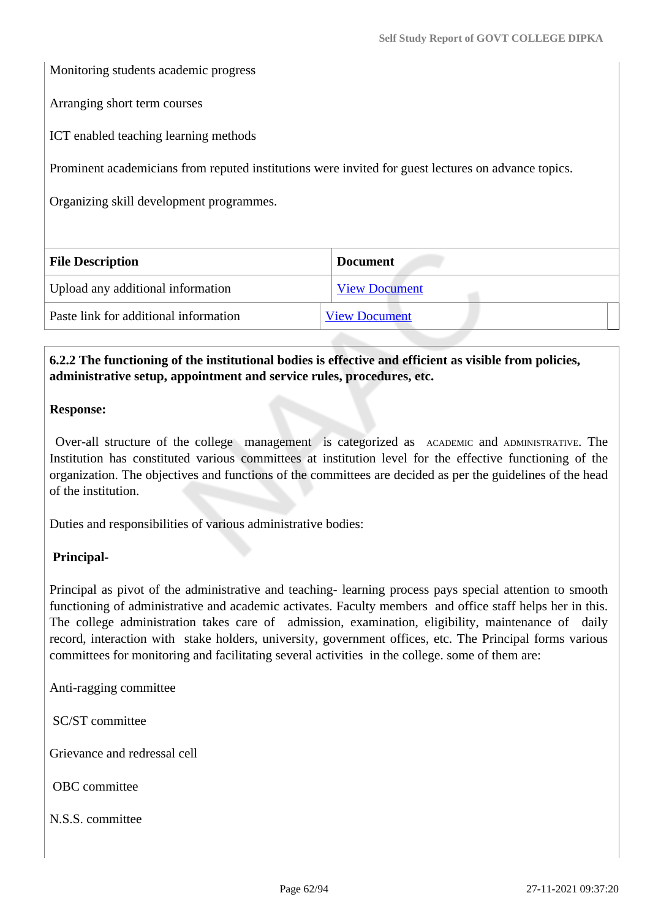Monitoring students academic progress

Arranging short term courses

ICT enabled teaching learning methods

Prominent academicians from reputed institutions were invited for guest lectures on advance topics.

Organizing skill development programmes.

| File Description | Document |
|---|---|
| Upload any additional information | View Document |
| Paste link for additional information | View Document |

**6.2.2 The functioning of the institutional bodies is effective and efficient as visible from policies, administrative setup, appointment and service rules, procedures, etc.**

**Response:**

Over-all structure of the college management is categorized as ACADEMIC and ADMINISTRATIVE. The Institution has constituted various committees at institution level for the effective functioning of the organization. The objectives and functions of the committees are decided as per the guidelines of the head of the institution.

Duties and responsibilities of various administrative bodies:

**Principal-**

Principal as pivot of the administrative and teaching- learning process pays special attention to smooth functioning of administrative and academic activates. Faculty members and office staff helps her in this. The college administration takes care of admission, examination, eligibility, maintenance of daily record, interaction with stake holders, university, government offices, etc. The Principal forms various committees for monitoring and facilitating several activities in the college. some of them are:

Anti-ragging committee

SC/ST committee

Grievance and redressal cell

OBC committee

N.S.S. committee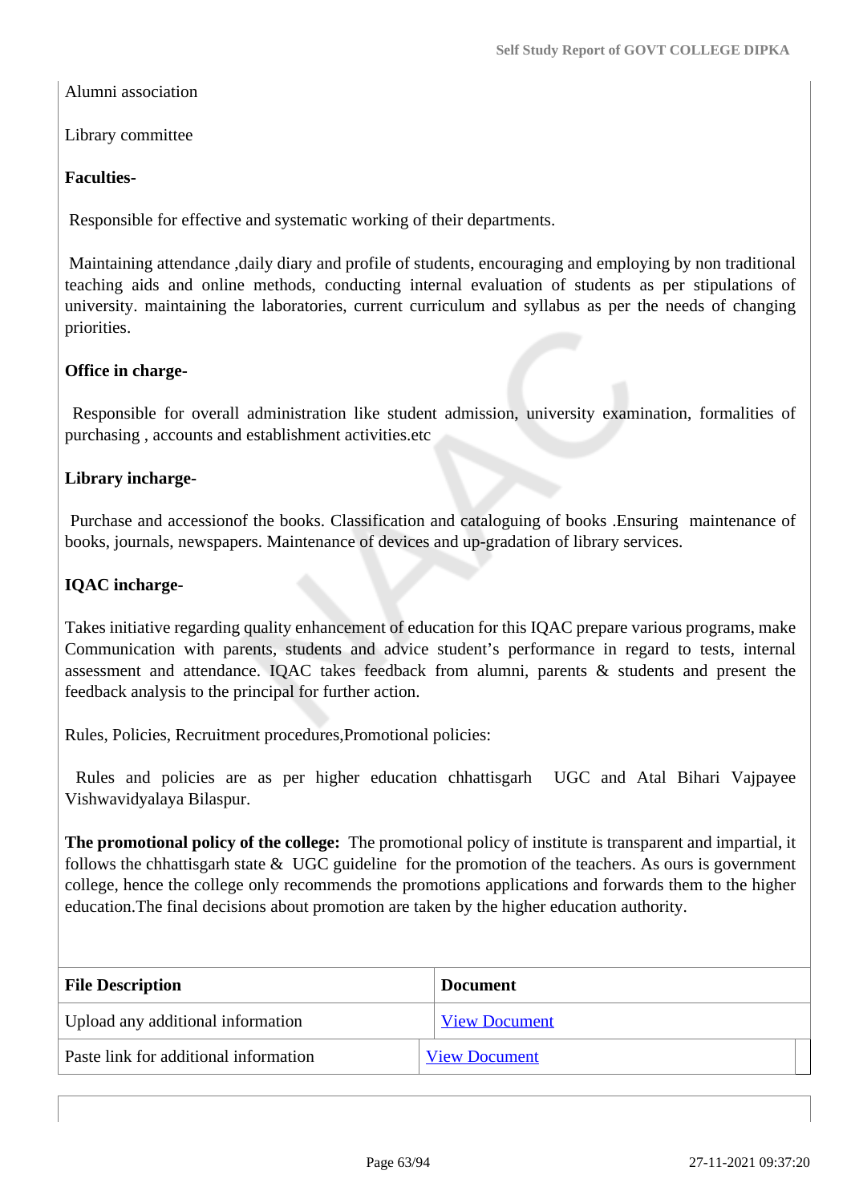Alumni association

Library committee

**Faculties-**

Responsible for effective and systematic working of their departments.

Maintaining attendance ,daily diary and profile of students, encouraging and employing by non traditional teaching aids and online methods, conducting internal evaluation of students as per stipulations of university. maintaining the laboratories, current curriculum and syllabus as per the needs of changing priorities.

**Office in charge-**

Responsible for overall administration like student admission, university examination, formalities of purchasing , accounts and establishment activities.etc

**Library incharge-**

Purchase and accessionof the books. Classification and cataloguing of books .Ensuring maintenance of books, journals, newspapers. Maintenance of devices and up-gradation of library services.

**IQAC incharge-**

Takes initiative regarding quality enhancement of education for this IQAC prepare various programs, make Communication with parents, students and advice student's performance in regard to tests, internal assessment and attendance. IQAC takes feedback from alumni, parents & students and present the feedback analysis to the principal for further action.

Rules, Policies, Recruitment procedures,Promotional policies:

Rules and policies are as per higher education chhattisgarh UGC and Atal Bihari Vajpayee Vishwavidyalaya Bilaspur.

**The promotional policy of the college:** The promotional policy of institute is transparent and impartial, it follows the chhattisgarh state & UGC guideline for the promotion of the teachers. As ours is government college, hence the college only recommends the promotions applications and forwards them to the higher education.The final decisions about promotion are taken by the higher education authority.

| File Description | Document |
|---|---|
| Upload any additional information | View Document |
| Paste link for additional information | View Document |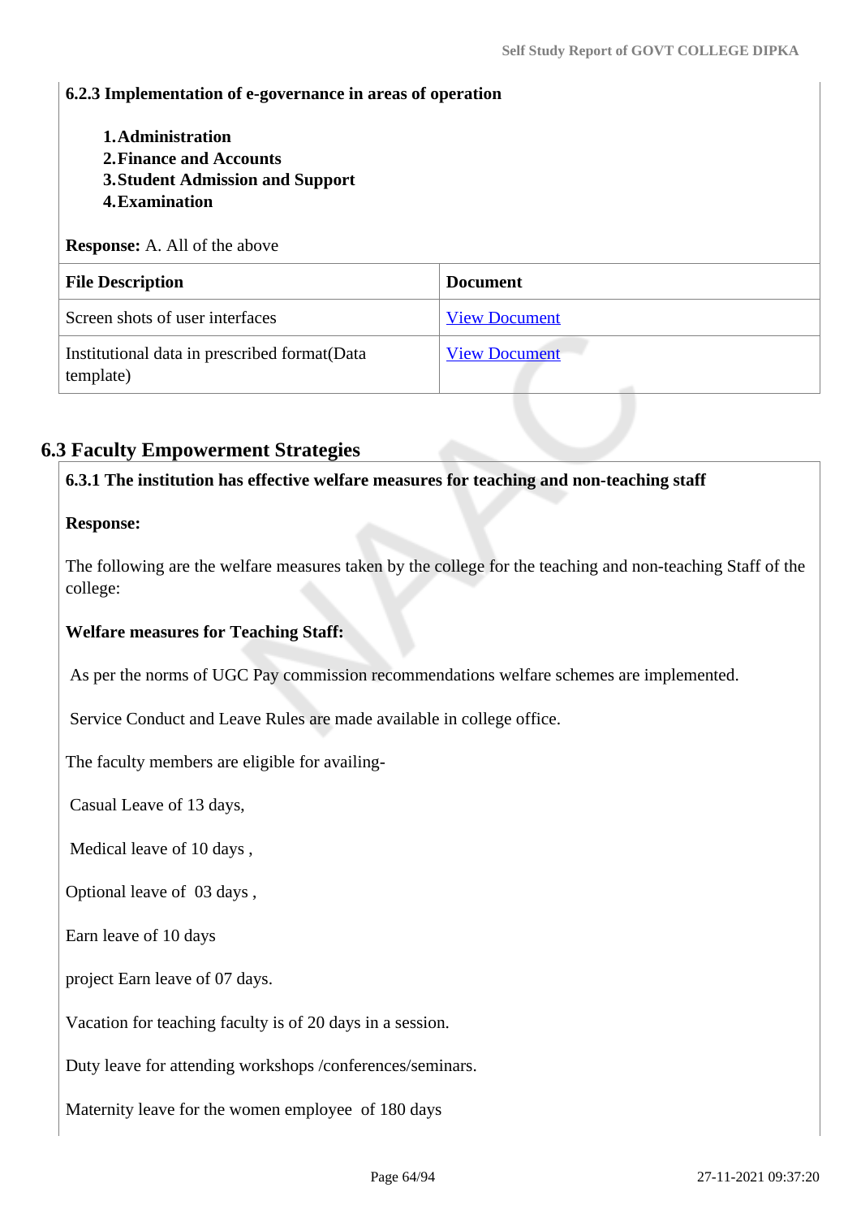#### 6.2.3 Implementation of e-governance in areas of operation

1. **Administration**
2. **Finance and Accounts**
3. **Student Admission and Support**
4. **Examination**

**Response:** A. All of the above

| File Description | Document |
|---|---|
| Screen shots of user interfaces | View Document |
| Institutional data in prescribed format(Data template) | View Document |

## 6.3 Faculty Empowerment Strategies

#### 6.3.1 The institution has effective welfare measures for teaching and non-teaching staff

**Response:**

The following are the welfare measures taken by the college for the teaching and non-teaching Staff of the college:

**Welfare measures for Teaching Staff:**

As per the norms of UGC Pay commission recommendations welfare schemes are implemented.

Service Conduct and Leave Rules are made available in college office.

The faculty members are eligible for availing-

Casual Leave of 13 days,

Medical leave of 10 days ,

Optional leave of 03 days ,

Earn leave of 10 days

project Earn leave of 07 days.

Vacation for teaching faculty is of 20 days in a session.

Duty leave for attending workshops /conferences/seminars.

Maternity leave for the women employee of 180 days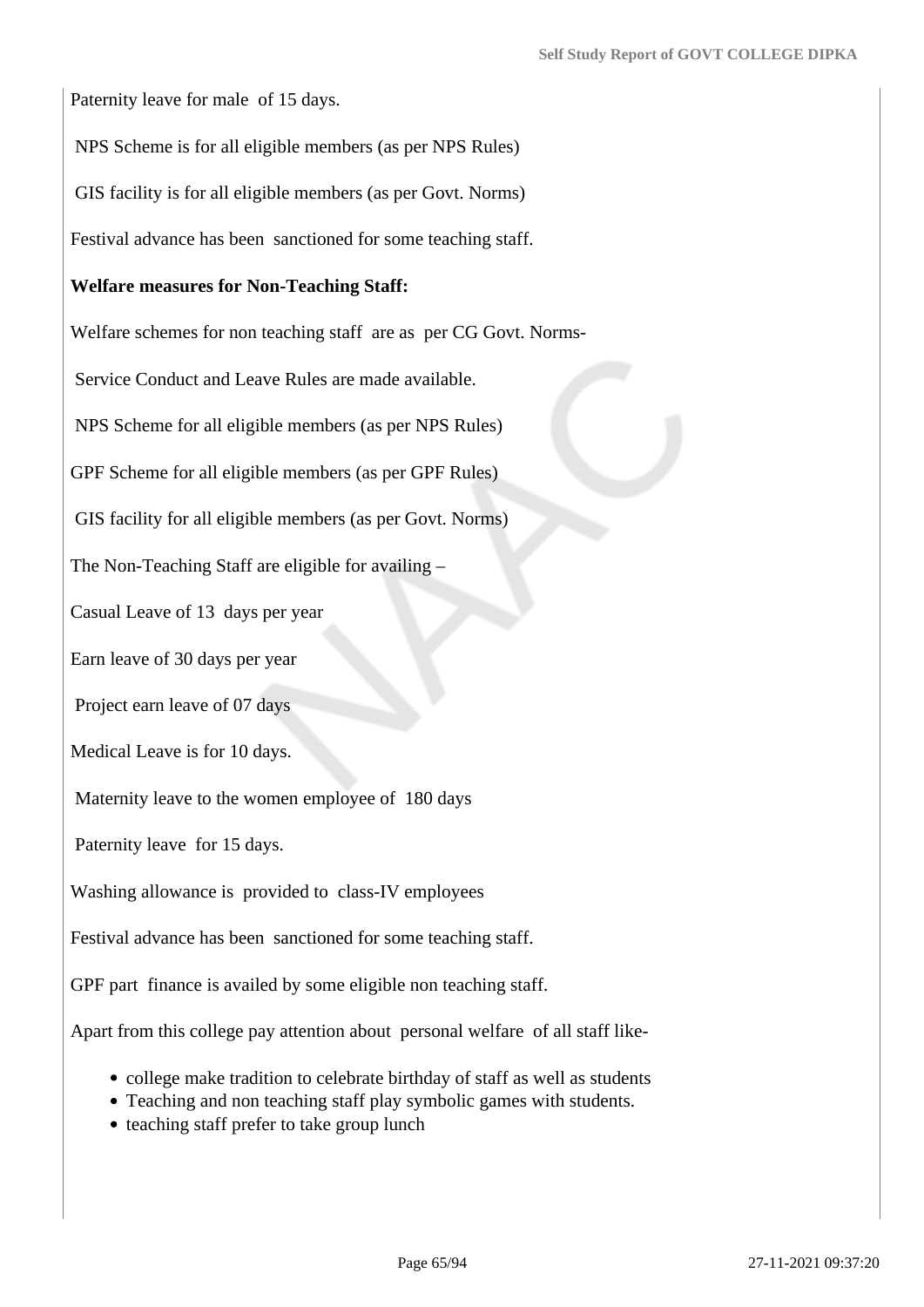Paternity leave for male of 15 days.

NPS Scheme is for all eligible members (as per NPS Rules)

GIS facility is for all eligible members (as per Govt. Norms)

Festival advance has been sanctioned for some teaching staff.

**Welfare measures for Non-Teaching Staff:**

Welfare schemes for non teaching staff are as per CG Govt. Norms-

Service Conduct and Leave Rules are made available.

NPS Scheme for all eligible members (as per NPS Rules)

GPF Scheme for all eligible members (as per GPF Rules)

GIS facility for all eligible members (as per Govt. Norms)

The Non-Teaching Staff are eligible for availing –

Casual Leave of 13 days per year

Earn leave of 30 days per year

Project earn leave of 07 days

Medical Leave is for 10 days.

Maternity leave to the women employee of 180 days

Paternity leave for 15 days.

Washing allowance is provided to class-IV employees

Festival advance has been sanctioned for some teaching staff.

GPF part finance is availed by some eligible non teaching staff.

Apart from this college pay attention about personal welfare of all staff like-

- college make tradition to celebrate birthday of staff as well as students
- Teaching and non teaching staff play symbolic games with students.
- teaching staff prefer to take group lunch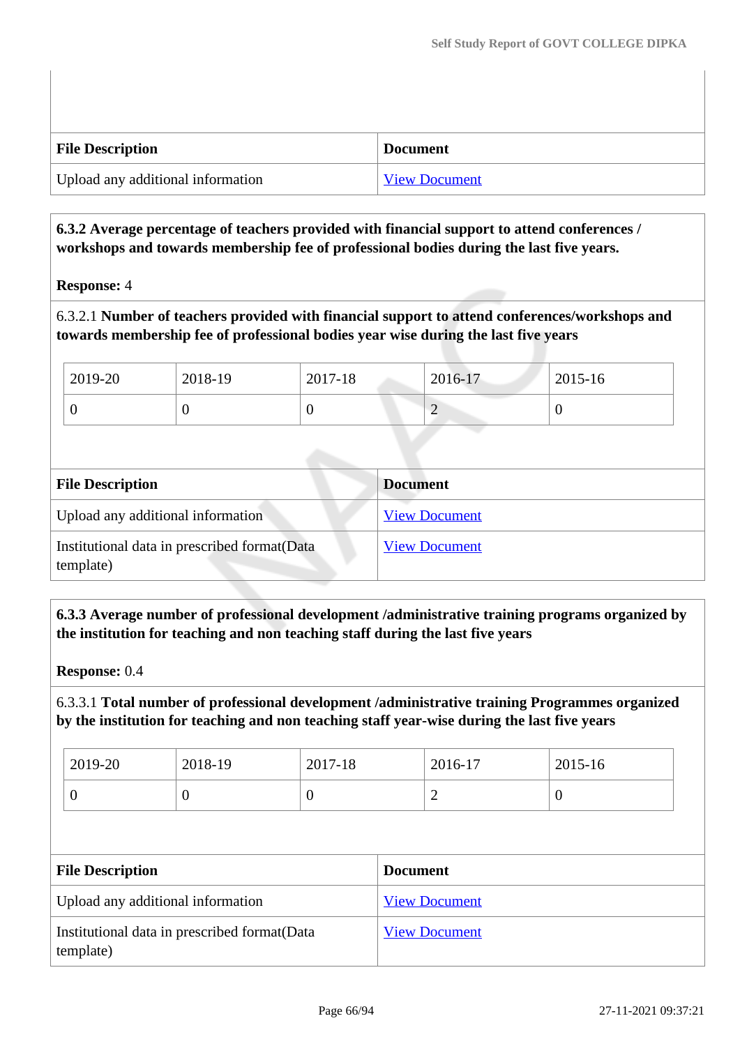| File Description | Document |
|---|---|
| Upload any additional information | View Document |

**6.3.2 Average percentage of teachers provided with financial support to attend conferences / workshops and towards membership fee of professional bodies during the last five years.**

**Response:** 4

6.3.2.1 **Number of teachers provided with financial support to attend conferences/workshops and towards membership fee of professional bodies year wise during the last five years**

| 2019-20 | 2018-19 | 2017-18 | 2016-17 | 2015-16 |
|---|---|---|---|---|
| 0 | 0 | 0 | 2 | 0 |

| File Description | Document |
|---|---|
| Upload any additional information | View Document |
| Institutional data in prescribed format(Data template) | View Document |

**6.3.3 Average number of professional development /administrative training programs organized by the institution for teaching and non teaching staff during the last five years**

**Response:** 0.4

6.3.3.1 **Total number of professional development /administrative training Programmes organized by the institution for teaching and non teaching staff year-wise during the last five years**

| 2019-20 | 2018-19 | 2017-18 | 2016-17 | 2015-16 |
|---|---|---|---|---|
| 0 | 0 | 0 | 2 | 0 |

| File Description | Document |
|---|---|
| Upload any additional information | View Document |
| Institutional data in prescribed format(Data template) | View Document |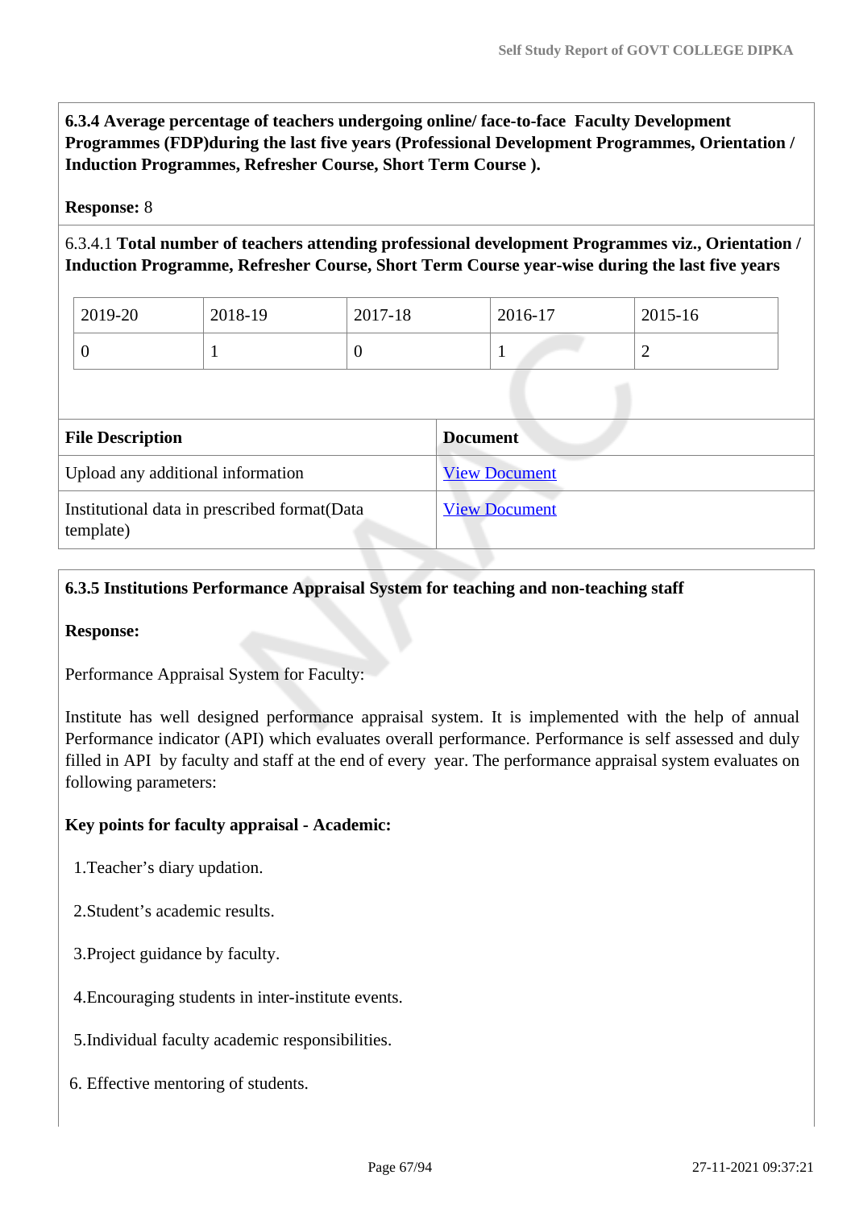**6.3.4 Average percentage of teachers undergoing online/ face-to-face Faculty Development Programmes (FDP)during the last five years (Professional Development Programmes, Orientation / Induction Programmes, Refresher Course, Short Term Course ).**

**Response:** 8

6.3.4.1 **Total number of teachers attending professional development Programmes viz., Orientation / Induction Programme, Refresher Course, Short Term Course year-wise during the last five years**

| 2019-20 | 2018-19 | 2017-18 | 2016-17 | 2015-16 |
|---|---|---|---|---|
| 0 | 1 | 0 | 1 | 2 |

| File Description | Document |
|---|---|
| Upload any additional information | View Document |
| Institutional data in prescribed format(Data template) | View Document |

**6.3.5 Institutions Performance Appraisal System for teaching and non-teaching staff**

**Response:**

Performance Appraisal System for Faculty:

Institute has well designed performance appraisal system. It is implemented with the help of annual Performance indicator (API) which evaluates overall performance. Performance is self assessed and duly filled in API by faculty and staff at the end of every year. The performance appraisal system evaluates on following parameters:

**Key points for faculty appraisal - Academic:**

1. Teacher’s diary updation.
2. Student’s academic results.
3. Project guidance by faculty.
4. Encouraging students in inter-institute events.
5. Individual faculty academic responsibilities.
6. Effective mentoring of students.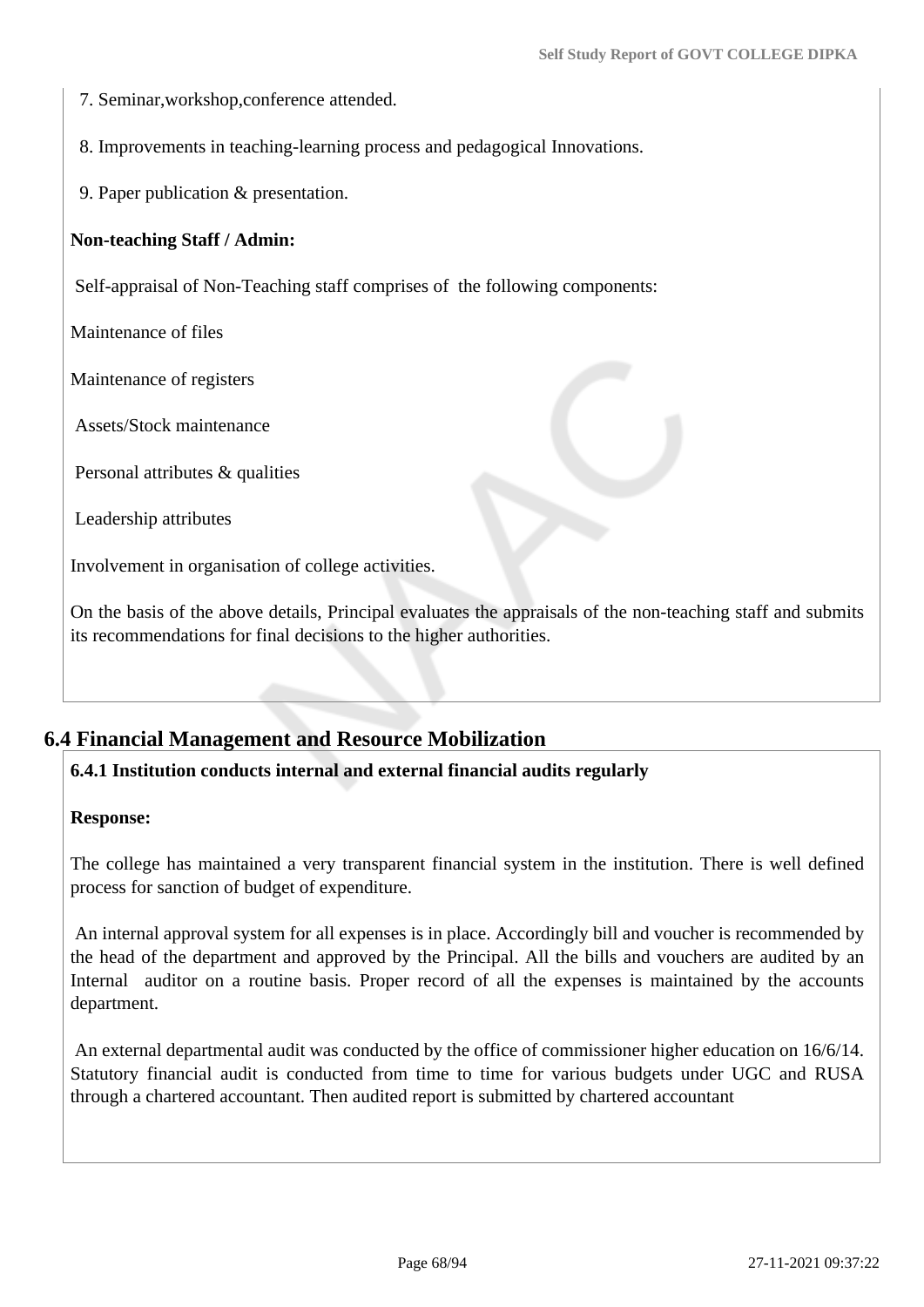7. Seminar,workshop,conference attended.

8. Improvements in teaching-learning process and pedagogical Innovations.

9. Paper publication & presentation.

**Non-teaching Staff / Admin:**

Self-appraisal of Non-Teaching staff comprises of the following components:

Maintenance of files

Maintenance of registers

Assets/Stock maintenance

Personal attributes & qualities

Leadership attributes

Involvement in organisation of college activities.

On the basis of the above details, Principal evaluates the appraisals of the non-teaching staff and submits its recommendations for final decisions to the higher authorities.

## 6.4 Financial Management and Resource Mobilization

**6.4.1 Institution conducts internal and external financial audits regularly**

**Response:**

The college has maintained a very transparent financial system in the institution. There is well defined process for sanction of budget of expenditure.

An internal approval system for all expenses is in place. Accordingly bill and voucher is recommended by the head of the department and approved by the Principal. All the bills and vouchers are audited by an Internal auditor on a routine basis. Proper record of all the expenses is maintained by the accounts department.

An external departmental audit was conducted by the office of commissioner higher education on 16/6/14. Statutory financial audit is conducted from time to time for various budgets under UGC and RUSA through a chartered accountant. Then audited report is submitted by chartered accountant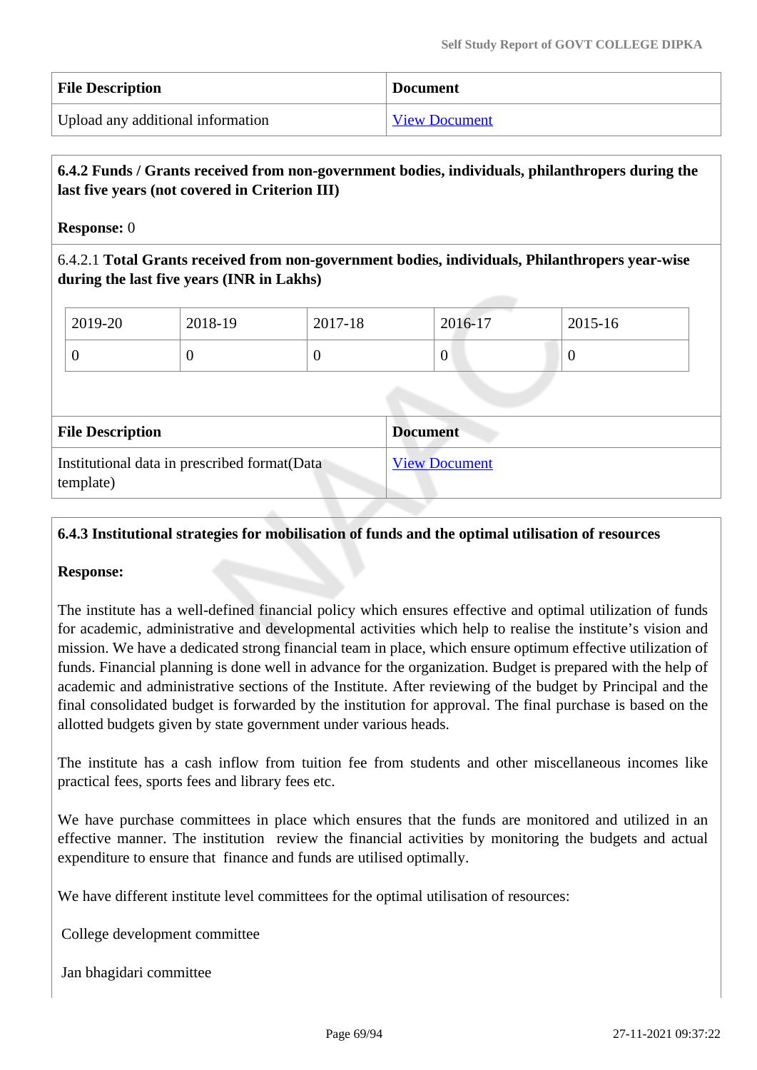| File Description | Document |
|---|---|
| Upload any additional information | View Document |

**6.4.2 Funds / Grants received from non-government bodies, individuals, philanthropers during the last five years (not covered in Criterion III)**

**Response:** 0

6.4.2.1 **Total Grants received from non-government bodies, individuals, Philanthropers year-wise during the last five years (INR in Lakhs)**

| 2019-20 | 2018-19 | 2017-18 | 2016-17 | 2015-16 |
|---|---|---|---|---|
| 0 | 0 | 0 | 0 | 0 |

| File Description | Document |
|---|---|
| Institutional data in prescribed format(Data template) | View Document |

**6.4.3 Institutional strategies for mobilisation of funds and the optimal utilisation of resources**

**Response:**

The institute has a well-defined financial policy which ensures effective and optimal utilization of funds for academic, administrative and developmental activities which help to realise the institute's vision and mission. We have a dedicated strong financial team in place, which ensure optimum effective utilization of funds. Financial planning is done well in advance for the organization. Budget is prepared with the help of academic and administrative sections of the Institute. After reviewing of the budget by Principal and the final consolidated budget is forwarded by the institution for approval. The final purchase is based on the allotted budgets given by state government under various heads.

The institute has a cash inflow from tuition fee from students and other miscellaneous incomes like practical fees, sports fees and library fees etc.

We have purchase committees in place which ensures that the funds are monitored and utilized in an effective manner. The institution review the financial activities by monitoring the budgets and actual expenditure to ensure that finance and funds are utilised optimally.

We have different institute level committees for the optimal utilisation of resources:

College development committee

Jan bhagidari committee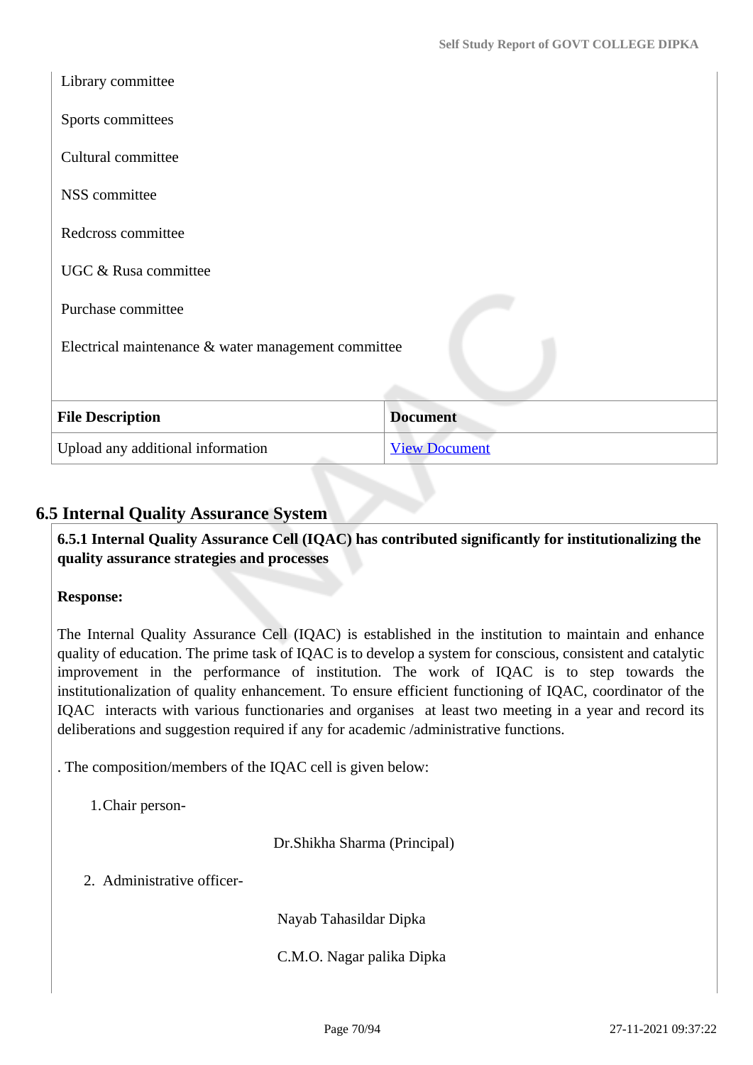Library committee

Sports committees

Cultural committee

NSS committee

Redcross committee

UGC & Rusa committee

Purchase committee

Electrical maintenance & water management committee

| File Description | Document |
|---|---|
| Upload any additional information | View Document |

## 6.5 Internal Quality Assurance System

**6.5.1 Internal Quality Assurance Cell (IQAC) has contributed significantly for institutionalizing the quality assurance strategies and processes**

**Response:**

The Internal Quality Assurance Cell (IQAC) is established in the institution to maintain and enhance quality of education. The prime task of IQAC is to develop a system for conscious, consistent and catalytic improvement in the performance of institution. The work of IQAC is to step towards the institutionalization of quality enhancement. To ensure efficient functioning of IQAC, coordinator of the IQAC interacts with various functionaries and organises at least two meeting in a year and record its deliberations and suggestion required if any for academic /administrative functions.

. The composition/members of the IQAC cell is given below:

1. Chair person-

   Dr.Shikha Sharma (Principal)

2. Administrative officer-

   Nayab Tahasildar Dipka

   C.M.O. Nagar palika Dipka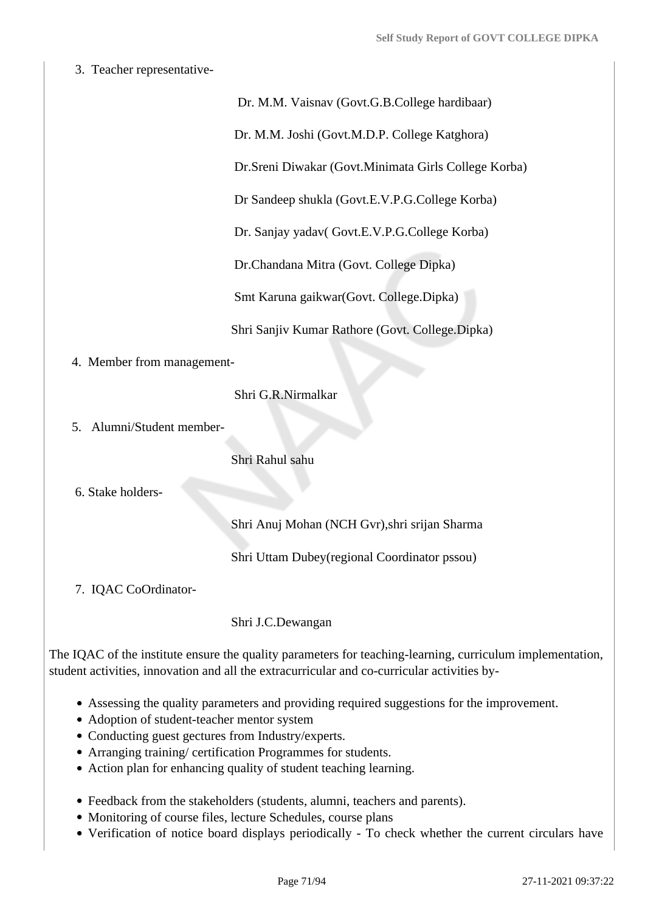3. Teacher representative-

Dr. M.M. Vaisnav (Govt.G.B.College hardibaar)

Dr. M.M. Joshi (Govt.M.D.P. College Katghora)

Dr.Sreni Diwakar (Govt.Minimata Girls College Korba)

Dr Sandeep shukla (Govt.E.V.P.G.College Korba)

Dr. Sanjay yadav( Govt.E.V.P.G.College Korba)

Dr.Chandana Mitra (Govt. College Dipka)

Smt Karuna gaikwar(Govt. College.Dipka)

Shri Sanjiv Kumar Rathore (Govt. College.Dipka)

4. Member from management-

Shri G.R.Nirmalkar

5. Alumni/Student member-

Shri Rahul sahu

6. Stake holders-

Shri Anuj Mohan (NCH Gvr),shri srijan Sharma

Shri Uttam Dubey(regional Coordinator pssou)

7. IQAC CoOrdinator-

Shri J.C.Dewangan

The IQAC of the institute ensure the quality parameters for teaching-learning, curriculum implementation, student activities, innovation and all the extracurricular and co-curricular activities by-

- Assessing the quality parameters and providing required suggestions for the improvement.
- Adoption of student-teacher mentor system
- Conducting guest gectures from Industry/experts.
- Arranging training/ certification Programmes for students.
- Action plan for enhancing quality of student teaching learning.

- Feedback from the stakeholders (students, alumni, teachers and parents).
- Monitoring of course files, lecture Schedules, course plans
- Verification of notice board displays periodically - To check whether the current circulars have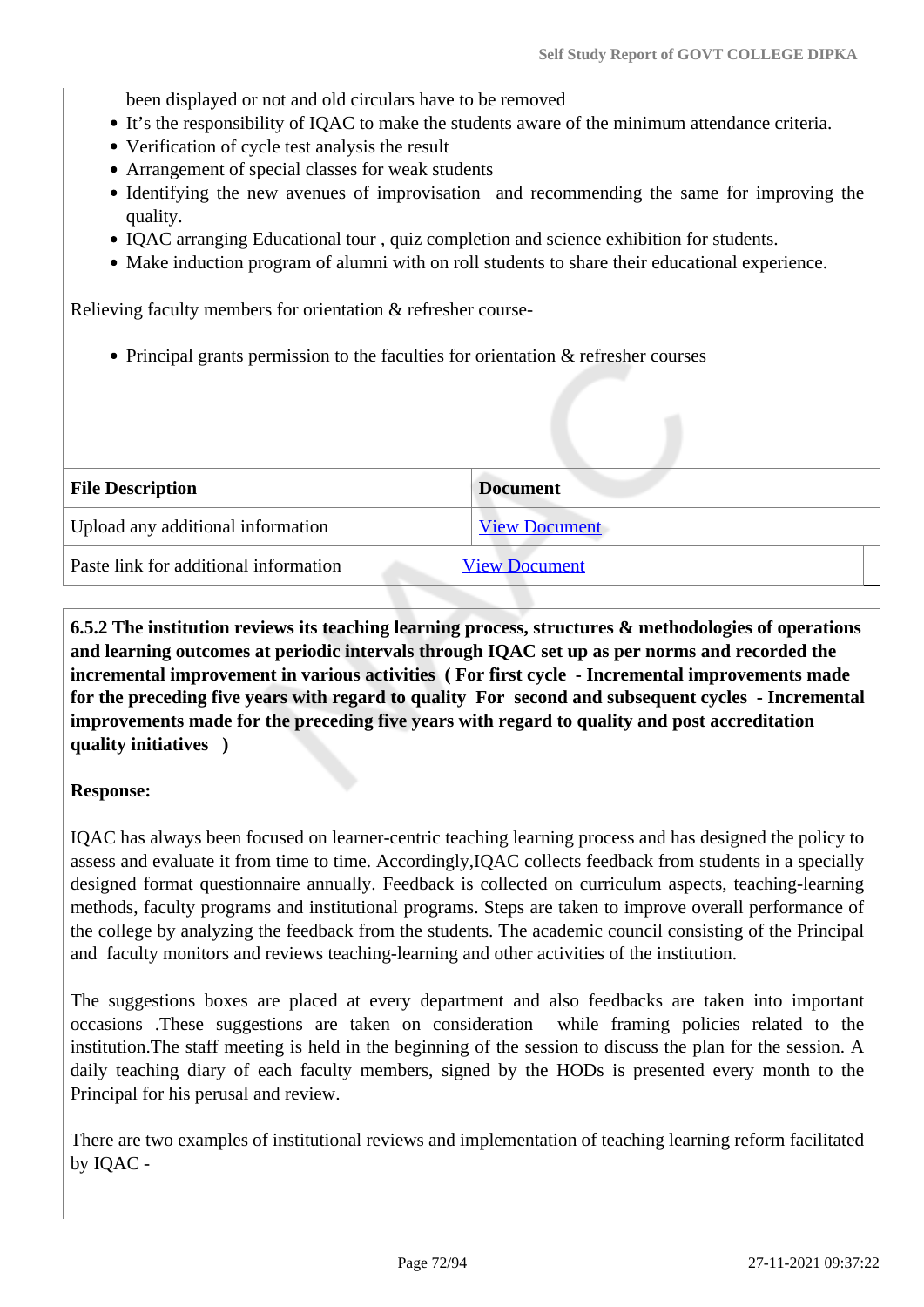been displayed or not and old circulars have to be removed

- It's the responsibility of IQAC to make the students aware of the minimum attendance criteria.
- Verification of cycle test analysis the result
- Arrangement of special classes for weak students
- Identifying the new avenues of improvisation and recommending the same for improving the quality.
- IQAC arranging Educational tour , quiz completion and science exhibition for students.
- Make induction program of alumni with on roll students to share their educational experience.

Relieving faculty members for orientation & refresher course-

- Principal grants permission to the faculties for orientation & refresher courses

| File Description | Document |
| --- | --- |
| Upload any additional information | View Document |
| Paste link for additional information | View Document |

**6.5.2 The institution reviews its teaching learning process, structures & methodologies of operations and learning outcomes at periodic intervals through IQAC set up as per norms and recorded the incremental improvement in various activities ( For first cycle - Incremental improvements made for the preceding five years with regard to quality For second and subsequent cycles - Incremental improvements made for the preceding five years with regard to quality and post accreditation quality initiatives )**

**Response:**

IQAC has always been focused on learner-centric teaching learning process and has designed the policy to assess and evaluate it from time to time. Accordingly,IQAC collects feedback from students in a specially designed format questionnaire annually. Feedback is collected on curriculum aspects, teaching-learning methods, faculty programs and institutional programs. Steps are taken to improve overall performance of the college by analyzing the feedback from the students. The academic council consisting of the Principal and faculty monitors and reviews teaching-learning and other activities of the institution.

The suggestions boxes are placed at every department and also feedbacks are taken into important occasions .These suggestions are taken on consideration while framing policies related to the institution.The staff meeting is held in the beginning of the session to discuss the plan for the session. A daily teaching diary of each faculty members, signed by the HODs is presented every month to the Principal for his perusal and review.

There are two examples of institutional reviews and implementation of teaching learning reform facilitated by IQAC -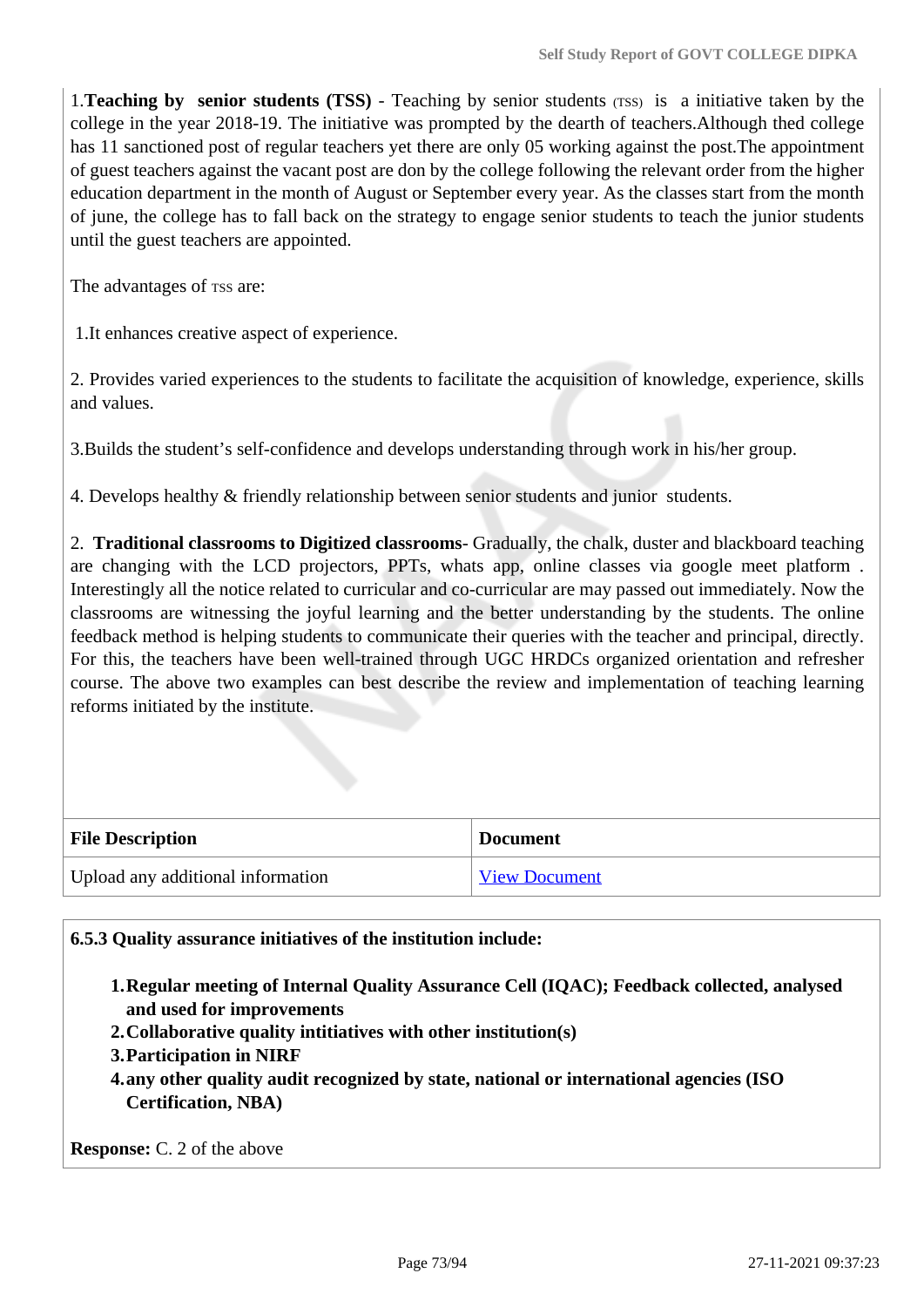1.**Teaching by senior students (TSS)** - Teaching by senior students (TSS) is a initiative taken by the college in the year 2018-19. The initiative was prompted by the dearth of teachers.Although thed college has 11 sanctioned post of regular teachers yet there are only 05 working against the post.The appointment of guest teachers against the vacant post are don by the college following the relevant order from the higher education department in the month of August or September every year. As the classes start from the month of june, the college has to fall back on the strategy to engage senior students to teach the junior students until the guest teachers are appointed.

The advantages of TSS are:

1.It enhances creative aspect of experience.

2. Provides varied experiences to the students to facilitate the acquisition of knowledge, experience, skills and values.

3.Builds the student's self-confidence and develops understanding through work in his/her group.

4. Develops healthy & friendly relationship between senior students and junior students.

2. **Traditional classrooms to Digitized classrooms**- Gradually, the chalk, duster and blackboard teaching are changing with the LCD projectors, PPTs, whats app, online classes via google meet platform . Interestingly all the notice related to curricular and co-curricular are may passed out immediately. Now the classrooms are witnessing the joyful learning and the better understanding by the students. The online feedback method is helping students to communicate their queries with the teacher and principal, directly. For this, the teachers have been well-trained through UGC HRDCs organized orientation and refresher course. The above two examples can best describe the review and implementation of teaching learning reforms initiated by the institute.

| File Description | Document |
|---|---|
| Upload any additional information | View Document |

**6.5.3 Quality assurance initiatives of the institution include:**

1. **Regular meeting of Internal Quality Assurance Cell (IQAC); Feedback collected, analysed and used for improvements**
2. **Collaborative quality intitiatives with other institution(s)**
3. **Participation in NIRF**
4. **any other quality audit recognized by state, national or international agencies (ISO Certification, NBA)**

**Response:** C. 2 of the above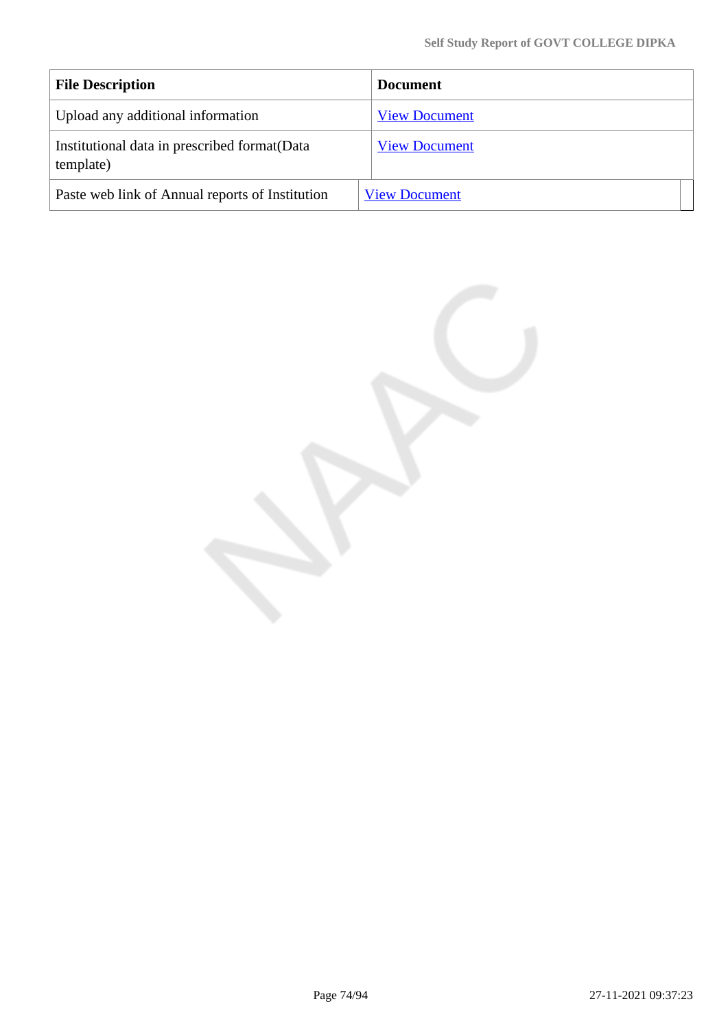| File Description | Document |
| --- | --- |
| Upload any additional information | View Document |
| Institutional data in prescribed format(Data template) | View Document |
| Paste web link of Annual reports of Institution | View Document |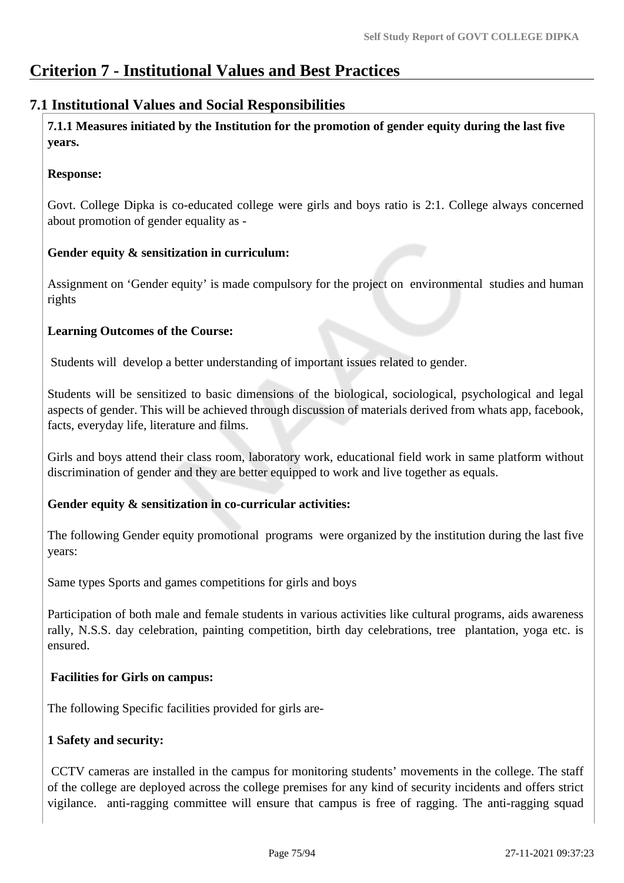# Criterion 7 - Institutional Values and Best Practices

## 7.1 Institutional Values and Social Responsibilities

**7.1.1 Measures initiated by the Institution for the promotion of gender equity during the last five years.**

**Response:**

Govt. College Dipka is co-educated college were girls and boys ratio is 2:1. College always concerned about promotion of gender equality as -

**Gender equity & sensitization in curriculum:**

Assignment on 'Gender equity' is made compulsory for the project on environmental studies and human rights

**Learning Outcomes of the Course:**

Students will develop a better understanding of important issues related to gender.

Students will be sensitized to basic dimensions of the biological, sociological, psychological and legal aspects of gender. This will be achieved through discussion of materials derived from whats app, facebook, facts, everyday life, literature and films.

Girls and boys attend their class room, laboratory work, educational field work in same platform without discrimination of gender and they are better equipped to work and live together as equals.

**Gender equity & sensitization in co-curricular activities:**

The following Gender equity promotional programs were organized by the institution during the last five years:

Same types Sports and games competitions for girls and boys

Participation of both male and female students in various activities like cultural programs, aids awareness rally, N.S.S. day celebration, painting competition, birth day celebrations, tree plantation, yoga etc. is ensured.

**Facilities for Girls on campus:**

The following Specific facilities provided for girls are-

**1 Safety and security:**

CCTV cameras are installed in the campus for monitoring students' movements in the college. The staff of the college are deployed across the college premises for any kind of security incidents and offers strict vigilance. anti-ragging committee will ensure that campus is free of ragging. The anti-ragging squad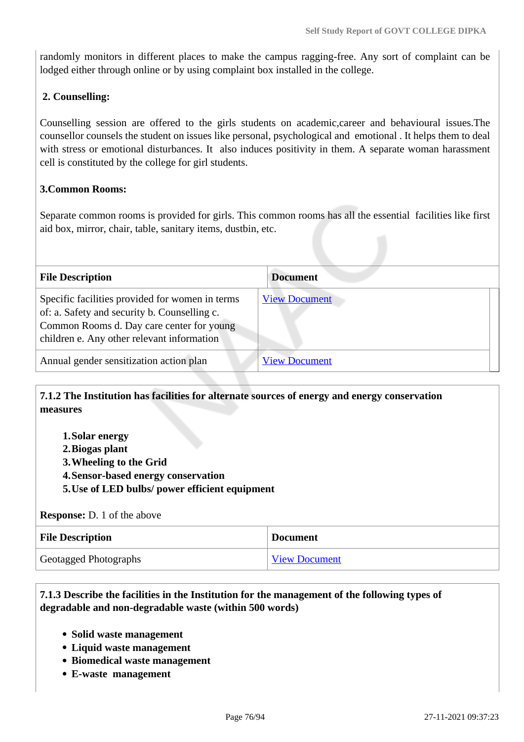randomly monitors in different places to make the campus ragging-free. Any sort of complaint can be lodged either through online or by using complaint box installed in the college.

**2. Counselling:**

Counselling session are offered to the girls students on academic,career and behavioural issues.The counsellor counsels the student on issues like personal, psychological and emotional . It helps them to deal with stress or emotional disturbances. It also induces positivity in them. A separate woman harassment cell is constituted by the college for girl students.

**3.Common Rooms:**

Separate common rooms is provided for girls. This common rooms has all the essential facilities like first aid box, mirror, chair, table, sanitary items, dustbin, etc.

| File Description | Document |
|---|---|
| Specific facilities provided for women in terms of: a. Safety and security b. Counselling c. Common Rooms d. Day care center for young children e. Any other relevant information | View Document |
| Annual gender sensitization action plan | View Document |

**7.1.2 The Institution has facilities for alternate sources of energy and energy conservation measures**

1. **Solar energy**
2. **Biogas plant**
3. **Wheeling to the Grid**
4. **Sensor-based energy conservation**
5. **Use of LED bulbs/ power efficient equipment**

**Response:** D. 1 of the above

| File Description | Document |
|---|---|
| Geotagged Photographs | View Document |

**7.1.3 Describe the facilities in the Institution for the management of the following types of degradable and non-degradable waste (within 500 words)**

- **Solid waste management**
- **Liquid waste management**
- **Biomedical waste management**
- **E-waste management**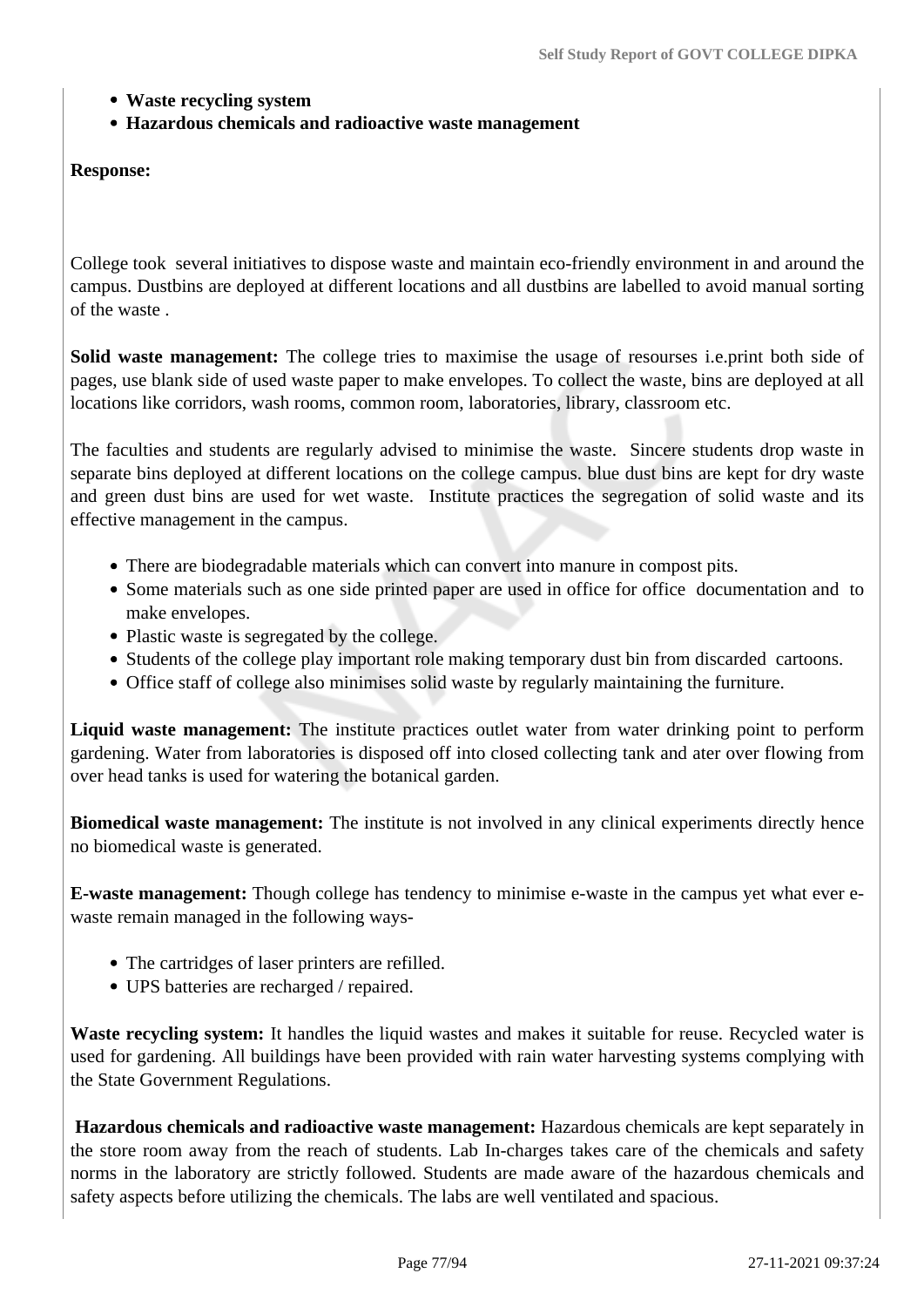- **Waste recycling system**
- **Hazardous chemicals and radioactive waste management**

**Response:**

College took several initiatives to dispose waste and maintain eco-friendly environment in and around the campus. Dustbins are deployed at different locations and all dustbins are labelled to avoid manual sorting of the waste .

**Solid waste management:** The college tries to maximise the usage of resourses i.e.print both side of pages, use blank side of used waste paper to make envelopes. To collect the waste, bins are deployed at all locations like corridors, wash rooms, common room, laboratories, library, classroom etc.

The faculties and students are regularly advised to minimise the waste. Sincere students drop waste in separate bins deployed at different locations on the college campus. blue dust bins are kept for dry waste and green dust bins are used for wet waste. Institute practices the segregation of solid waste and its effective management in the campus.

- There are biodegradable materials which can convert into manure in compost pits.
- Some materials such as one side printed paper are used in office for office documentation and to make envelopes.
- Plastic waste is segregated by the college.
- Students of the college play important role making temporary dust bin from discarded cartoons.
- Office staff of college also minimises solid waste by regularly maintaining the furniture.

**Liquid waste management:** The institute practices outlet water from water drinking point to perform gardening. Water from laboratories is disposed off into closed collecting tank and ater over flowing from over head tanks is used for watering the botanical garden.

**Biomedical waste management:** The institute is not involved in any clinical experiments directly hence no biomedical waste is generated.

**E-waste management:** Though college has tendency to minimise e-waste in the campus yet what ever e-waste remain managed in the following ways-

- The cartridges of laser printers are refilled.
- UPS batteries are recharged / repaired.

**Waste recycling system:** It handles the liquid wastes and makes it suitable for reuse. Recycled water is used for gardening. All buildings have been provided with rain water harvesting systems complying with the State Government Regulations.

**Hazardous chemicals and radioactive waste management:** Hazardous chemicals are kept separately in the store room away from the reach of students. Lab In-charges takes care of the chemicals and safety norms in the laboratory are strictly followed. Students are made aware of the hazardous chemicals and safety aspects before utilizing the chemicals. The labs are well ventilated and spacious.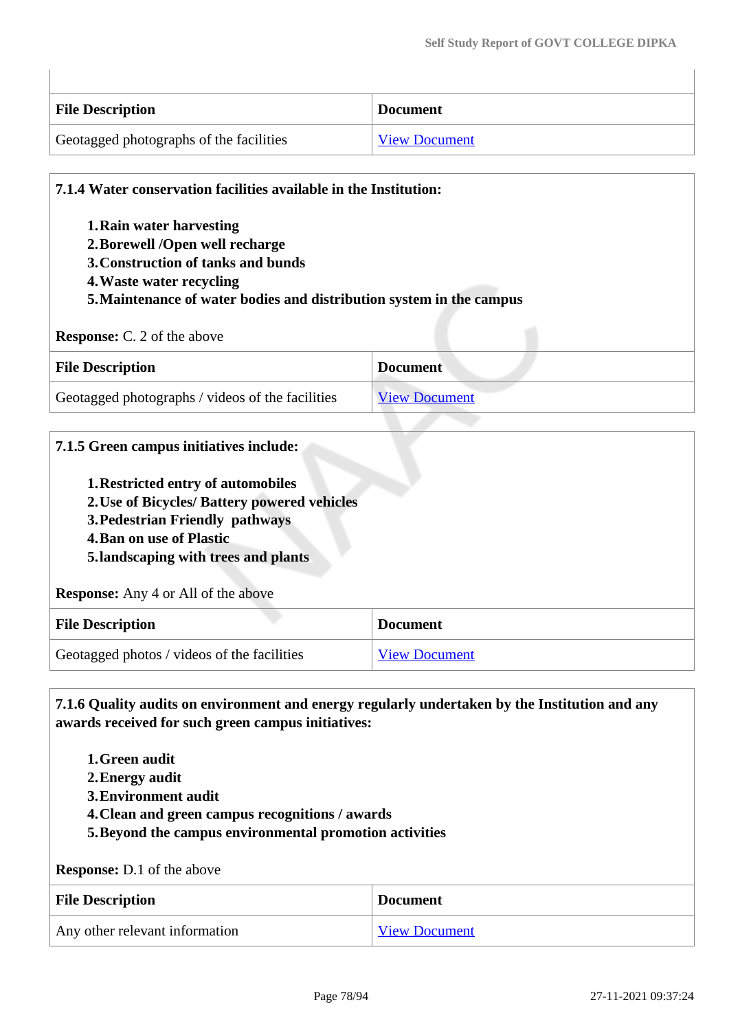| File Description | Document |
|---|---|
| Geotagged photographs of the facilities | View Document |

**7.1.4 Water conservation facilities available in the Institution:**

1. **Rain water harvesting**
2. **Borewell /Open well recharge**
3. **Construction of tanks and bunds**
4. **Waste water recycling**
5. **Maintenance of water bodies and distribution system in the campus**

**Response:** C. 2 of the above

| File Description | Document |
|---|---|
| Geotagged photographs / videos of the facilities | View Document |

**7.1.5 Green campus initiatives include:**

1. **Restricted entry of automobiles**
2. **Use of Bicycles/ Battery powered vehicles**
3. **Pedestrian Friendly pathways**
4. **Ban on use of Plastic**
5. **landscaping with trees and plants**

**Response:** Any 4 or All of the above

| File Description | Document |
|---|---|
| Geotagged photos / videos of the facilities | View Document |

**7.1.6 Quality audits on environment and energy regularly undertaken by the Institution and any awards received for such green campus initiatives:**

1. **Green audit**
2. **Energy audit**
3. **Environment audit**
4. **Clean and green campus recognitions / awards**
5. **Beyond the campus environmental promotion activities**

**Response:** D.1 of the above

| File Description | Document |
|---|---|
| Any other relevant information | View Document |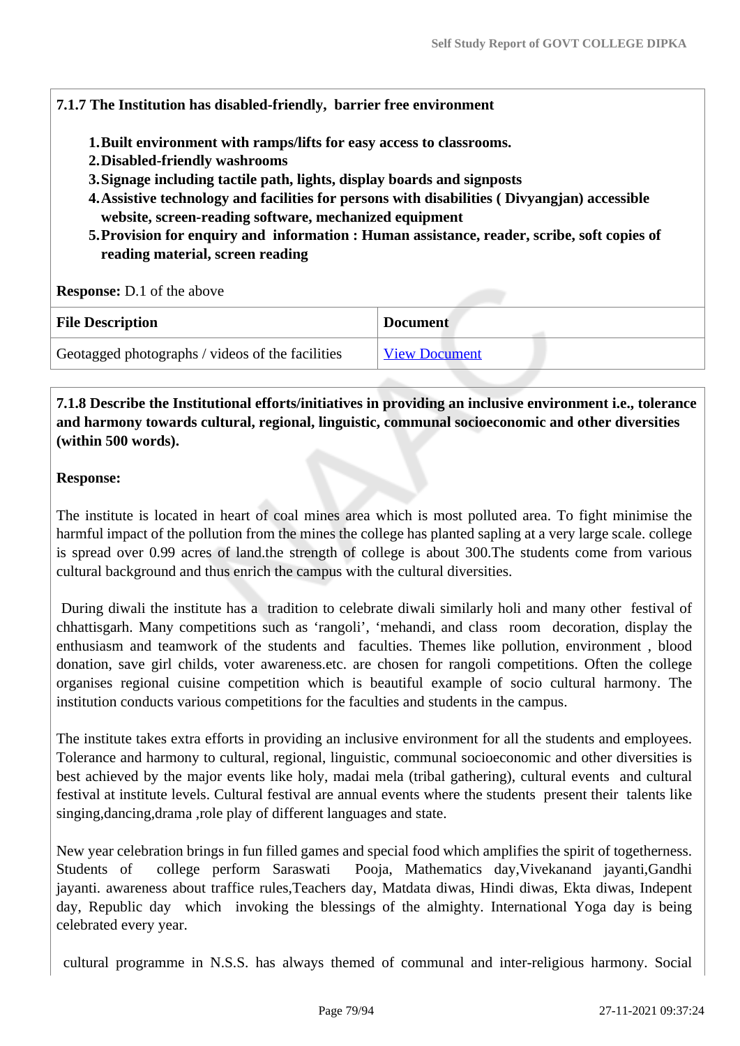**7.1.7 The Institution has disabled-friendly, barrier free environment**

1. **Built environment with ramps/lifts for easy access to classrooms.**
2. **Disabled-friendly washrooms**
3. **Signage including tactile path, lights, display boards and signposts**
4. **Assistive technology and facilities for persons with disabilities ( Divyangjan) accessible website, screen-reading software, mechanized equipment**
5. **Provision for enquiry and information : Human assistance, reader, scribe, soft copies of reading material, screen reading**

**Response:** D.1 of the above

| File Description | Document |
|---|---|
| Geotagged photographs / videos of the facilities | View Document |

**7.1.8 Describe the Institutional efforts/initiatives in providing an inclusive environment i.e., tolerance and harmony towards cultural, regional, linguistic, communal socioeconomic and other diversities (within 500 words).**

**Response:**

The institute is located in heart of coal mines area which is most polluted area. To fight minimise the harmful impact of the pollution from the mines the college has planted sapling at a very large scale. college is spread over 0.99 acres of land.the strength of college is about 300.The students come from various cultural background and thus enrich the campus with the cultural diversities.

During diwali the institute has a tradition to celebrate diwali similarly holi and many other festival of chhattisgarh. Many competitions such as 'rangoli', 'mehandi, and class room decoration, display the enthusiasm and teamwork of the students and faculties. Themes like pollution, environment , blood donation, save girl childs, voter awareness.etc. are chosen for rangoli competitions. Often the college organises regional cuisine competition which is beautiful example of socio cultural harmony. The institution conducts various competitions for the faculties and students in the campus.

The institute takes extra efforts in providing an inclusive environment for all the students and employees. Tolerance and harmony to cultural, regional, linguistic, communal socioeconomic and other diversities is best achieved by the major events like holy, madai mela (tribal gathering), cultural events and cultural festival at institute levels. Cultural festival are annual events where the students present their talents like singing,dancing,drama ,role play of different languages and state.

New year celebration brings in fun filled games and special food which amplifies the spirit of togetherness. Students of college perform Saraswati Pooja, Mathematics day,Vivekanand jayanti,Gandhi jayanti. awareness about traffice rules,Teachers day, Matdata diwas, Hindi diwas, Ekta diwas, Indepent day, Republic day which invoking the blessings of the almighty. International Yoga day is being celebrated every year.

cultural programme in N.S.S. has always themed of communal and inter-religious harmony. Social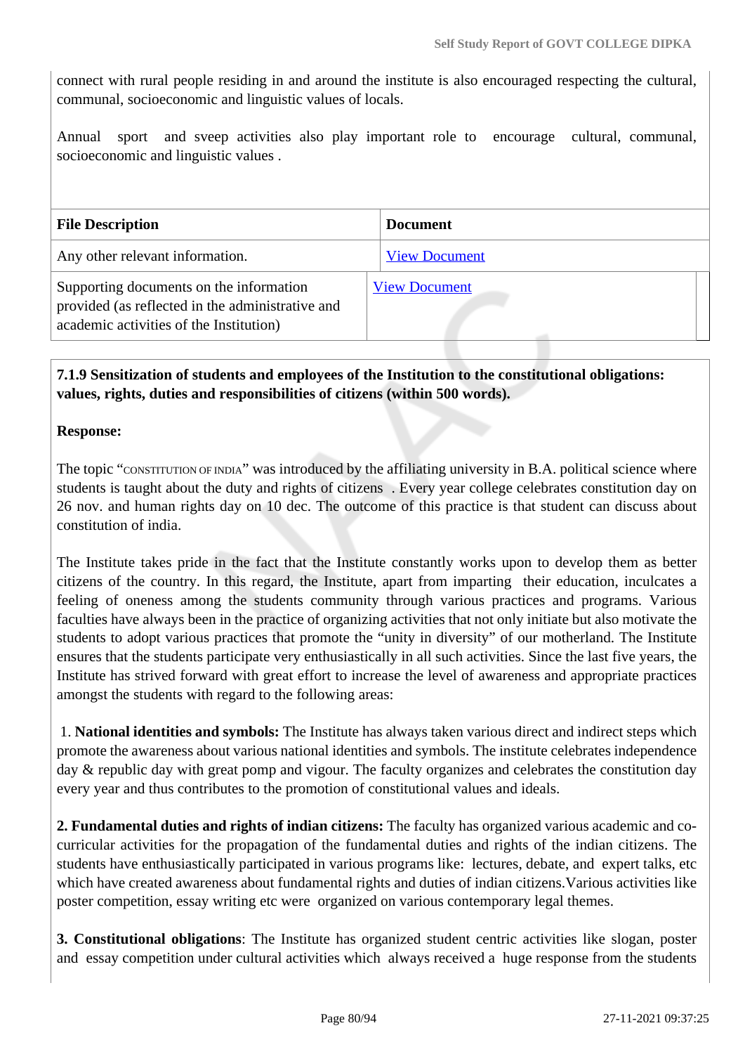connect with rural people residing in and around the institute is also encouraged respecting the cultural, communal, socioeconomic and linguistic values of locals.

Annual sport and sveep activities also play important role to encourage cultural, communal, socioeconomic and linguistic values .

| File Description | Document |
|---|---|
| Any other relevant information. | View Document |
| Supporting documents on the information provided (as reflected in the administrative and academic activities of the Institution) | View Document |

**7.1.9 Sensitization of students and employees of the Institution to the constitutional obligations: values, rights, duties and responsibilities of citizens (within 500 words).**

**Response:**

The topic "CONSTITUTION OF INDIA" was introduced by the affiliating university in B.A. political science where students is taught about the duty and rights of citizens . Every year college celebrates constitution day on 26 nov. and human rights day on 10 dec. The outcome of this practice is that student can discuss about constitution of india.

The Institute takes pride in the fact that the Institute constantly works upon to develop them as better citizens of the country. In this regard, the Institute, apart from imparting their education, inculcates a feeling of oneness among the students community through various practices and programs. Various faculties have always been in the practice of organizing activities that not only initiate but also motivate the students to adopt various practices that promote the "unity in diversity" of our motherland. The Institute ensures that the students participate very enthusiastically in all such activities. Since the last five years, the Institute has strived forward with great effort to increase the level of awareness and appropriate practices amongst the students with regard to the following areas:

1. **National identities and symbols:** The Institute has always taken various direct and indirect steps which promote the awareness about various national identities and symbols. The institute celebrates independence day & republic day with great pomp and vigour. The faculty organizes and celebrates the constitution day every year and thus contributes to the promotion of constitutional values and ideals.

**2. Fundamental duties and rights of indian citizens:** The faculty has organized various academic and co-curricular activities for the propagation of the fundamental duties and rights of the indian citizens. The students have enthusiastically participated in various programs like: lectures, debate, and expert talks, etc which have created awareness about fundamental rights and duties of indian citizens.Various activities like poster competition, essay writing etc were organized on various contemporary legal themes.

**3. Constitutional obligations**: The Institute has organized student centric activities like slogan, poster and essay competition under cultural activities which always received a huge response from the students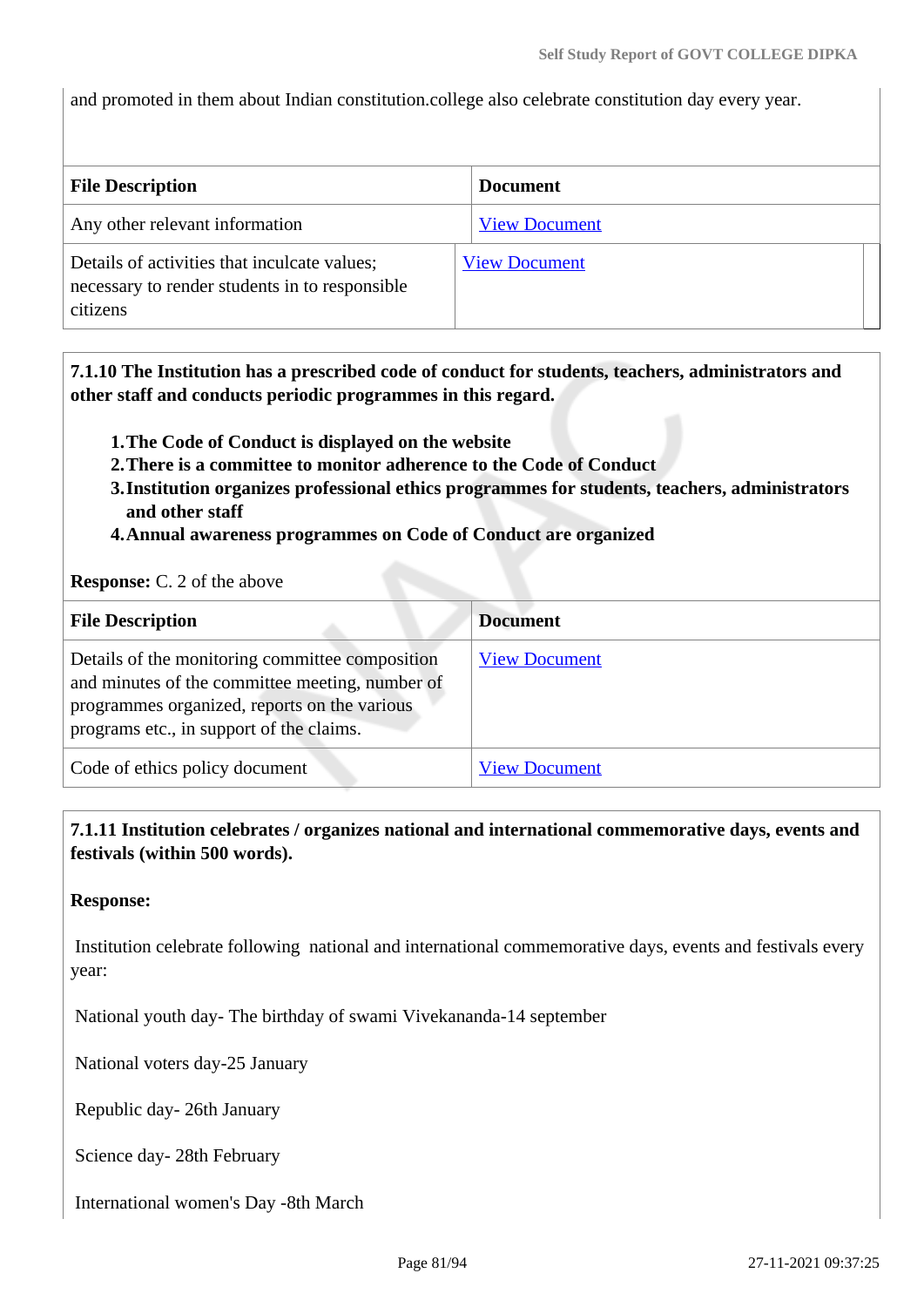and promoted in them about Indian constitution.college also celebrate constitution day every year.

| File Description | Document |
|---|---|
| Any other relevant information | View Document |
| Details of activities that inculcate values; necessary to render students in to responsible citizens | View Document |

**7.1.10 The Institution has a prescribed code of conduct for students, teachers, administrators and other staff and conducts periodic programmes in this regard.**

1. **The Code of Conduct is displayed on the website**
2. **There is a committee to monitor adherence to the Code of Conduct**
3. **Institution organizes professional ethics programmes for students, teachers, administrators and other staff**
4. **Annual awareness programmes on Code of Conduct are organized**

**Response:** C. 2 of the above

| File Description | Document |
|---|---|
| Details of the monitoring committee composition and minutes of the committee meeting, number of programmes organized, reports on the various programs etc., in support of the claims. | View Document |
| Code of ethics policy document | View Document |

**7.1.11 Institution celebrates / organizes national and international commemorative days, events and festivals (within 500 words).**

**Response:**

Institution celebrate following national and international commemorative days, events and festivals every year:

National youth day- The birthday of swami Vivekananda-14 september

National voters day-25 January

Republic day- 26th January

Science day- 28th February

International women's Day -8th March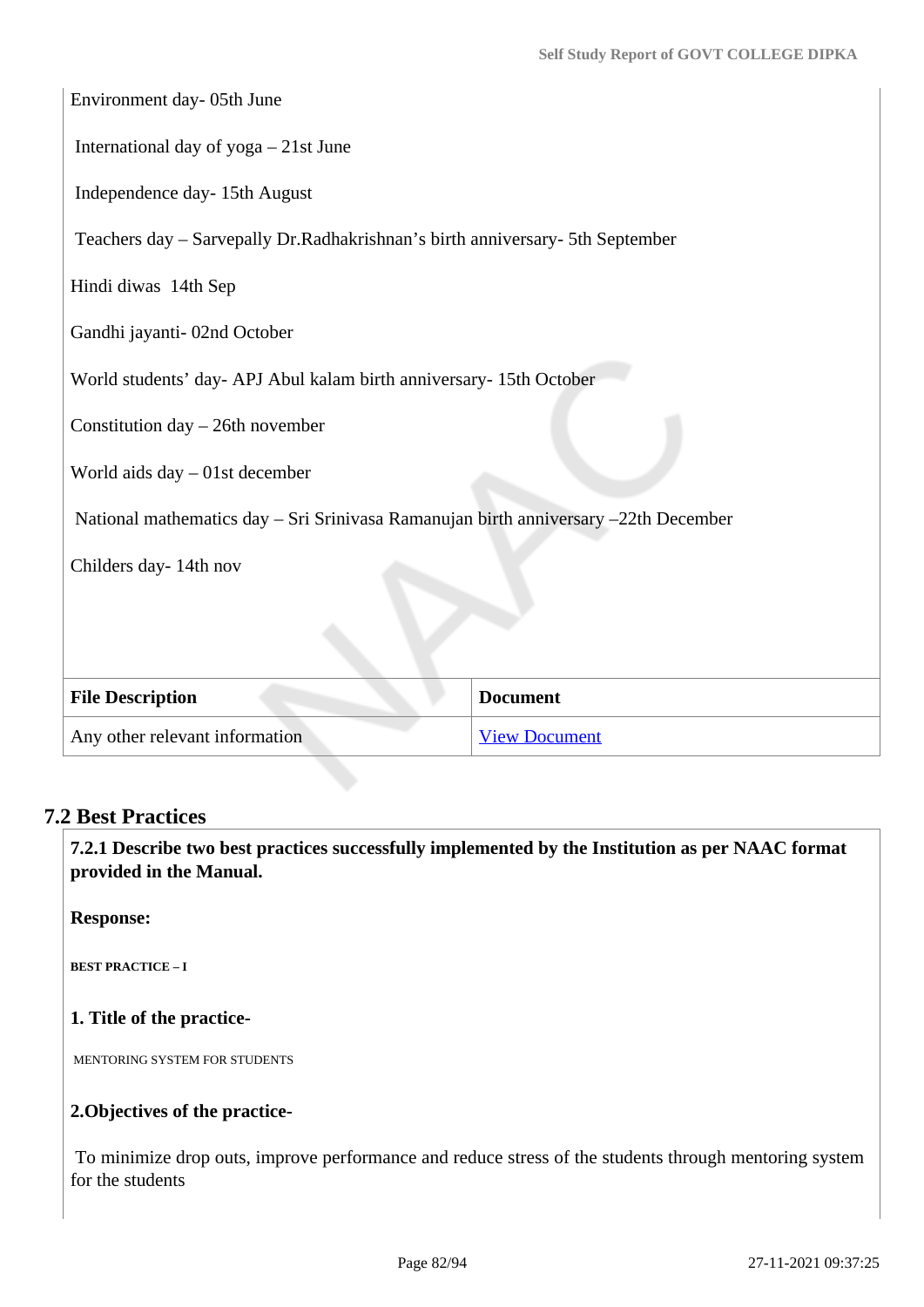Environment day- 05th June

International day of yoga – 21st June

Independence day- 15th August

Teachers day – Sarvepally Dr.Radhakrishnan's birth anniversary- 5th September

Hindi diwas 14th Sep

Gandhi jayanti- 02nd October

World students' day- APJ Abul kalam birth anniversary- 15th October

Constitution day – 26th november

World aids day – 01st december

National mathematics day – Sri Srinivasa Ramanujan birth anniversary –22th December

Childers day- 14th nov

| File Description | Document |
|---|---|
| Any other relevant information | View Document |

## 7.2 Best Practices

**7.2.1 Describe two best practices successfully implemented by the Institution as per NAAC format provided in the Manual.**

**Response:**

**BEST PRACTICE – I**

**1. Title of the practice-**

MENTORING SYSTEM FOR STUDENTS

**2.Objectives of the practice-**

To minimize drop outs, improve performance and reduce stress of the students through mentoring system for the students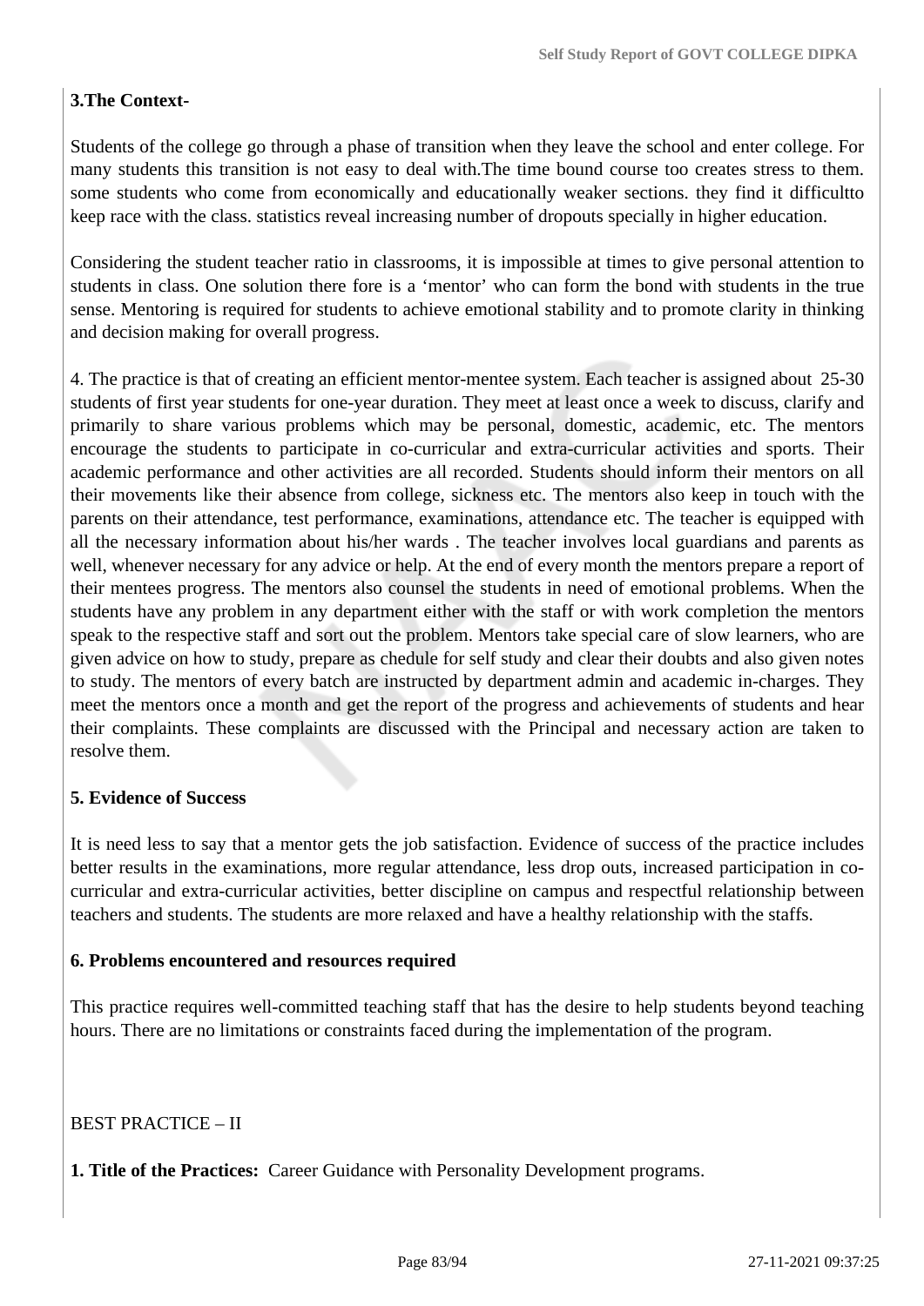**3.The Context-**

Students of the college go through a phase of transition when they leave the school and enter college. For many students this transition is not easy to deal with.The time bound course too creates stress to them. some students who come from economically and educationally weaker sections. they find it difficultto keep race with the class. statistics reveal increasing number of dropouts specially in higher education.

Considering the student teacher ratio in classrooms, it is impossible at times to give personal attention to students in class. One solution there fore is a 'mentor' who can form the bond with students in the true sense. Mentoring is required for students to achieve emotional stability and to promote clarity in thinking and decision making for overall progress.

4. The practice is that of creating an efficient mentor-mentee system. Each teacher is assigned about 25-30 students of first year students for one-year duration. They meet at least once a week to discuss, clarify and primarily to share various problems which may be personal, domestic, academic, etc. The mentors encourage the students to participate in co-curricular and extra-curricular activities and sports. Their academic performance and other activities are all recorded. Students should inform their mentors on all their movements like their absence from college, sickness etc. The mentors also keep in touch with the parents on their attendance, test performance, examinations, attendance etc. The teacher is equipped with all the necessary information about his/her wards . The teacher involves local guardians and parents as well, whenever necessary for any advice or help. At the end of every month the mentors prepare a report of their mentees progress. The mentors also counsel the students in need of emotional problems. When the students have any problem in any department either with the staff or with work completion the mentors speak to the respective staff and sort out the problem. Mentors take special care of slow learners, who are given advice on how to study, prepare as chedule for self study and clear their doubts and also given notes to study. The mentors of every batch are instructed by department admin and academic in-charges. They meet the mentors once a month and get the report of the progress and achievements of students and hear their complaints. These complaints are discussed with the Principal and necessary action are taken to resolve them.

**5. Evidence of Success**

It is need less to say that a mentor gets the job satisfaction. Evidence of success of the practice includes better results in the examinations, more regular attendance, less drop outs, increased participation in co-curricular and extra-curricular activities, better discipline on campus and respectful relationship between teachers and students. The students are more relaxed and have a healthy relationship with the staffs.

**6. Problems encountered and resources required**

This practice requires well-committed teaching staff that has the desire to help students beyond teaching hours. There are no limitations or constraints faced during the implementation of the program.

BEST PRACTICE – II

**1. Title of the Practices:** Career Guidance with Personality Development programs.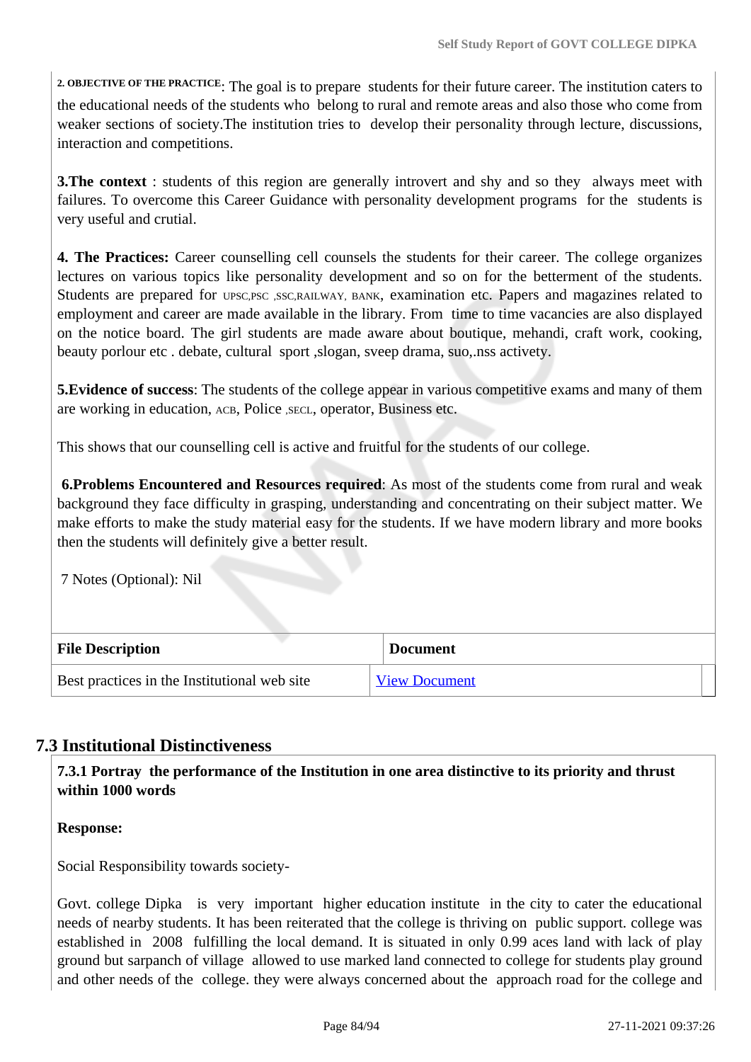**2. OBJECTIVE OF THE PRACTICE**: The goal is to prepare students for their future career. The institution caters to the educational needs of the students who belong to rural and remote areas and also those who come from weaker sections of society.The institution tries to develop their personality through lecture, discussions, interaction and competitions.

**3.The context** : students of this region are generally introvert and shy and so they always meet with failures. To overcome this Career Guidance with personality development programs for the students is very useful and crutial.

**4. The Practices:** Career counselling cell counsels the students for their career. The college organizes lectures on various topics like personality development and so on for the betterment of the students. Students are prepared for UPSC,PSC ,SSC,RAILWAY, BANK, examination etc. Papers and magazines related to employment and career are made available in the library. From time to time vacancies are also displayed on the notice board. The girl students are made aware about boutique, mehandi, craft work, cooking, beauty porlour etc . debate, cultural sport ,slogan, sveep drama, suo,.nss activety.

**5.Evidence of success**: The students of the college appear in various competitive exams and many of them are working in education, ACB, Police ,SECL, operator, Business etc.

This shows that our counselling cell is active and fruitful for the students of our college.

**6.Problems Encountered and Resources required**: As most of the students come from rural and weak background they face difficulty in grasping, understanding and concentrating on their subject matter. We make efforts to make the study material easy for the students. If we have modern library and more books then the students will definitely give a better result.

7 Notes (Optional): Nil

| File Description | Document |
|---|---|
| Best practices in the Institutional web site | View Document |

## 7.3 Institutional Distinctiveness

**7.3.1 Portray the performance of the Institution in one area distinctive to its priority and thrust within 1000 words**

**Response:**

Social Responsibility towards society-

Govt. college Dipka is very important higher education institute in the city to cater the educational needs of nearby students. It has been reiterated that the college is thriving on public support. college was established in 2008 fulfilling the local demand. It is situated in only 0.99 aces land with lack of play ground but sarpanch of village allowed to use marked land connected to college for students play ground and other needs of the college. they were always concerned about the approach road for the college and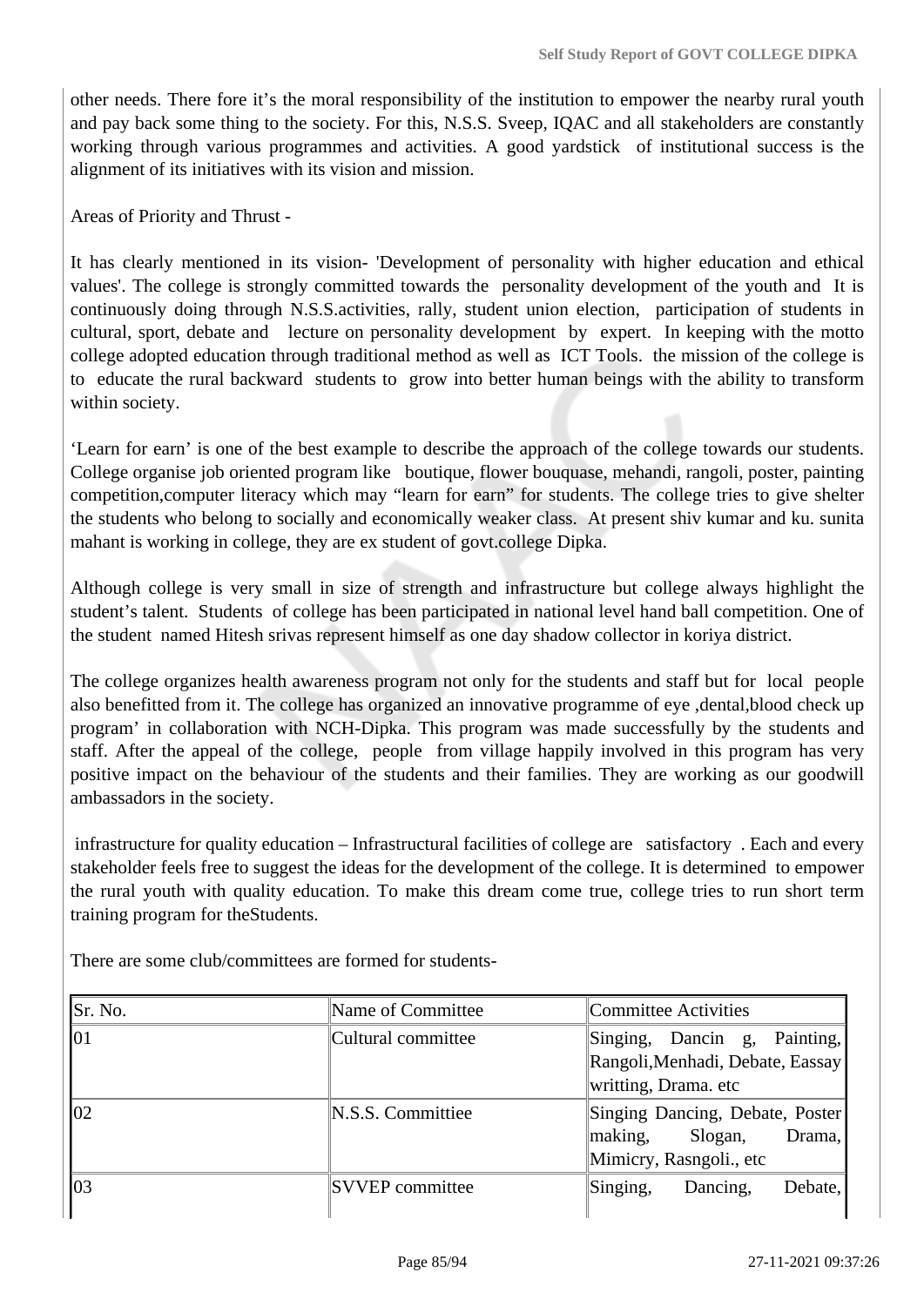other needs. There fore it's the moral responsibility of the institution to empower the nearby rural youth and pay back some thing to the society. For this, N.S.S. Sveep, IQAC and all stakeholders are constantly working through various programmes and activities. A good yardstick of institutional success is the alignment of its initiatives with its vision and mission.

Areas of Priority and Thrust -

It has clearly mentioned in its vision- 'Development of personality with higher education and ethical values'. The college is strongly committed towards the personality development of the youth and It is continuously doing through N.S.S.activities, rally, student union election, participation of students in cultural, sport, debate and lecture on personality development by expert. In keeping with the motto college adopted education through traditional method as well as ICT Tools. the mission of the college is to educate the rural backward students to grow into better human beings with the ability to transform within society.

'Learn for earn' is one of the best example to describe the approach of the college towards our students. College organise job oriented program like boutique, flower bouquase, mehandi, rangoli, poster, painting competition,computer literacy which may "learn for earn" for students. The college tries to give shelter the students who belong to socially and economically weaker class. At present shiv kumar and ku. sunita mahant is working in college, they are ex student of govt.college Dipka.

Although college is very small in size of strength and infrastructure but college always highlight the student's talent. Students of college has been participated in national level hand ball competition. One of the student named Hitesh srivas represent himself as one day shadow collector in koriya district.

The college organizes health awareness program not only for the students and staff but for local people also benefitted from it. The college has organized an innovative programme of eye ,dental,blood check up program' in collaboration with NCH-Dipka. This program was made successfully by the students and staff. After the appeal of the college, people from village happily involved in this program has very positive impact on the behaviour of the students and their families. They are working as our goodwill ambassadors in the society.

infrastructure for quality education – Infrastructural facilities of college are satisfactory . Each and every stakeholder feels free to suggest the ideas for the development of the college. It is determined to empower the rural youth with quality education. To make this dream come true, college tries to run short term training program for theStudents.

There are some club/committees are formed for students-

| Sr. No. | Name of Committee | Committee Activities |
|---|---|---|
| 01 | Cultural committee | Singing, Dancin g, Painting, Rangoli,Menhadi, Debate, Eassay writting, Drama. etc |
| 02 | N.S.S. Committiee | Singing Dancing, Debate, Poster making, Slogan, Drama, Mimicry, Rasngoli., etc |
| 03 | SVVEP committee | Singing, Dancing, Debate, |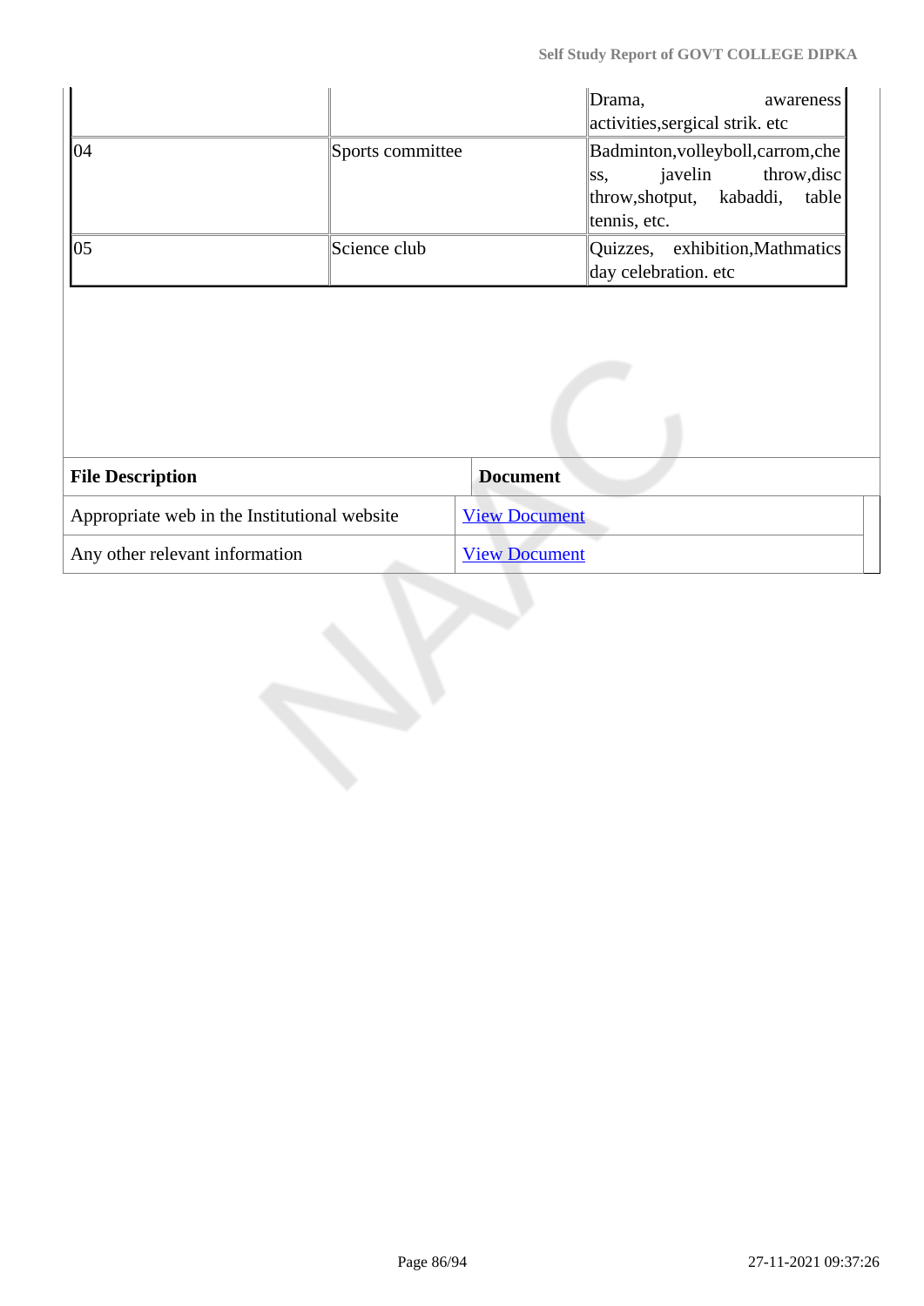| | | Drama, awareness activities,sergical strik. etc |
|---|---|---|
| 04 | Sports committee | Badminton,volleyboll,carrom,chess, javelin throw,disc throw,shotput, kabaddi, table tennis, etc. |
| 05 | Science club | Quizzes, exhibition,Mathmatics day celebration. etc |

| File Description | Document |
|---|---|
| Appropriate web in the Institutional website | View Document |
| Any other relevant information | View Document |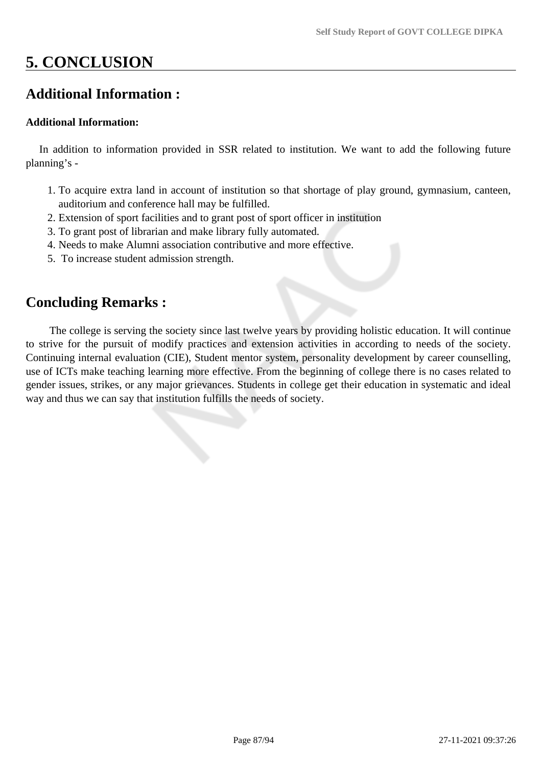# 5. CONCLUSION

## Additional Information :

**Additional Information:**

In addition to information provided in SSR related to institution. We want to add the following future planning's -

1. To acquire extra land in account of institution so that shortage of play ground, gymnasium, canteen, auditorium and conference hall may be fulfilled.
2. Extension of sport facilities and to grant post of sport officer in institution
3. To grant post of librarian and make library fully automated.
4. Needs to make Alumni association contributive and more effective.
5. To increase student admission strength.

## Concluding Remarks :

The college is serving the society since last twelve years by providing holistic education. It will continue to strive for the pursuit of modify practices and extension activities in according to needs of the society. Continuing internal evaluation (CIE), Student mentor system, personality development by career counselling, use of ICTs make teaching learning more effective. From the beginning of college there is no cases related to gender issues, strikes, or any major grievances. Students in college get their education in systematic and ideal way and thus we can say that institution fulfills the needs of society.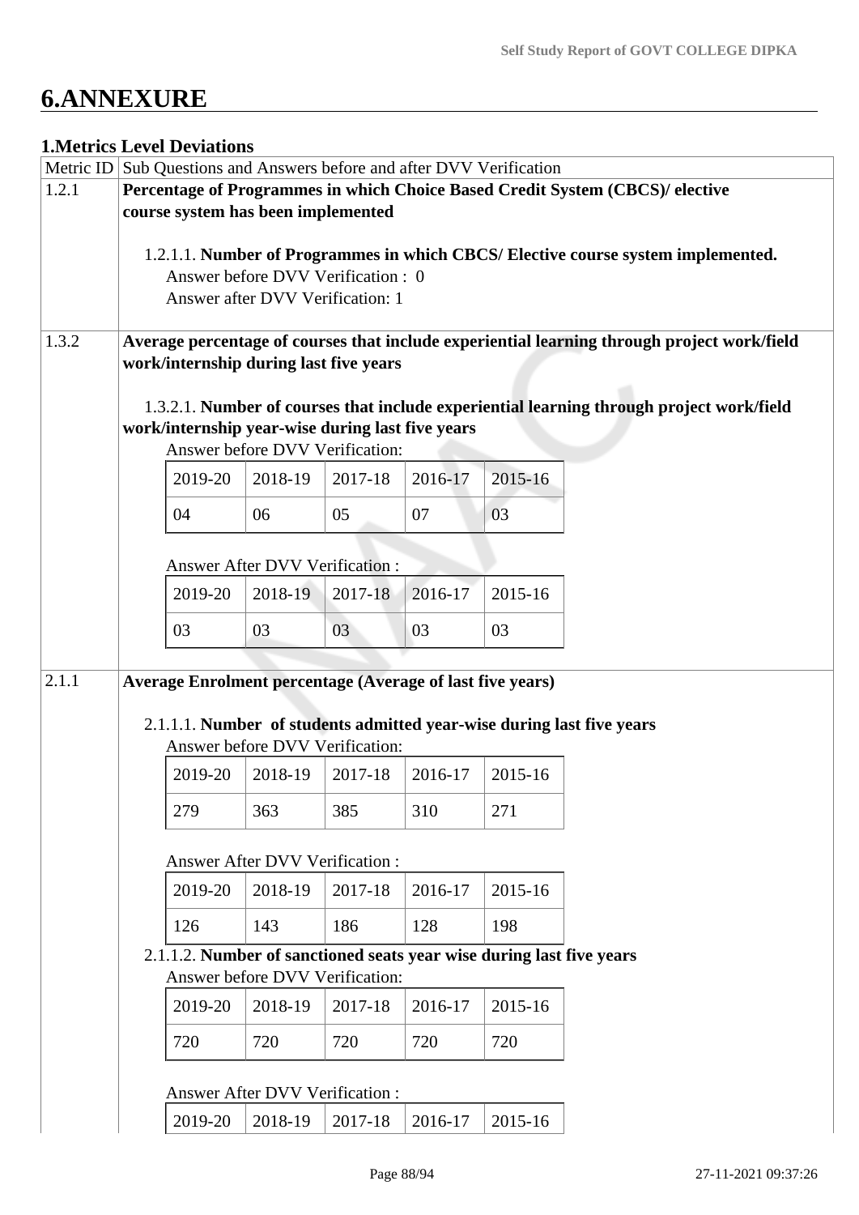# 6.ANNEXURE

## 1.Metrics Level Deviations

| Metric ID | Sub Questions and Answers before and after DVV Verification |
|---|---|
| 1.2.1 | **Percentage of Programmes in which Choice Based Credit System (CBCS)/ elective course system has been implemented** |

1.2.1.1. **Number of Programmes in which CBCS/ Elective course system implemented.**
Answer before DVV Verification : 0
Answer after DVV Verification: 1

| Metric ID | Sub Questions and Answers before and after DVV Verification |
|---|---|
| 1.3.2 | **Average percentage of courses that include experiential learning through project work/field work/internship during last five years** |

1.3.2.1. **Number of courses that include experiential learning through project work/field work/internship year-wise during last five years**

Answer before DVV Verification:

| 2019-20 | 2018-19 | 2017-18 | 2016-17 | 2015-16 |
|---|---|---|---|---|
| 04 | 06 | 05 | 07 | 03 |

Answer After DVV Verification :

| 2019-20 | 2018-19 | 2017-18 | 2016-17 | 2015-16 |
|---|---|---|---|---|
| 03 | 03 | 03 | 03 | 03 |

| Metric ID | Sub Questions and Answers before and after DVV Verification |
|---|---|
| 2.1.1 | **Average Enrolment percentage (Average of last five years)** |

2.1.1.1. **Number of students admitted year-wise during last five years**

Answer before DVV Verification:

| 2019-20 | 2018-19 | 2017-18 | 2016-17 | 2015-16 |
|---|---|---|---|---|
| 279 | 363 | 385 | 310 | 271 |

Answer After DVV Verification :

| 2019-20 | 2018-19 | 2017-18 | 2016-17 | 2015-16 |
|---|---|---|---|---|
| 126 | 143 | 186 | 128 | 198 |

2.1.1.2. **Number of sanctioned seats year wise during last five years**

Answer before DVV Verification:

| 2019-20 | 2018-19 | 2017-18 | 2016-17 | 2015-16 |
|---|---|---|---|---|
| 720 | 720 | 720 | 720 | 720 |

Answer After DVV Verification :

| 2019-20 | 2018-19 | 2017-18 | 2016-17 | 2015-16 |
|---|---|---|---|---|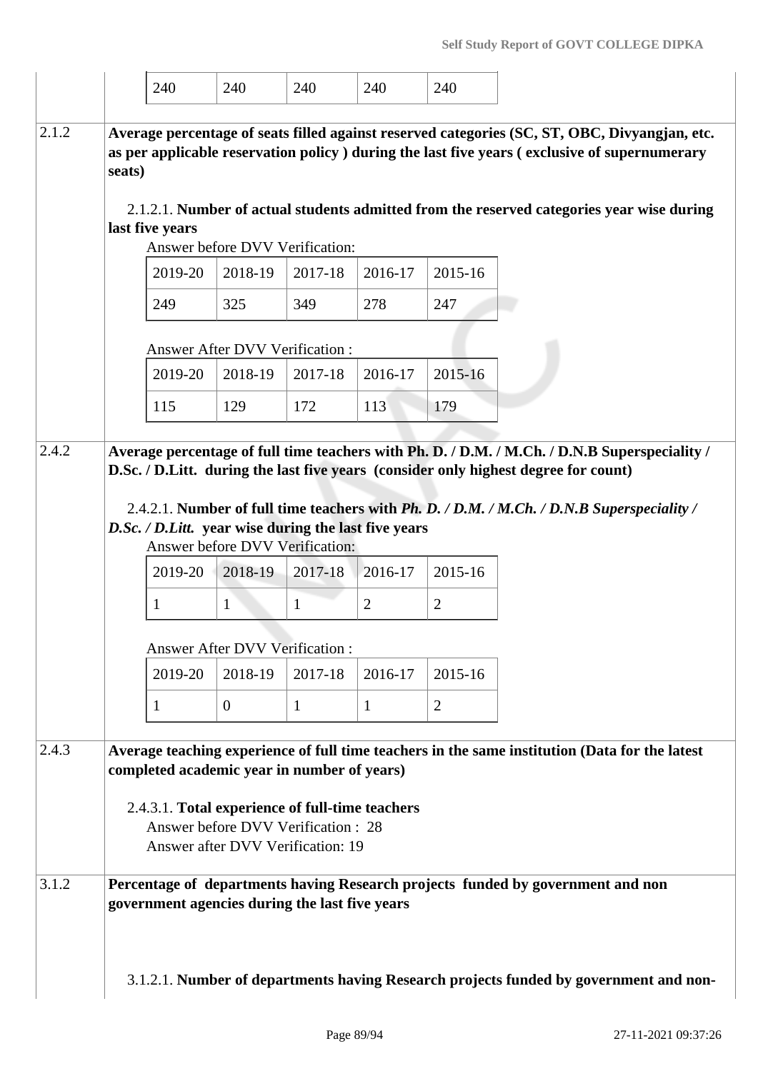| | 240 | 240 | 240 | 240 | 240 |
|---|---|---|---|---|---|

**2.1.2** **Average percentage of seats filled against reserved categories (SC, ST, OBC, Divyangjan, etc. as per applicable reservation policy ) during the last five years ( exclusive of supernumerary seats)**

2.1.2.1. **Number of actual students admitted from the reserved categories year wise during last five years**

Answer before DVV Verification:

| 2019-20 | 2018-19 | 2017-18 | 2016-17 | 2015-16 |
|---|---|---|---|---|
| 249 | 325 | 349 | 278 | 247 |

Answer After DVV Verification :

| 2019-20 | 2018-19 | 2017-18 | 2016-17 | 2015-16 |
|---|---|---|---|---|
| 115 | 129 | 172 | 113 | 179 |

**2.4.2** **Average percentage of full time teachers with Ph. D. / D.M. / M.Ch. / D.N.B Superspeciality / D.Sc. / D.Litt. during the last five years (consider only highest degree for count)**

2.4.2.1. **Number of full time teachers with *Ph. D. / D.M. / M.Ch. / D.N.B Superspeciality / D.Sc. / D.Litt.* year wise during the last five years**

Answer before DVV Verification:

| 2019-20 | 2018-19 | 2017-18 | 2016-17 | 2015-16 |
|---|---|---|---|---|
| 1 | 1 | 1 | 2 | 2 |

Answer After DVV Verification :

| 2019-20 | 2018-19 | 2017-18 | 2016-17 | 2015-16 |
|---|---|---|---|---|
| 1 | 0 | 1 | 1 | 2 |

**2.4.3** **Average teaching experience of full time teachers in the same institution (Data for the latest completed academic year in number of years)**

2.4.3.1. **Total experience of full-time teachers**

Answer before DVV Verification : 28

Answer after DVV Verification: 19

**3.1.2** **Percentage of departments having Research projects funded by government and non government agencies during the last five years**

3.1.2.1. **Number of departments having Research projects funded by government and non-**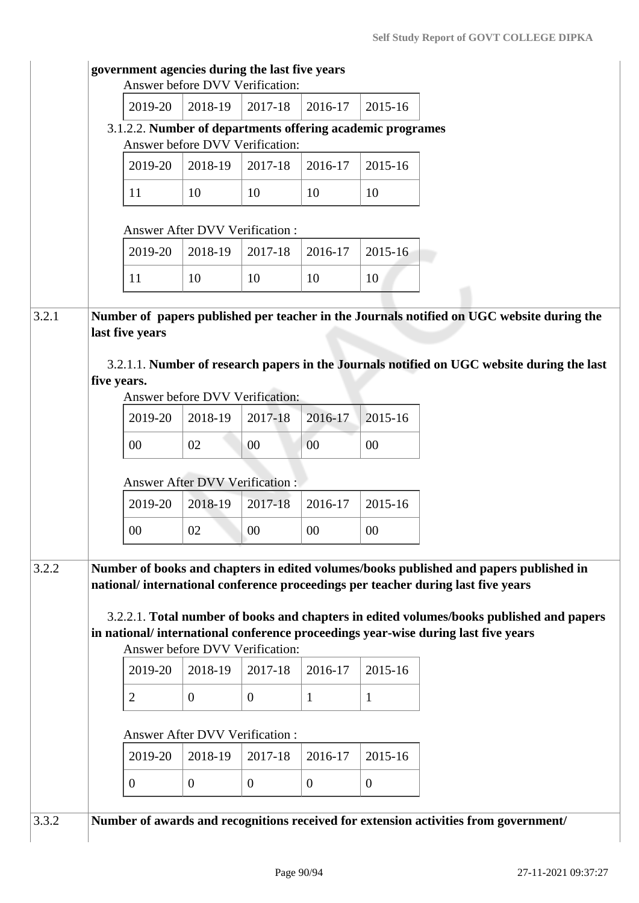**government agencies during the last five years**

Answer before DVV Verification:

| 2019-20 | 2018-19 | 2017-18 | 2016-17 | 2015-16 |
|---|---|---|---|---|

3.1.2.2. **Number of departments offering academic programes**

Answer before DVV Verification:

| 2019-20 | 2018-19 | 2017-18 | 2016-17 | 2015-16 |
|---|---|---|---|---|
| 11 | 10 | 10 | 10 | 10 |

Answer After DVV Verification :

| 2019-20 | 2018-19 | 2017-18 | 2016-17 | 2015-16 |
|---|---|---|---|---|
| 11 | 10 | 10 | 10 | 10 |

3.2.1 **Number of papers published per teacher in the Journals notified on UGC website during the last five years**

3.2.1.1. **Number of research papers in the Journals notified on UGC website during the last five years.**

Answer before DVV Verification:

| 2019-20 | 2018-19 | 2017-18 | 2016-17 | 2015-16 |
|---|---|---|---|---|
| 00 | 02 | 00 | 00 | 00 |

Answer After DVV Verification :

| 2019-20 | 2018-19 | 2017-18 | 2016-17 | 2015-16 |
|---|---|---|---|---|
| 00 | 02 | 00 | 00 | 00 |

3.2.2 **Number of books and chapters in edited volumes/books published and papers published in national/ international conference proceedings per teacher during last five years**

3.2.2.1. **Total number of books and chapters in edited volumes/books published and papers in national/ international conference proceedings year-wise during last five years**

Answer before DVV Verification:

| 2019-20 | 2018-19 | 2017-18 | 2016-17 | 2015-16 |
|---|---|---|---|---|
| 2 | 0 | 0 | 1 | 1 |

Answer After DVV Verification :

| 2019-20 | 2018-19 | 2017-18 | 2016-17 | 2015-16 |
|---|---|---|---|---|
| 0 | 0 | 0 | 0 | 0 |

3.3.2 **Number of awards and recognitions received for extension activities from government/**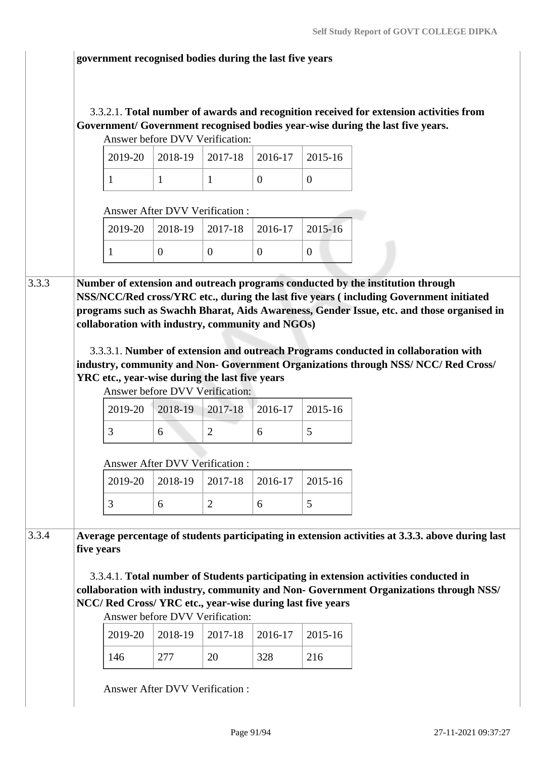**government recognised bodies during the last five years**

3.3.2.1. **Total number of awards and recognition received for extension activities from Government/ Government recognised bodies year-wise during the last five years.**

Answer before DVV Verification:

| 2019-20 | 2018-19 | 2017-18 | 2016-17 | 2015-16 |
|---|---|---|---|---|
| 1 | 1 | 1 | 0 | 0 |

Answer After DVV Verification :

| 2019-20 | 2018-19 | 2017-18 | 2016-17 | 2015-16 |
|---|---|---|---|---|
| 1 | 0 | 0 | 0 | 0 |

3.3.3 **Number of extension and outreach programs conducted by the institution through NSS/NCC/Red cross/YRC etc., during the last five years ( including Government initiated programs such as Swachh Bharat, Aids Awareness, Gender Issue, etc. and those organised in collaboration with industry, community and NGOs)**

3.3.3.1. **Number of extension and outreach Programs conducted in collaboration with industry, community and Non- Government Organizations through NSS/ NCC/ Red Cross/ YRC etc., year-wise during the last five years**

Answer before DVV Verification:

| 2019-20 | 2018-19 | 2017-18 | 2016-17 | 2015-16 |
|---|---|---|---|---|
| 3 | 6 | 2 | 6 | 5 |

Answer After DVV Verification :

| 2019-20 | 2018-19 | 2017-18 | 2016-17 | 2015-16 |
|---|---|---|---|---|
| 3 | 6 | 2 | 6 | 5 |

3.3.4 **Average percentage of students participating in extension activities at 3.3.3. above during last five years**

3.3.4.1. **Total number of Students participating in extension activities conducted in collaboration with industry, community and Non- Government Organizations through NSS/ NCC/ Red Cross/ YRC etc., year-wise during last five years**

Answer before DVV Verification:

| 2019-20 | 2018-19 | 2017-18 | 2016-17 | 2015-16 |
|---|---|---|---|---|
| 146 | 277 | 20 | 328 | 216 |

Answer After DVV Verification :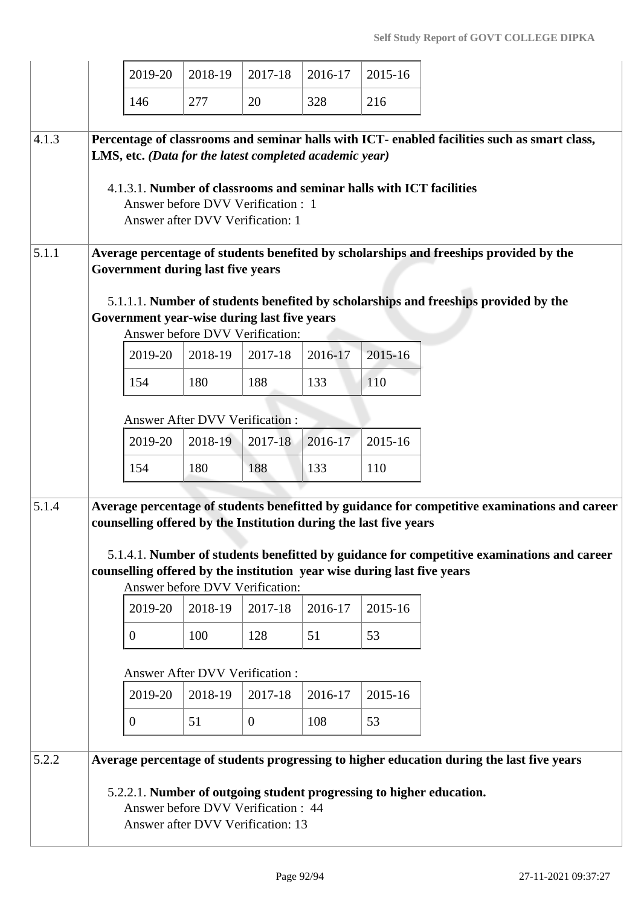| 2019-20 | 2018-19 | 2017-18 | 2016-17 | 2015-16 |
|---|---|---|---|---|
| 146 | 277 | 20 | 328 | 216 |

**4.1.3** **Percentage of classrooms and seminar halls with ICT- enabled facilities such as smart class, LMS, etc.** ***(Data for the latest completed academic year)***

4.1.3.1. **Number of classrooms and seminar halls with ICT facilities**
Answer before DVV Verification : 1
Answer after DVV Verification: 1

**5.1.1** **Average percentage of students benefited by scholarships and freeships provided by the Government during last five years**

5.1.1.1. **Number of students benefited by scholarships and freeships provided by the Government year-wise during last five years**

Answer before DVV Verification:

| 2019-20 | 2018-19 | 2017-18 | 2016-17 | 2015-16 |
|---|---|---|---|---|
| 154 | 180 | 188 | 133 | 110 |

Answer After DVV Verification :

| 2019-20 | 2018-19 | 2017-18 | 2016-17 | 2015-16 |
|---|---|---|---|---|
| 154 | 180 | 188 | 133 | 110 |

**5.1.4** **Average percentage of students benefitted by guidance for competitive examinations and career counselling offered by the Institution during the last five years**

5.1.4.1. **Number of students benefitted by guidance for competitive examinations and career counselling offered by the institution year wise during last five years**

Answer before DVV Verification:

| 2019-20 | 2018-19 | 2017-18 | 2016-17 | 2015-16 |
|---|---|---|---|---|
| 0 | 100 | 128 | 51 | 53 |

Answer After DVV Verification :

| 2019-20 | 2018-19 | 2017-18 | 2016-17 | 2015-16 |
|---|---|---|---|---|
| 0 | 51 | 0 | 108 | 53 |

**5.2.2** **Average percentage of students progressing to higher education during the last five years**

5.2.2.1. **Number of outgoing student progressing to higher education.**
Answer before DVV Verification : 44
Answer after DVV Verification: 13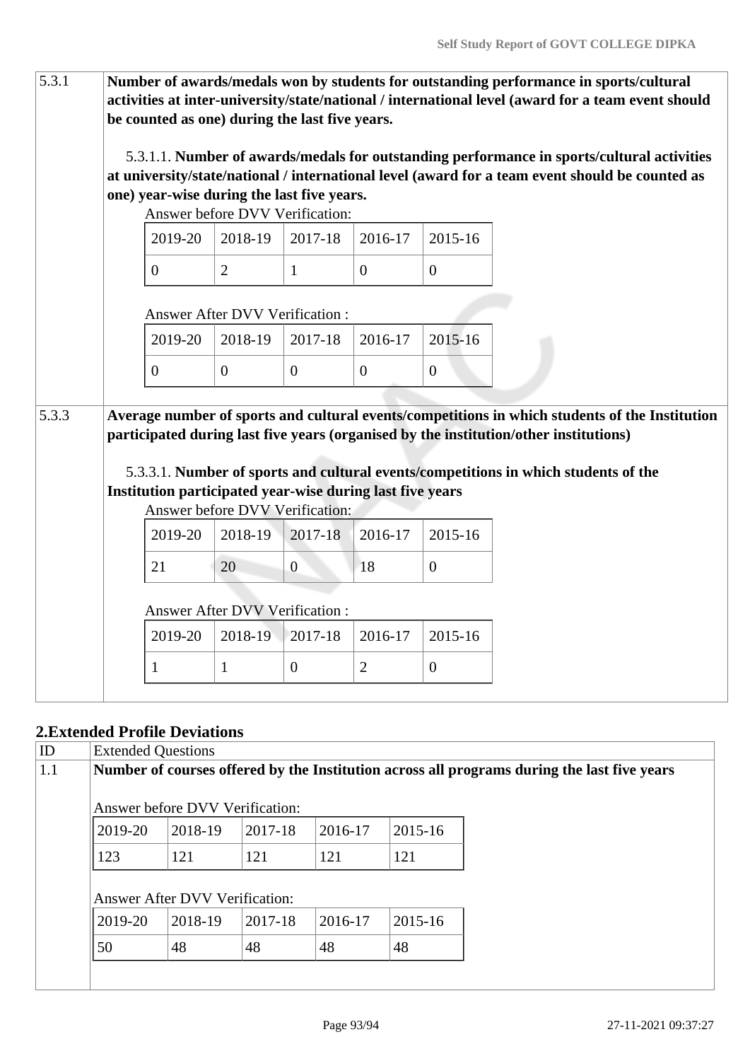| ID | Question |
|---|---|
| 5.3.1 | **Number of awards/medals won by students for outstanding performance in sports/cultural activities at inter-university/state/national / international level (award for a team event should be counted as one) during the last five years.** |

5.3.1.1. **Number of awards/medals for outstanding performance in sports/cultural activities at university/state/national / international level (award for a team event should be counted as one) year-wise during the last five years.**

Answer before DVV Verification:

| 2019-20 | 2018-19 | 2017-18 | 2016-17 | 2015-16 |
|---|---|---|---|---|
| 0 | 2 | 1 | 0 | 0 |

Answer After DVV Verification :

| 2019-20 | 2018-19 | 2017-18 | 2016-17 | 2015-16 |
|---|---|---|---|---|
| 0 | 0 | 0 | 0 | 0 |

| ID | Question |
|---|---|
| 5.3.3 | **Average number of sports and cultural events/competitions in which students of the Institution participated during last five years (organised by the institution/other institutions)** |

5.3.3.1. **Number of sports and cultural events/competitions in which students of the Institution participated year-wise during last five years**

Answer before DVV Verification:

| 2019-20 | 2018-19 | 2017-18 | 2016-17 | 2015-16 |
|---|---|---|---|---|
| 21 | 20 | 0 | 18 | 0 |

Answer After DVV Verification :

| 2019-20 | 2018-19 | 2017-18 | 2016-17 | 2015-16 |
|---|---|---|---|---|
| 1 | 1 | 0 | 2 | 0 |

## 2.Extended Profile Deviations

| ID | Extended Questions |
|---|---|
| 1.1 | **Number of courses offered by the Institution across all programs during the last five years** |

Answer before DVV Verification:

| 2019-20 | 2018-19 | 2017-18 | 2016-17 | 2015-16 |
|---|---|---|---|---|
| 123 | 121 | 121 | 121 | 121 |

Answer After DVV Verification:

| 2019-20 | 2018-19 | 2017-18 | 2016-17 | 2015-16 |
|---|---|---|---|---|
| 50 | 48 | 48 | 48 | 48 |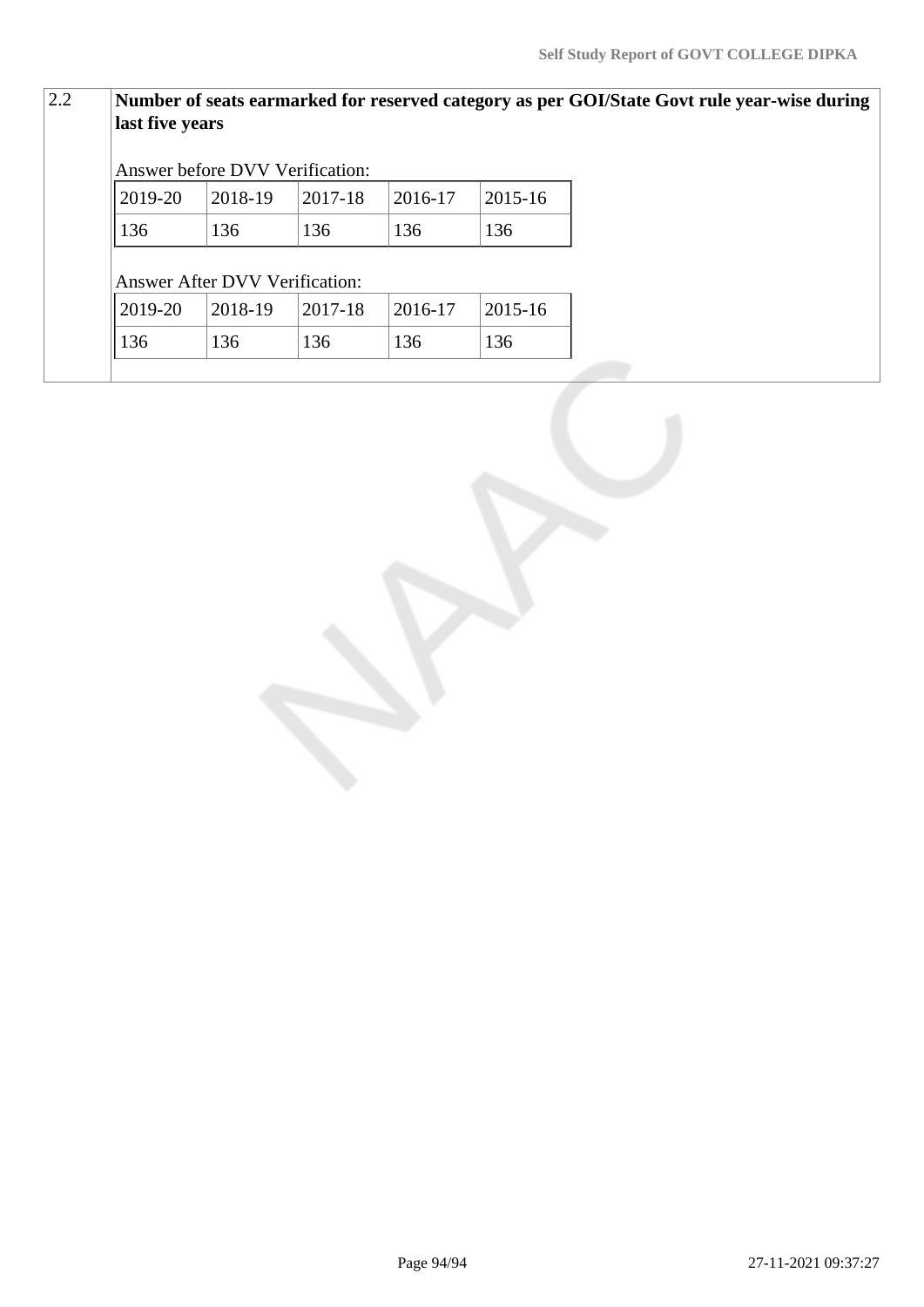2.2 **Number of seats earmarked for reserved category as per GOI/State Govt rule year-wise during last five years**

Answer before DVV Verification:

| 2019-20 | 2018-19 | 2017-18 | 2016-17 | 2015-16 |
|---|---|---|---|---|
| 136 | 136 | 136 | 136 | 136 |

Answer After DVV Verification:

| 2019-20 | 2018-19 | 2017-18 | 2016-17 | 2015-16 |
|---|---|---|---|---|
| 136 | 136 | 136 | 136 | 136 |